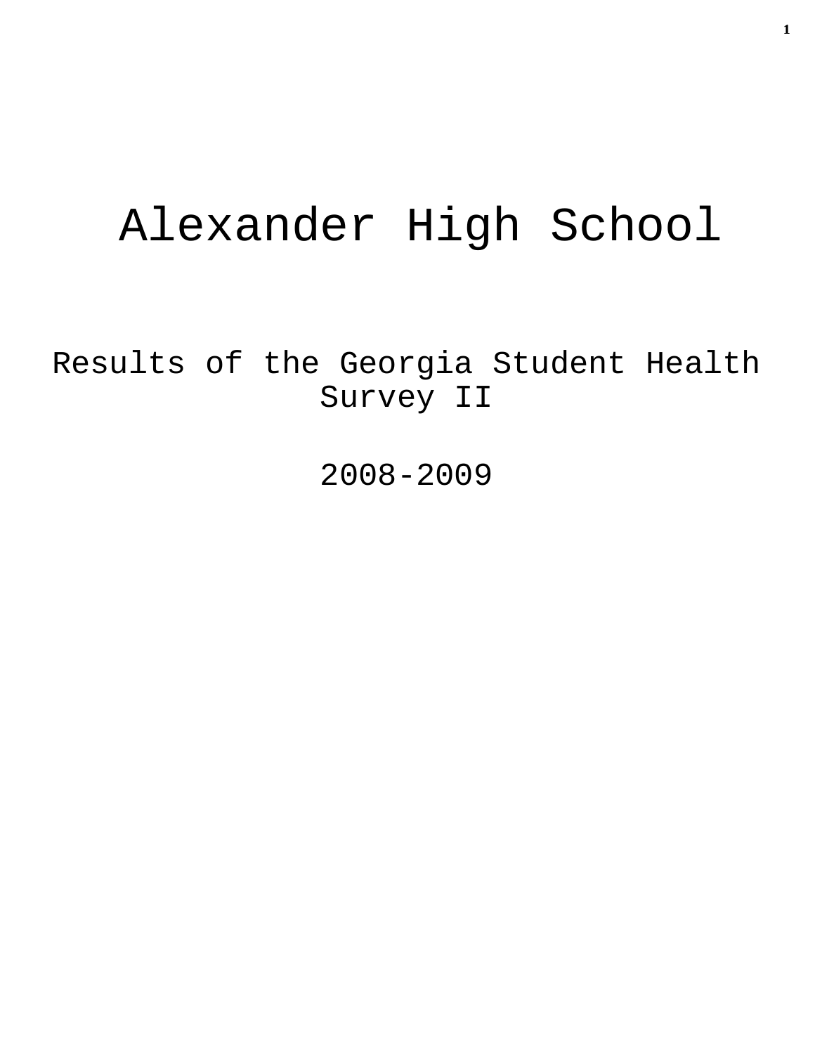# Alexander High School

## Results of the Georgia Student Health Survey II

## 2008-2009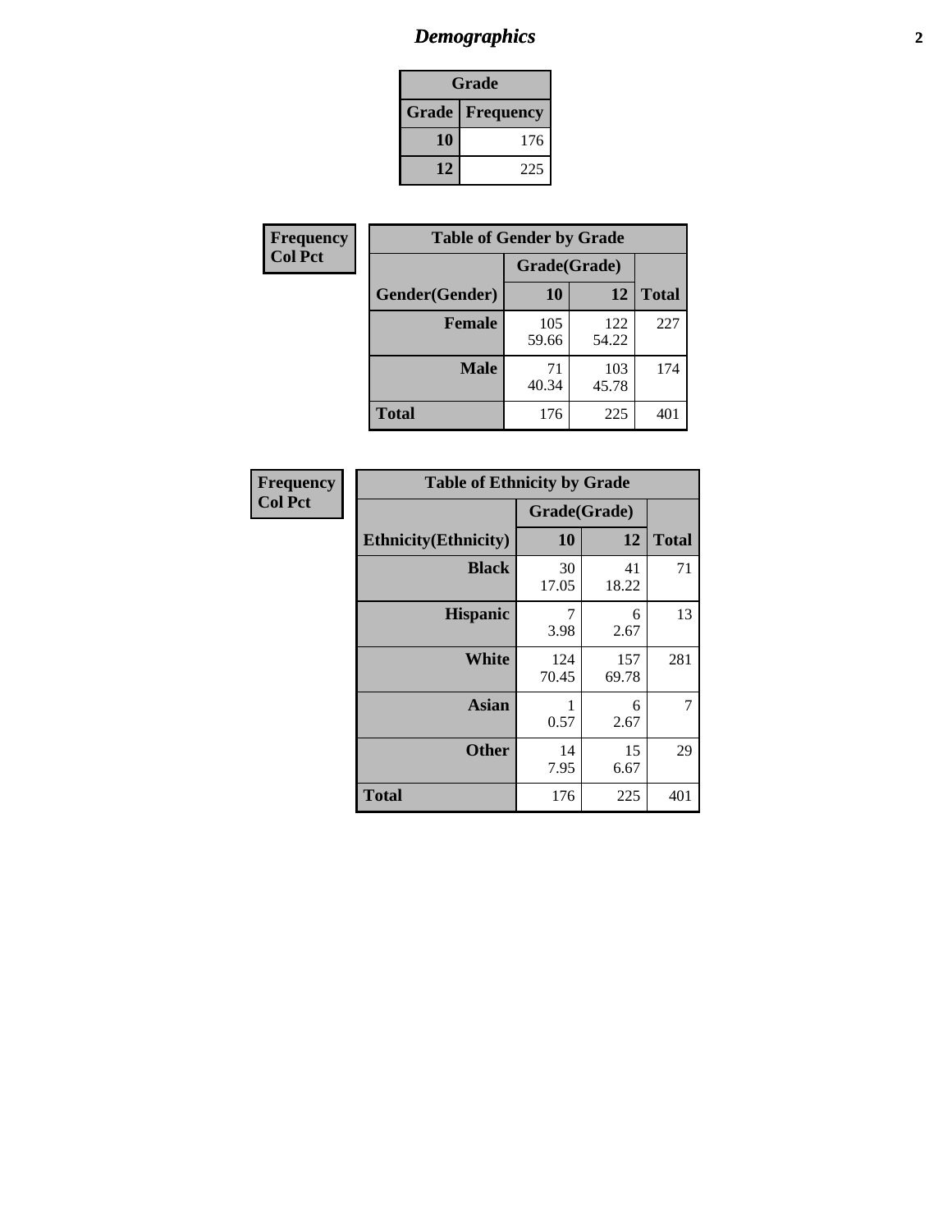# *Demographics*

| Grade | |
|---|---|
| **Grade** | **Frequency** |
| **10** | 176 |
| **12** | 225 |

**Frequency**
**Col Pct**

| Table of Gender by Grade | | | |
|---|---|---|---|
| | Grade(Grade) | | |
| **Gender(Gender)** | **10** | **12** | **Total** |
| **Female** | 105<br>59.66 | 122<br>54.22 | 227 |
| **Male** | 71<br>40.34 | 103<br>45.78 | 174 |
| **Total** | 176 | 225 | 401 |

**Frequency**
**Col Pct**

| Table of Ethnicity by Grade | | | |
|---|---|---|---|
| | Grade(Grade) | | |
| **Ethnicity(Ethnicity)** | **10** | **12** | **Total** |
| **Black** | 30<br>17.05 | 41<br>18.22 | 71 |
| **Hispanic** | 7<br>3.98 | 6<br>2.67 | 13 |
| **White** | 124<br>70.45 | 157<br>69.78 | 281 |
| **Asian** | 1<br>0.57 | 6<br>2.67 | 7 |
| **Other** | 14<br>7.95 | 15<br>6.67 | 29 |
| **Total** | 176 | 225 | 401 |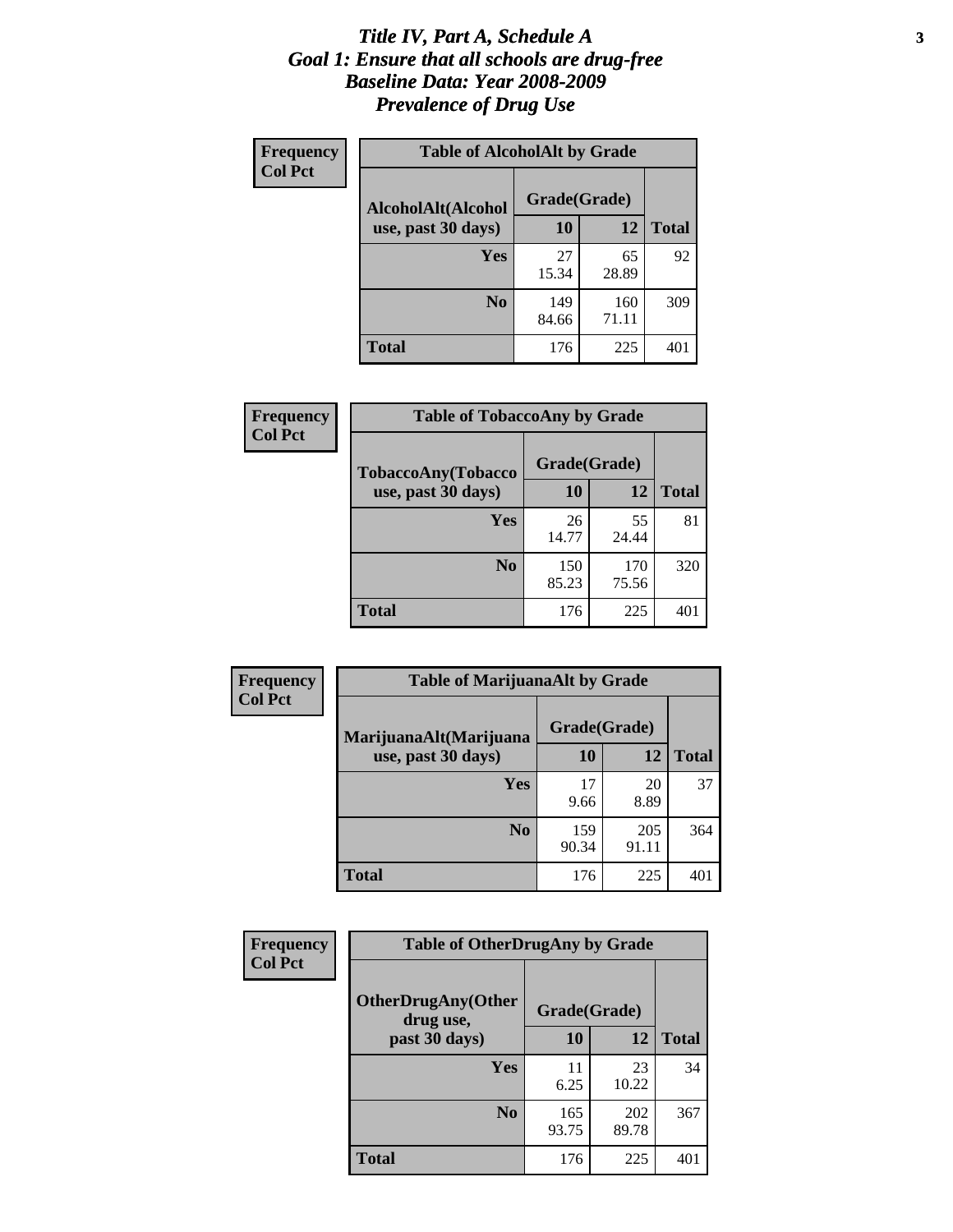# *Title IV, Part A, Schedule A*
# *Goal 1: Ensure that all schools are drug-free*
# *Baseline Data: Year 2008-2009*
# *Prevalence of Drug Use*

**Frequency**
**Col Pct**

**Table of AlcoholAlt by Grade**

| AlcoholAlt(Alcohol use, past 30 days) | Grade(Grade) 10 | 12 | Total |
|---|---|---|---|
| **Yes** | 27<br>15.34 | 65<br>28.89 | 92 |
| **No** | 149<br>84.66 | 160<br>71.11 | 309 |
| **Total** | 176 | 225 | 401 |

**Frequency**
**Col Pct**

**Table of TobaccoAny by Grade**

| TobaccoAny(Tobacco use, past 30 days) | Grade(Grade) 10 | 12 | Total |
|---|---|---|---|
| **Yes** | 26<br>14.77 | 55<br>24.44 | 81 |
| **No** | 150<br>85.23 | 170<br>75.56 | 320 |
| **Total** | 176 | 225 | 401 |

**Frequency**
**Col Pct**

**Table of MarijuanaAlt by Grade**

| MarijuanaAlt(Marijuana use, past 30 days) | Grade(Grade) 10 | 12 | Total |
|---|---|---|---|
| **Yes** | 17<br>9.66 | 20<br>8.89 | 37 |
| **No** | 159<br>90.34 | 205<br>91.11 | 364 |
| **Total** | 176 | 225 | 401 |

**Frequency**
**Col Pct**

**Table of OtherDrugAny by Grade**

| OtherDrugAny(Other drug use, past 30 days) | Grade(Grade) 10 | 12 | Total |
|---|---|---|---|
| **Yes** | 11<br>6.25 | 23<br>10.22 | 34 |
| **No** | 165<br>93.75 | 202<br>89.78 | 367 |
| **Total** | 176 | 225 | 401 |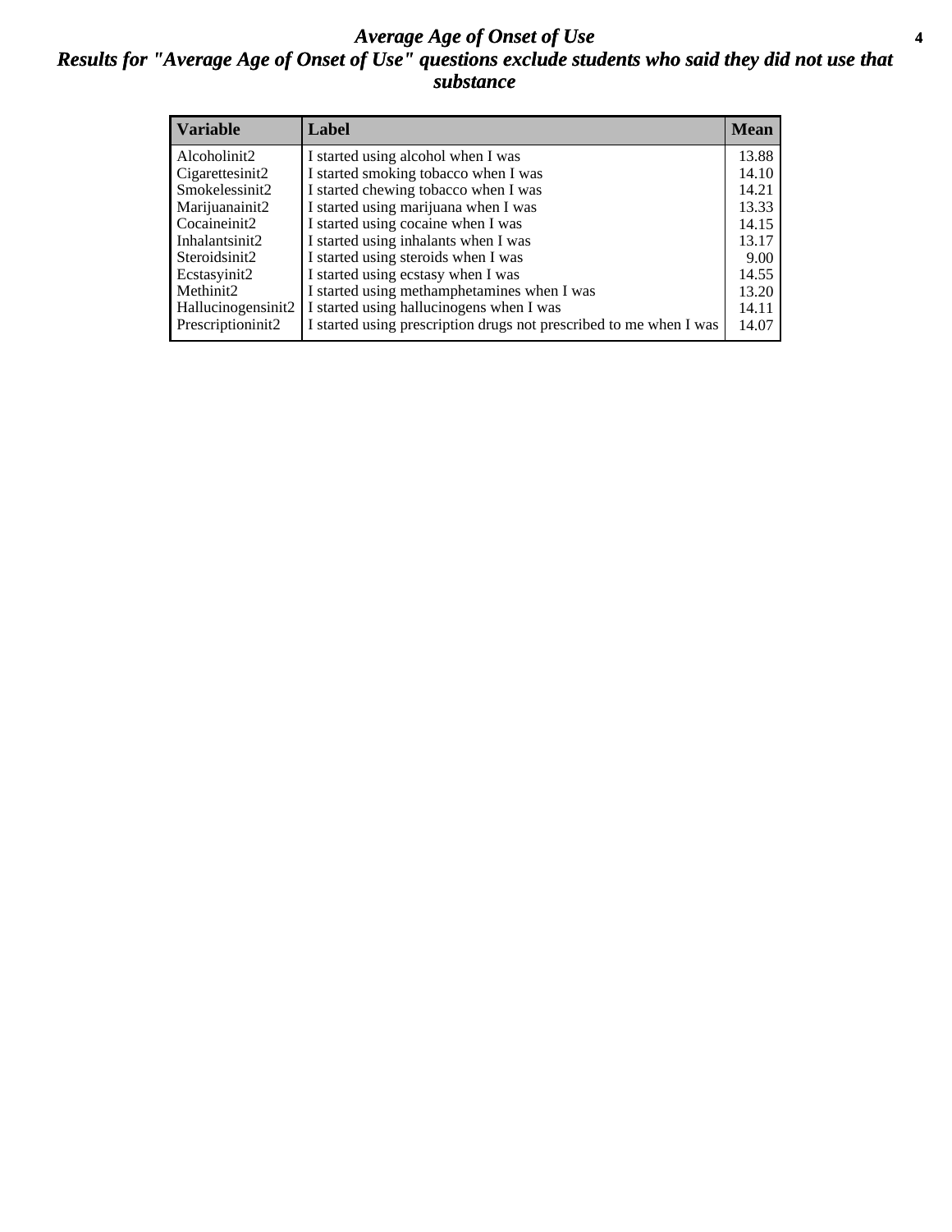# Average Age of Onset of Use

## Results for "Average Age of Onset of Use" questions exclude students who said they did not use that substance

| Variable | Label | Mean |
|---|---|---|
| Alcoholinit2 | I started using alcohol when I was | 13.88 |
| Cigarettesinit2 | I started smoking tobacco when I was | 14.10 |
| Smokelessinit2 | I started chewing tobacco when I was | 14.21 |
| Marijuanainit2 | I started using marijuana when I was | 13.33 |
| Cocaineinit2 | I started using cocaine when I was | 14.15 |
| Inhalantsinit2 | I started using inhalants when I was | 13.17 |
| Steroidsinit2 | I started using steroids when I was | 9.00 |
| Ecstasyinit2 | I started using ecstasy when I was | 14.55 |
| Methinit2 | I started using methamphetamines when I was | 13.20 |
| Hallucinogensinit2 | I started using hallucinogens when I was | 14.11 |
| Prescriptioninit2 | I started using prescription drugs not prescribed to me when I was | 14.07 |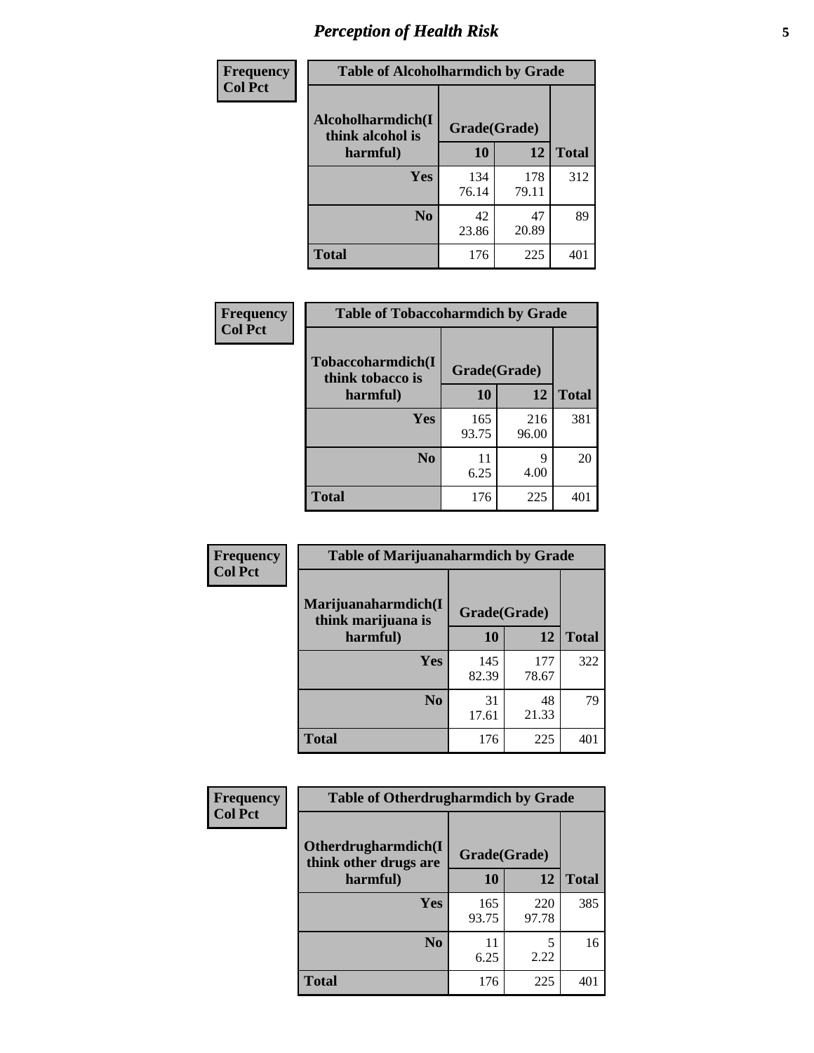# Perception of Health Risk

| Frequency<br>Col Pct | | | |
|---|---|---|---|

**Table of Alcoholharmdich by Grade**

| Alcoholharmdich(I think alcohol is harmful) | Grade(Grade) | | |
|---|---|---|---|
| | 10 | 12 | Total |
| Yes | 134<br>76.14 | 178<br>79.11 | 312 |
| No | 42<br>23.86 | 47<br>20.89 | 89 |
| Total | 176 | 225 | 401 |

| Frequency<br>Col Pct | | | |
|---|---|---|---|

**Table of Tobaccoharmdich by Grade**

| Tobaccoharmdich(I think tobacco is harmful) | Grade(Grade) | | |
|---|---|---|---|
| | 10 | 12 | Total |
| Yes | 165<br>93.75 | 216<br>96.00 | 381 |
| No | 11<br>6.25 | 9<br>4.00 | 20 |
| Total | 176 | 225 | 401 |

| Frequency<br>Col Pct | | | |
|---|---|---|---|

**Table of Marijuanaharmdich by Grade**

| Marijuanaharmdich(I think marijuana is harmful) | Grade(Grade) | | |
|---|---|---|---|
| | 10 | 12 | Total |
| Yes | 145<br>82.39 | 177<br>78.67 | 322 |
| No | 31<br>17.61 | 48<br>21.33 | 79 |
| Total | 176 | 225 | 401 |

| Frequency<br>Col Pct | | | |
|---|---|---|---|

**Table of Otherdrugharmdich by Grade**

| Otherdrugharmdich(I think other drugs are harmful) | Grade(Grade) | | |
|---|---|---|---|
| | 10 | 12 | Total |
| Yes | 165<br>93.75 | 220<br>97.78 | 385 |
| No | 11<br>6.25 | 5<br>2.22 | 16 |
| Total | 176 | 225 | 401 |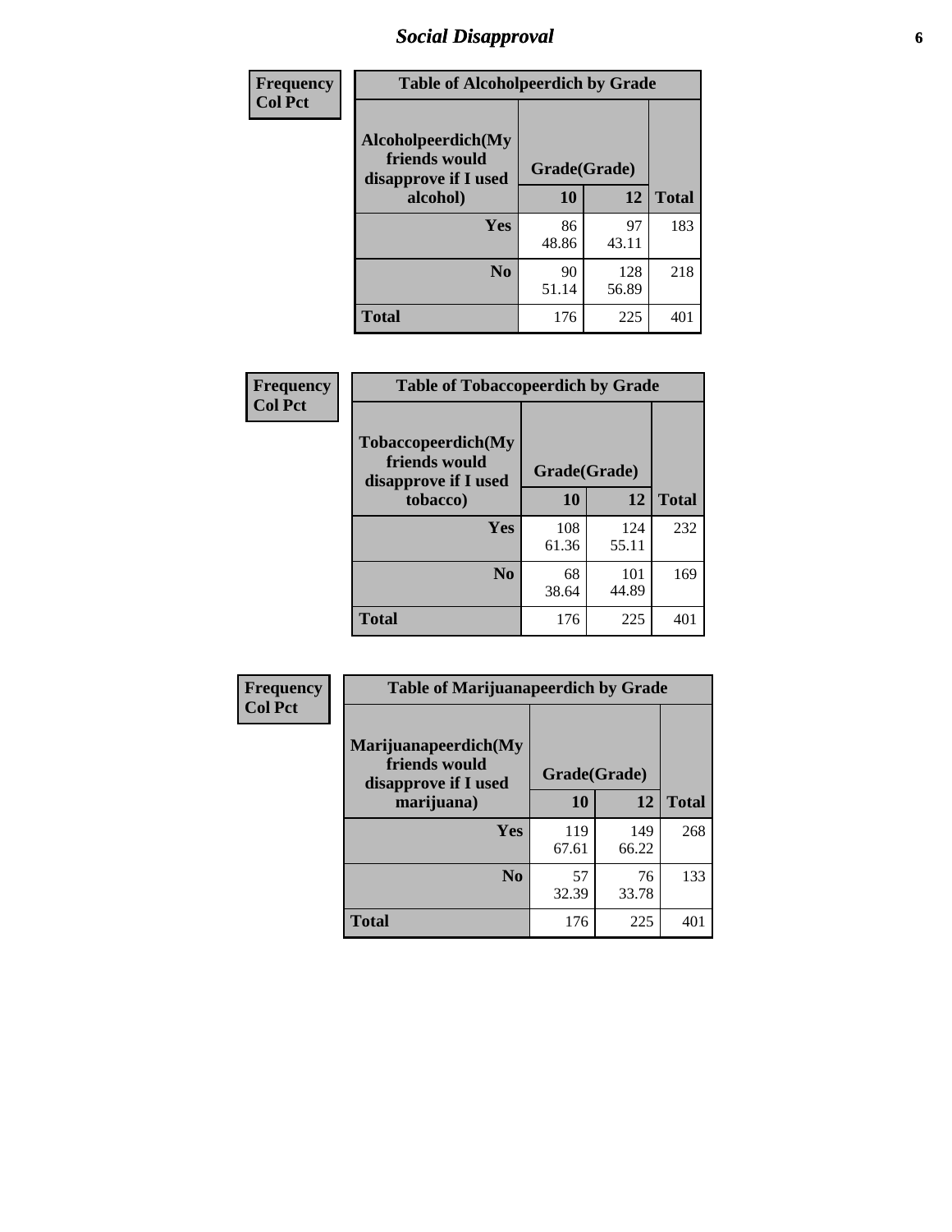# Social Disapproval

| Frequency Col Pct | Table of Alcoholpeerdich by Grade | | |
|---|---|---|---|
| Alcoholpeerdich(My friends would disapprove if I used alcohol) | Grade(Grade) | | |
| | 10 | 12 | Total |
| Yes | 86<br>48.86 | 97<br>43.11 | 183 |
| No | 90<br>51.14 | 128<br>56.89 | 218 |
| Total | 176 | 225 | 401 |

| Frequency Col Pct | Table of Tobaccopeerdich by Grade | | |
|---|---|---|---|
| Tobaccopeerdich(My friends would disapprove if I used tobacco) | Grade(Grade) | | |
| | 10 | 12 | Total |
| Yes | 108<br>61.36 | 124<br>55.11 | 232 |
| No | 68<br>38.64 | 101<br>44.89 | 169 |
| Total | 176 | 225 | 401 |

| Frequency Col Pct | Table of Marijuanapeerdich by Grade | | |
|---|---|---|---|
| Marijuanapeerdich(My friends would disapprove if I used marijuana) | Grade(Grade) | | |
| | 10 | 12 | Total |
| Yes | 119<br>67.61 | 149<br>66.22 | 268 |
| No | 57<br>32.39 | 76<br>33.78 | 133 |
| Total | 176 | 225 | 401 |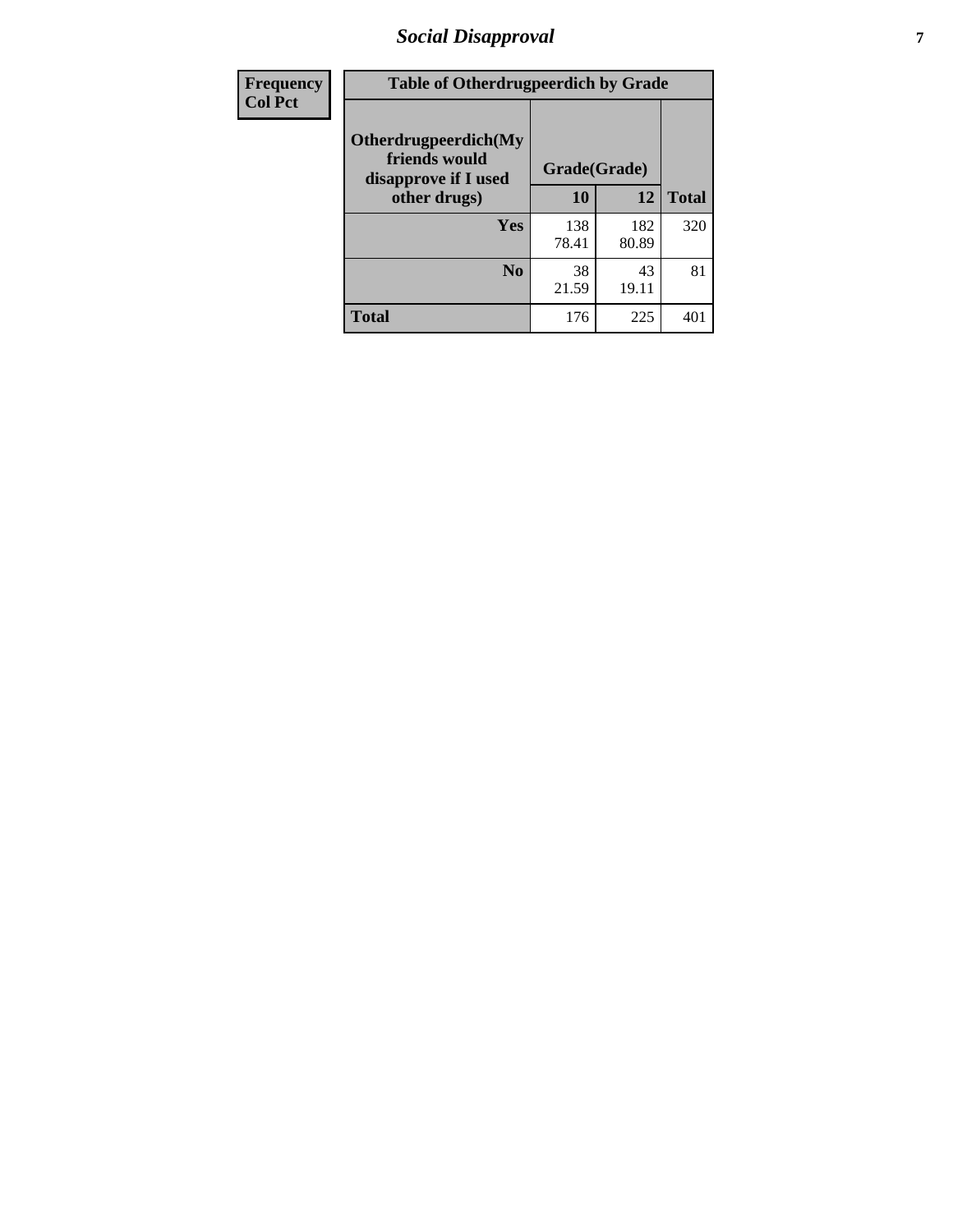| Frequency<br>Col Pct | Table of Otherdrugpeerdich by Grade | | | |
|---|---|---|---|---|
| | Otherdrugpeerdich(My friends would disapprove if I used other drugs) | Grade(Grade) | | Total |
| | | 10 | 12 | |
| | Yes | 138<br>78.41 | 182<br>80.89 | 320 |
| | No | 38<br>21.59 | 43<br>19.11 | 81 |
| | Total | 176 | 225 | 401 |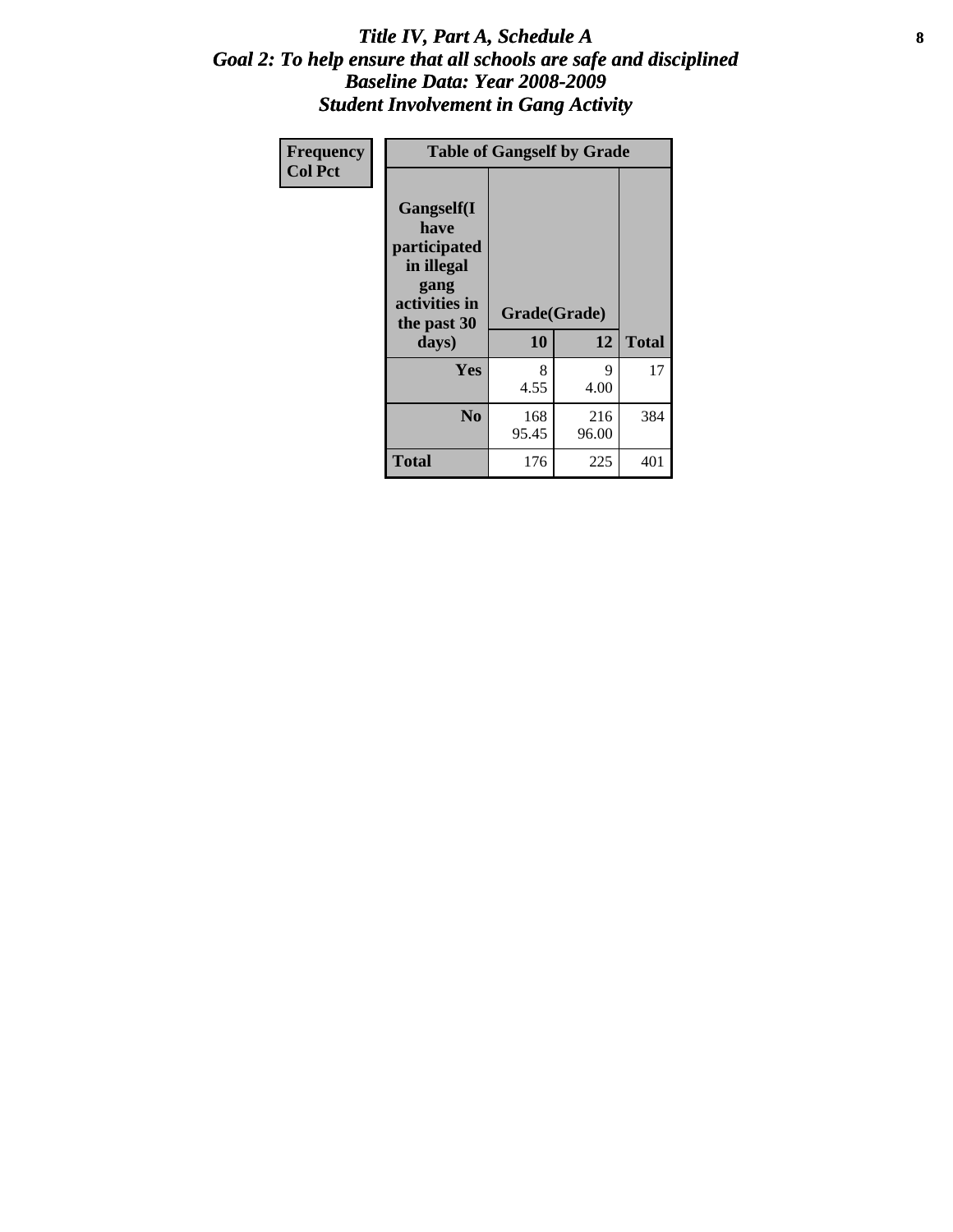# *Title IV, Part A, Schedule A*
## *Goal 2: To help ensure that all schools are safe and disciplined*
## *Baseline Data: Year 2008-2009*
## *Student Involvement in Gang Activity*

| Frequency<br>Col Pct | Table of Gangself by Grade | | |
|---|---|---|---|
| Gangself(I have participated in illegal gang activities in the past 30 days) | Grade(Grade) | | |
| | 10 | 12 | Total |
| Yes | 8<br>4.55 | 9<br>4.00 | 17 |
| No | 168<br>95.45 | 216<br>96.00 | 384 |
| Total | 176 | 225 | 401 |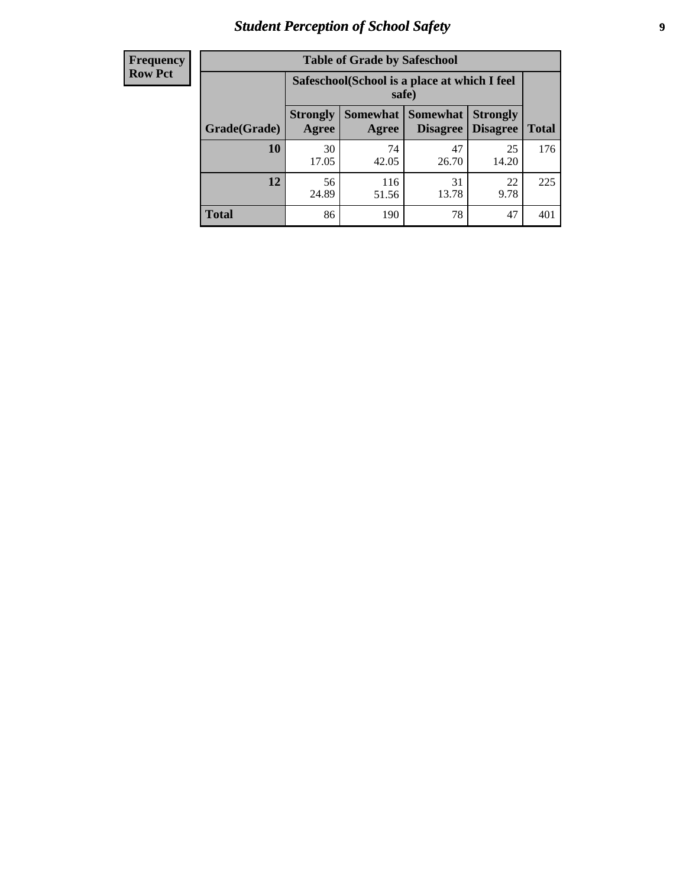| Frequency Row Pct |
|---|

**Table of Grade by Safeschool**

| Grade(Grade) | Safeschool(School is a place at which I feel safe) | | | | Total |
|---|---|---|---|---|---|
| | Strongly Agree | Somewhat Agree | Somewhat Disagree | Strongly Disagree | |
| 10 | 30<br>17.05 | 74<br>42.05 | 47<br>26.70 | 25<br>14.20 | 176 |
| 12 | 56<br>24.89 | 116<br>51.56 | 31<br>13.78 | 22<br>9.78 | 225 |
| Total | 86 | 190 | 78 | 47 | 401 |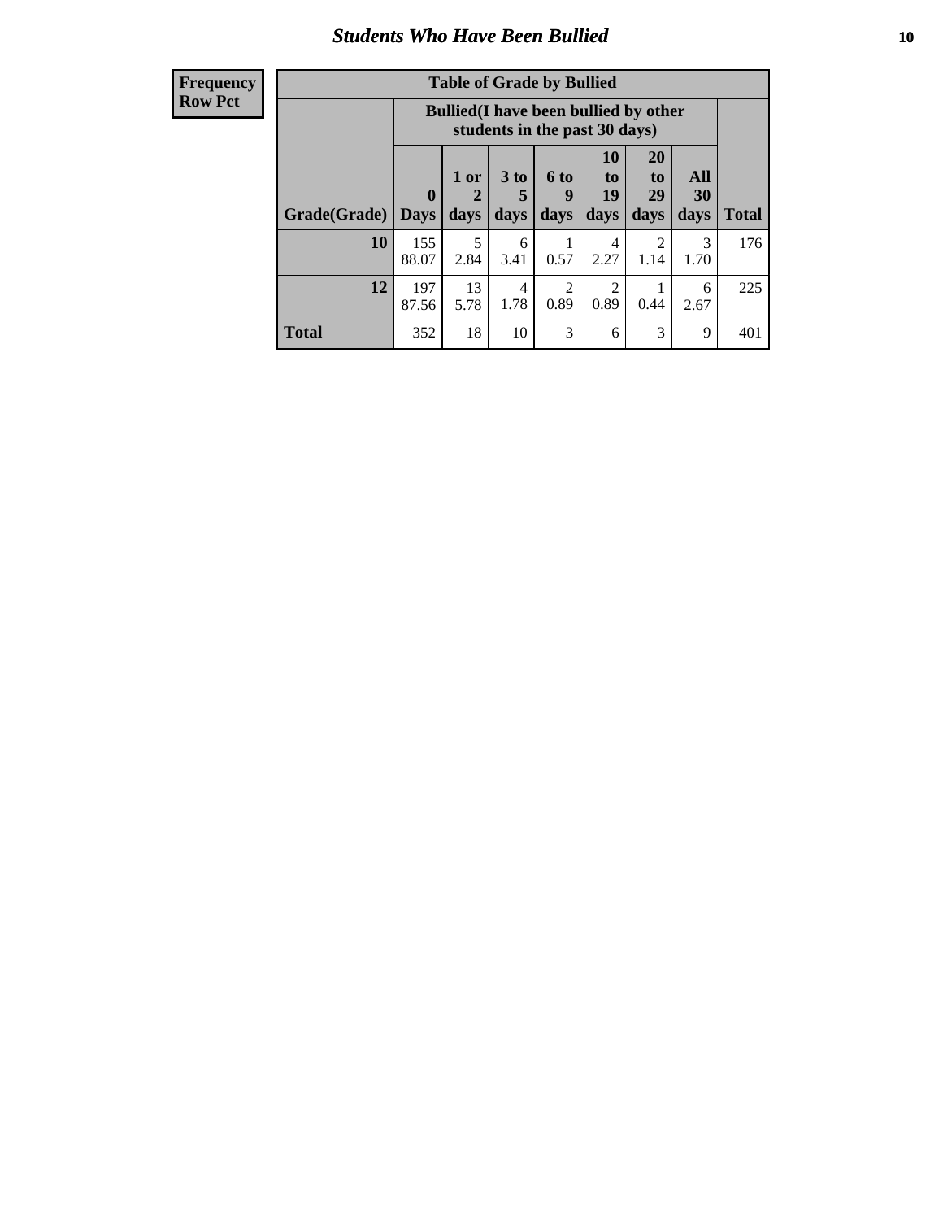## Students Who Have Been Bullied

**Frequency**
**Row Pct**

| Table of Grade by Bullied | | | | | | | | |
|---|---|---|---|---|---|---|---|---|
| | Bullied(I have been bullied by other students in the past 30 days) | | | | | | | |
| Grade(Grade) | 0 Days | 1 or 2 days | 3 to 5 days | 6 to 9 days | 10 to 19 days | 20 to 29 days | All 30 days | Total |
| **10** | 155<br>88.07 | 5<br>2.84 | 6<br>3.41 | 1<br>0.57 | 4<br>2.27 | 2<br>1.14 | 3<br>1.70 | 176 |
| **12** | 197<br>87.56 | 13<br>5.78 | 4<br>1.78 | 2<br>0.89 | 2<br>0.89 | 1<br>0.44 | 6<br>2.67 | 225 |
| **Total** | 352 | 18 | 10 | 3 | 6 | 3 | 9 | 401 |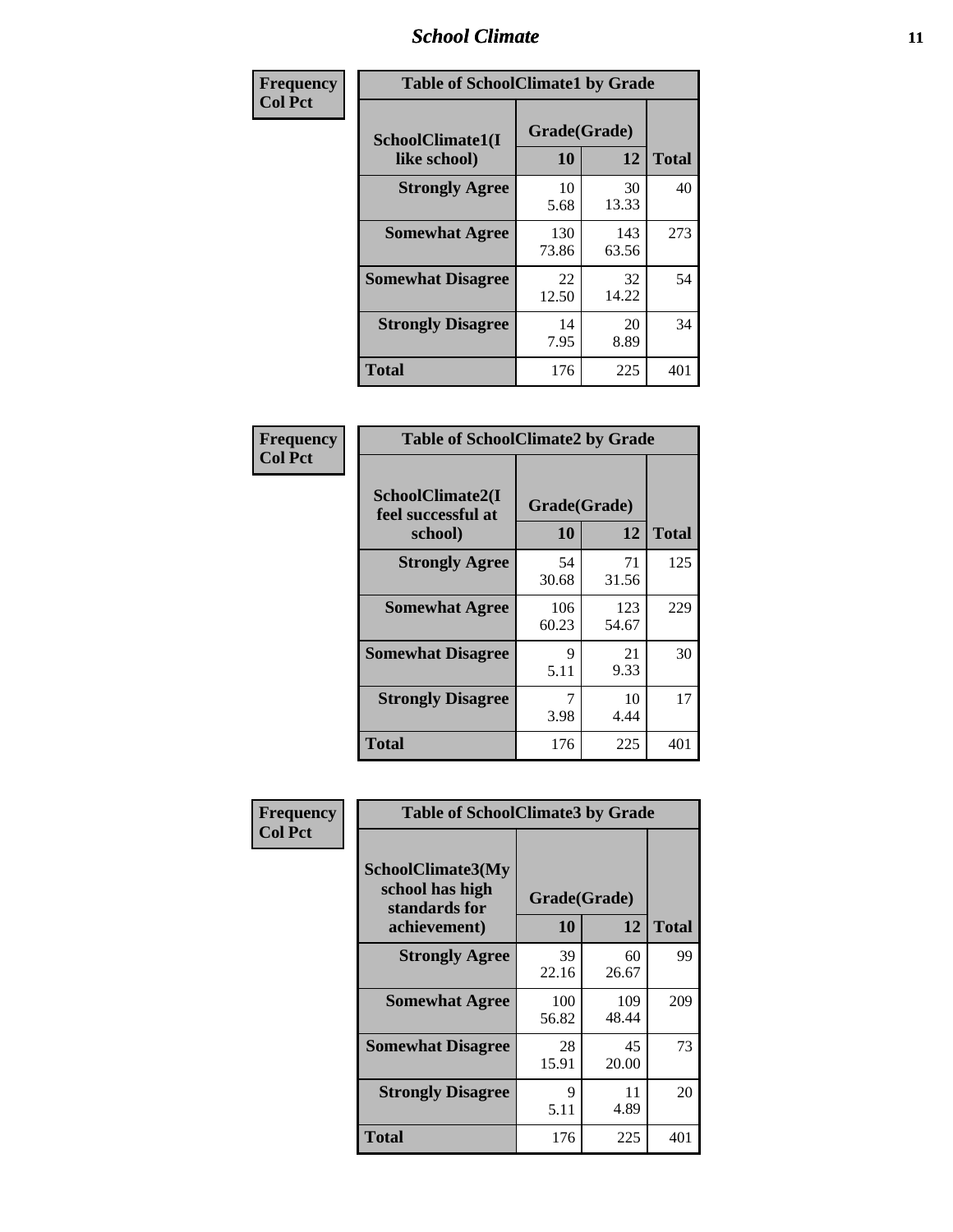| Frequency<br>Col Pct | Table of SchoolClimate1 by Grade | | |
|---|---|---|---|
| SchoolClimate1(I like school) | Grade(Grade) | | |
| | 10 | 12 | Total |
| Strongly Agree | 10<br>5.68 | 30<br>13.33 | 40 |
| Somewhat Agree | 130<br>73.86 | 143<br>63.56 | 273 |
| Somewhat Disagree | 22<br>12.50 | 32<br>14.22 | 54 |
| Strongly Disagree | 14<br>7.95 | 20<br>8.89 | 34 |
| Total | 176 | 225 | 401 |

| Frequency<br>Col Pct | Table of SchoolClimate2 by Grade | | |
|---|---|---|---|
| SchoolClimate2(I feel successful at school) | Grade(Grade) | | |
| | 10 | 12 | Total |
| Strongly Agree | 54<br>30.68 | 71<br>31.56 | 125 |
| Somewhat Agree | 106<br>60.23 | 123<br>54.67 | 229 |
| Somewhat Disagree | 9<br>5.11 | 21<br>9.33 | 30 |
| Strongly Disagree | 7<br>3.98 | 10<br>4.44 | 17 |
| Total | 176 | 225 | 401 |

| Frequency<br>Col Pct | Table of SchoolClimate3 by Grade | | |
|---|---|---|---|
| SchoolClimate3(My school has high standards for achievement) | Grade(Grade) | | |
| | 10 | 12 | Total |
| Strongly Agree | 39<br>22.16 | 60<br>26.67 | 99 |
| Somewhat Agree | 100<br>56.82 | 109<br>48.44 | 209 |
| Somewhat Disagree | 28<br>15.91 | 45<br>20.00 | 73 |
| Strongly Disagree | 9<br>5.11 | 11<br>4.89 | 20 |
| Total | 176 | 225 | 401 |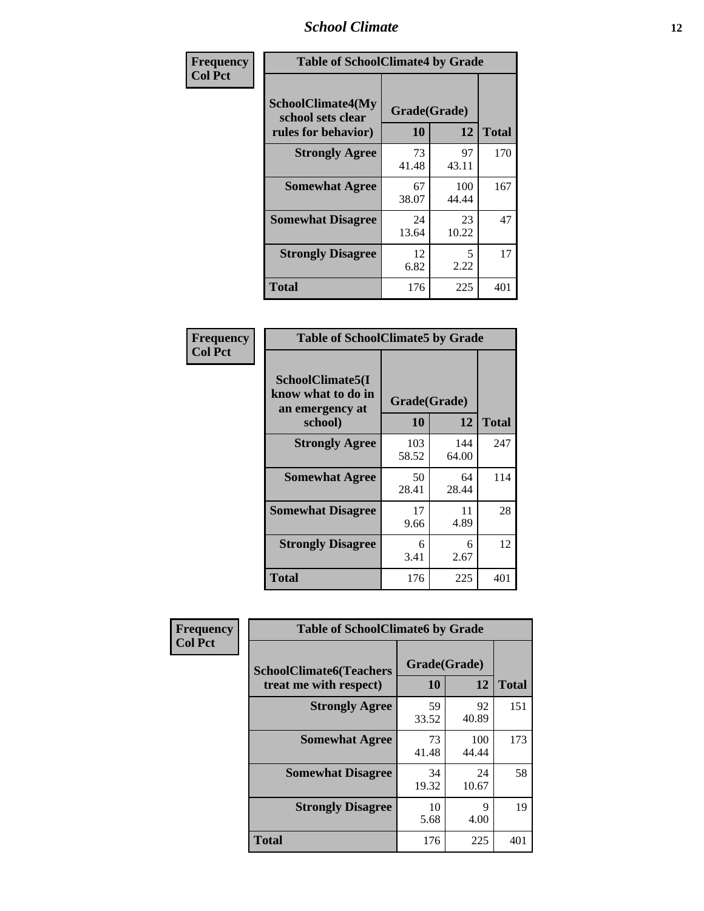# School Climate

**Frequency**
**Col Pct**

| Table of SchoolClimate4 by Grade | | | |
|---|---|---|---|
| SchoolClimate4(My school sets clear rules for behavior) | Grade(Grade) | | Total |
| | 10 | 12 | |
| **Strongly Agree** | 73<br>41.48 | 97<br>43.11 | 170 |
| **Somewhat Agree** | 67<br>38.07 | 100<br>44.44 | 167 |
| **Somewhat Disagree** | 24<br>13.64 | 23<br>10.22 | 47 |
| **Strongly Disagree** | 12<br>6.82 | 5<br>2.22 | 17 |
| **Total** | 176 | 225 | 401 |

**Frequency**
**Col Pct**

| Table of SchoolClimate5 by Grade | | | |
|---|---|---|---|
| SchoolClimate5(I know what to do in an emergency at school) | Grade(Grade) | | Total |
| | 10 | 12 | |
| **Strongly Agree** | 103<br>58.52 | 144<br>64.00 | 247 |
| **Somewhat Agree** | 50<br>28.41 | 64<br>28.44 | 114 |
| **Somewhat Disagree** | 17<br>9.66 | 11<br>4.89 | 28 |
| **Strongly Disagree** | 6<br>3.41 | 6<br>2.67 | 12 |
| **Total** | 176 | 225 | 401 |

**Frequency**
**Col Pct**

| Table of SchoolClimate6 by Grade | | | |
|---|---|---|---|
| SchoolClimate6(Teachers treat me with respect) | Grade(Grade) | | Total |
| | 10 | 12 | |
| **Strongly Agree** | 59<br>33.52 | 92<br>40.89 | 151 |
| **Somewhat Agree** | 73<br>41.48 | 100<br>44.44 | 173 |
| **Somewhat Disagree** | 34<br>19.32 | 24<br>10.67 | 58 |
| **Strongly Disagree** | 10<br>5.68 | 9<br>4.00 | 19 |
| **Total** | 176 | 225 | 401 |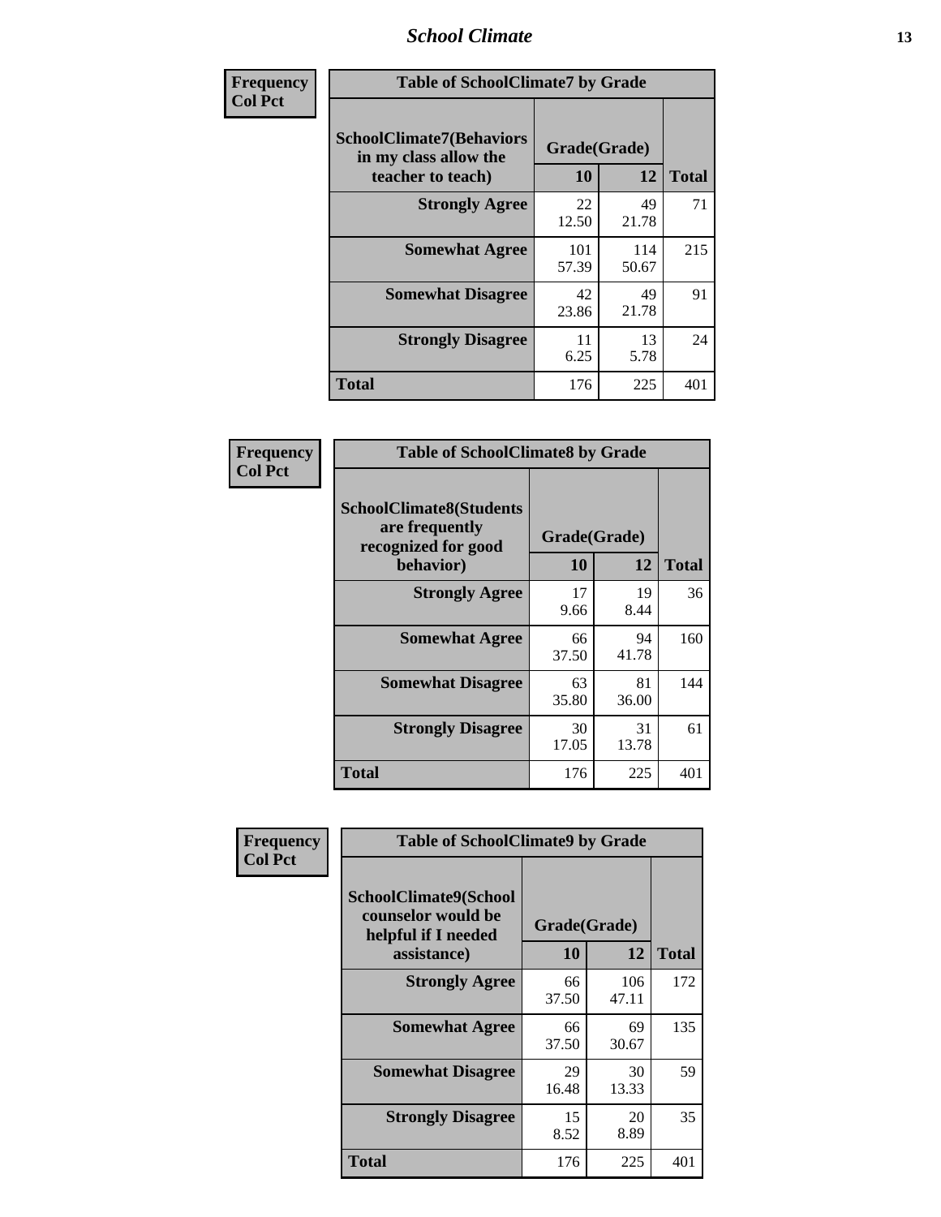| Frequency<br>Col Pct | Table of SchoolClimate7 by Grade | | |
|---|---|---|---|
| SchoolClimate7(Behaviors in my class allow the teacher to teach) | Grade(Grade) | | |
| | 10 | 12 | Total |
| Strongly Agree | 22<br>12.50 | 49<br>21.78 | 71 |
| Somewhat Agree | 101<br>57.39 | 114<br>50.67 | 215 |
| Somewhat Disagree | 42<br>23.86 | 49<br>21.78 | 91 |
| Strongly Disagree | 11<br>6.25 | 13<br>5.78 | 24 |
| Total | 176 | 225 | 401 |

| Frequency<br>Col Pct | Table of SchoolClimate8 by Grade | | |
|---|---|---|---|
| SchoolClimate8(Students are frequently recognized for good behavior) | Grade(Grade) | | |
| | 10 | 12 | Total |
| Strongly Agree | 17<br>9.66 | 19<br>8.44 | 36 |
| Somewhat Agree | 66<br>37.50 | 94<br>41.78 | 160 |
| Somewhat Disagree | 63<br>35.80 | 81<br>36.00 | 144 |
| Strongly Disagree | 30<br>17.05 | 31<br>13.78 | 61 |
| Total | 176 | 225 | 401 |

| Frequency<br>Col Pct | Table of SchoolClimate9 by Grade | | |
|---|---|---|---|
| SchoolClimate9(School counselor would be helpful if I needed assistance) | Grade(Grade) | | |
| | 10 | 12 | Total |
| Strongly Agree | 66<br>37.50 | 106<br>47.11 | 172 |
| Somewhat Agree | 66<br>37.50 | 69<br>30.67 | 135 |
| Somewhat Disagree | 29<br>16.48 | 30<br>13.33 | 59 |
| Strongly Disagree | 15<br>8.52 | 20<br>8.89 | 35 |
| Total | 176 | 225 | 401 |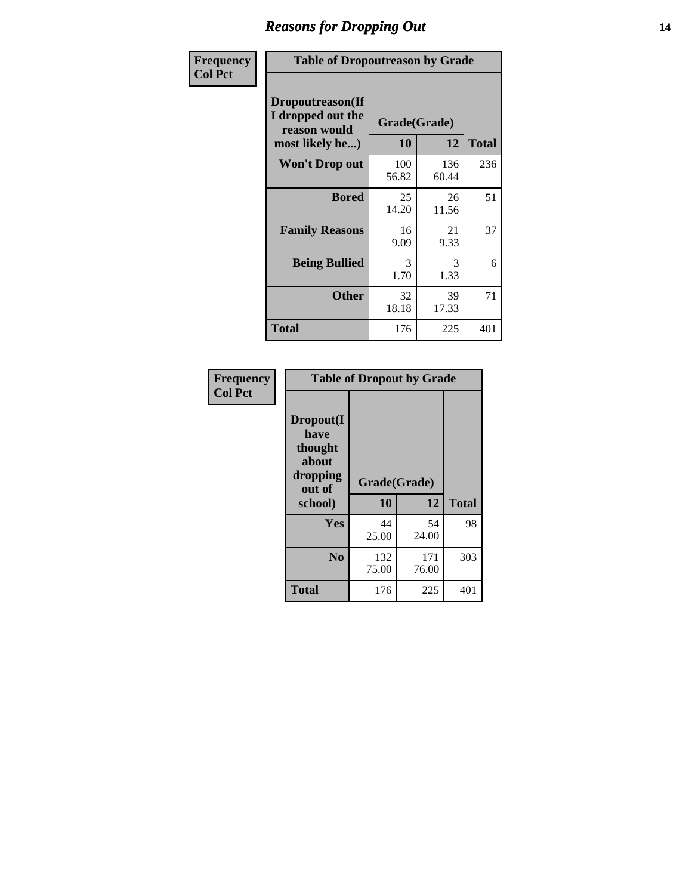## Reasons for Dropping Out

Frequency
Col Pct

| Table of Dropoutreason by Grade | | | |
|---|---|---|---|
| Dropoutreason(If I dropped out the reason would most likely be...) | Grade(Grade) | | |
| | 10 | 12 | Total |
| Won't Drop out | 100<br>56.82 | 136<br>60.44 | 236 |
| Bored | 25<br>14.20 | 26<br>11.56 | 51 |
| Family Reasons | 16<br>9.09 | 21<br>9.33 | 37 |
| Being Bullied | 3<br>1.70 | 3<br>1.33 | 6 |
| Other | 32<br>18.18 | 39<br>17.33 | 71 |
| Total | 176 | 225 | 401 |

Frequency
Col Pct

| Table of Dropout by Grade | | | |
|---|---|---|---|
| Dropout(I have thought about dropping out of school) | Grade(Grade) | | |
| | 10 | 12 | Total |
| Yes | 44<br>25.00 | 54<br>24.00 | 98 |
| No | 132<br>75.00 | 171<br>76.00 | 303 |
| Total | 176 | 225 | 401 |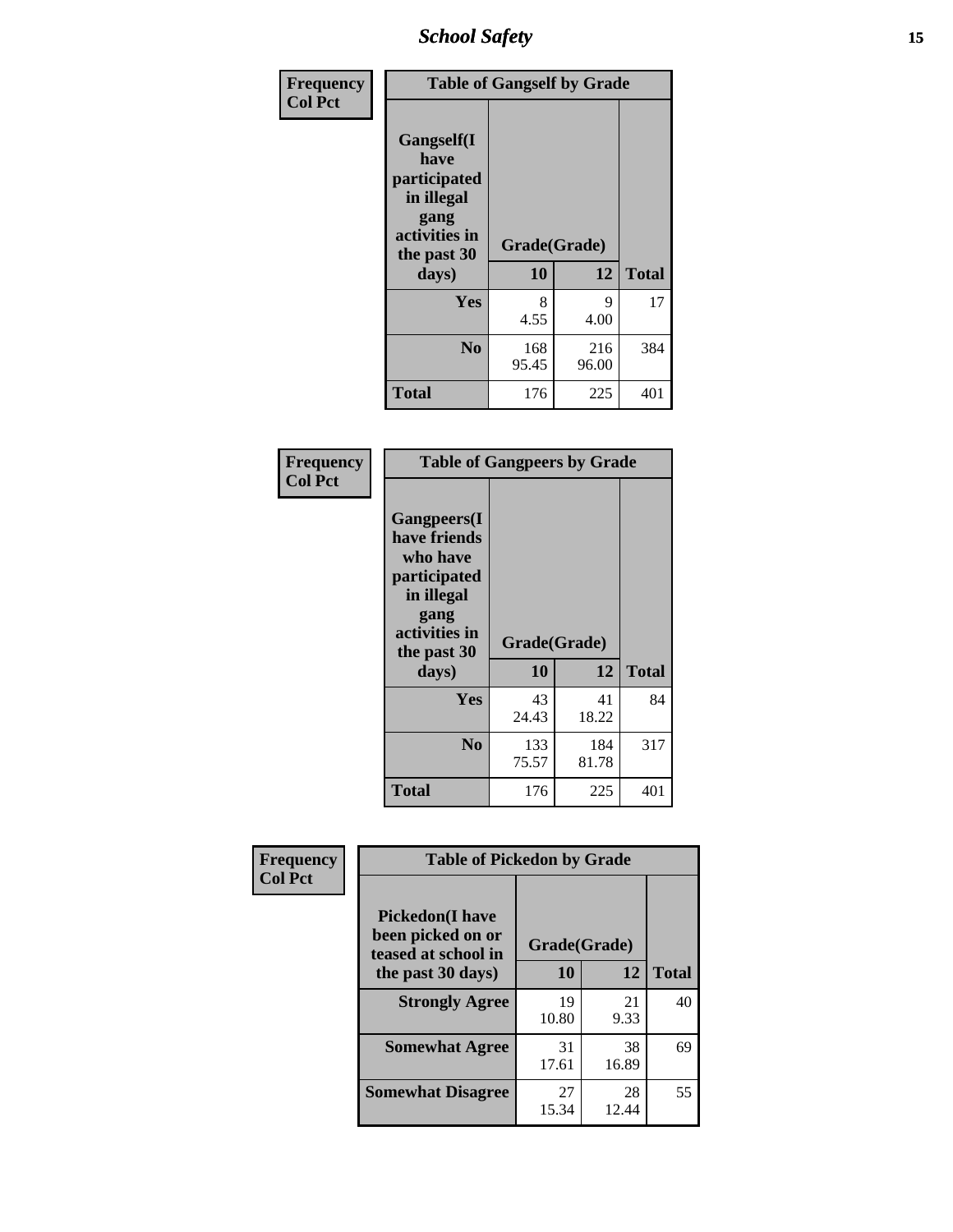| Frequency<br>Col Pct | Table of Gangself by Grade | | |
|---|---|---|---|
| Gangself(I have participated in illegal gang activities in the past 30 days) | Grade(Grade) | | |
| | 10 | 12 | Total |
| Yes | 8<br>4.55 | 9<br>4.00 | 17 |
| No | 168<br>95.45 | 216<br>96.00 | 384 |
| Total | 176 | 225 | 401 |

| Frequency<br>Col Pct | Table of Gangpeers by Grade | | |
|---|---|---|---|
| Gangpeers(I have friends who have participated in illegal gang activities in the past 30 days) | Grade(Grade) | | |
| | 10 | 12 | Total |
| Yes | 43<br>24.43 | 41<br>18.22 | 84 |
| No | 133<br>75.57 | 184<br>81.78 | 317 |
| Total | 176 | 225 | 401 |

| Frequency<br>Col Pct | Table of Pickedon by Grade | | |
|---|---|---|---|
| Pickedon(I have been picked on or teased at school in the past 30 days) | Grade(Grade) | | |
| | 10 | 12 | Total |
| Strongly Agree | 19<br>10.80 | 21<br>9.33 | 40 |
| Somewhat Agree | 31<br>17.61 | 38<br>16.89 | 69 |
| Somewhat Disagree | 27<br>15.34 | 28<br>12.44 | 55 |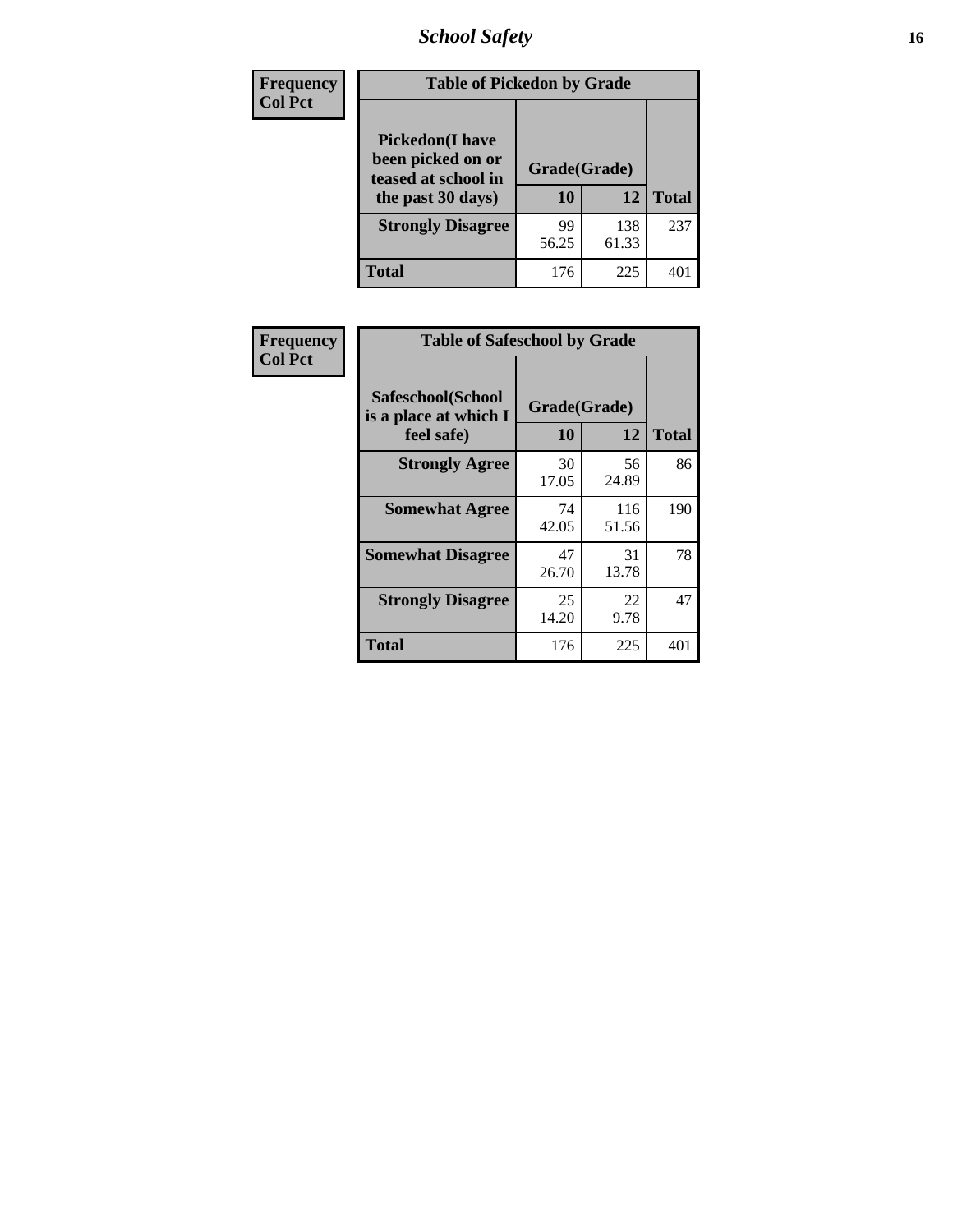| Frequency Col Pct | Table of Pickedon by Grade | | |
|---|---|---|---|
| Pickedon(I have been picked on or teased at school in the past 30 days) | Grade(Grade) | | |
| | 10 | 12 | Total |
| Strongly Disagree | 99 56.25 | 138 61.33 | 237 |
| Total | 176 | 225 | 401 |

| Frequency Col Pct | Table of Safeschool by Grade | | |
|---|---|---|---|
| Safeschool(School is a place at which I feel safe) | Grade(Grade) | | |
| | 10 | 12 | Total |
| Strongly Agree | 30 17.05 | 56 24.89 | 86 |
| Somewhat Agree | 74 42.05 | 116 51.56 | 190 |
| Somewhat Disagree | 47 26.70 | 31 13.78 | 78 |
| Strongly Disagree | 25 14.20 | 22 9.78 | 47 |
| Total | 176 | 225 | 401 |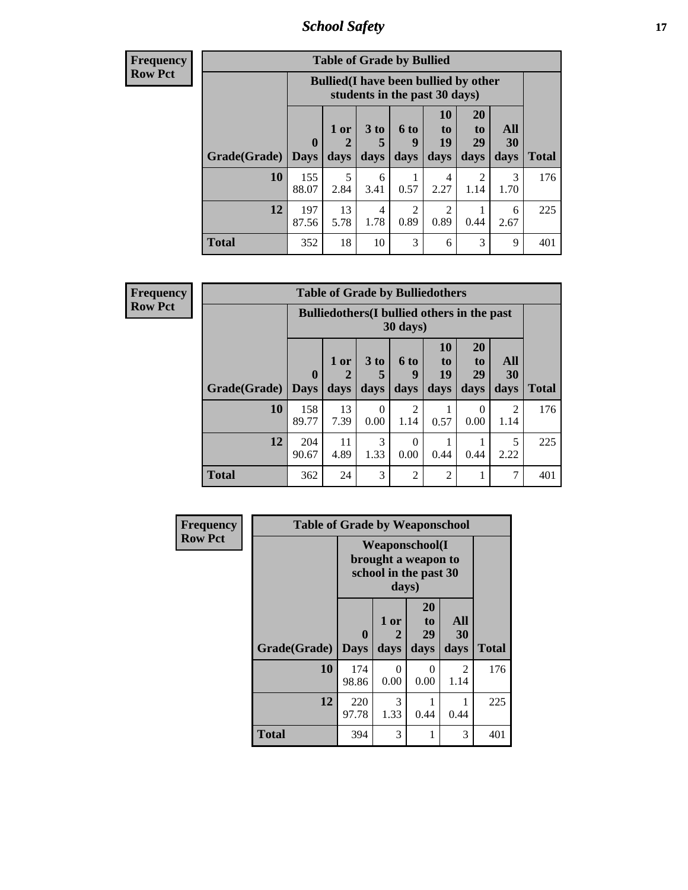| Frequency<br>Row Pct | Table of Grade by Bullied | | | | | | | |
|---|---|---|---|---|---|---|---|---|
| | Bullied(I have been bullied by other students in the past 30 days) | | | | | | | |
| Grade(Grade) | 0 Days | 1 or 2 days | 3 to 5 days | 6 to 9 days | 10 to 19 days | 20 to 29 days | All 30 days | Total |
| 10 | 155<br>88.07 | 5<br>2.84 | 6<br>3.41 | 1<br>0.57 | 4<br>2.27 | 2<br>1.14 | 3<br>1.70 | 176 |
| 12 | 197<br>87.56 | 13<br>5.78 | 4<br>1.78 | 2<br>0.89 | 2<br>0.89 | 1<br>0.44 | 6<br>2.67 | 225 |
| Total | 352 | 18 | 10 | 3 | 6 | 3 | 9 | 401 |

| Frequency<br>Row Pct | Table of Grade by Bulliedothers | | | | | | | |
|---|---|---|---|---|---|---|---|---|
| | Bulliedothers(I bullied others in the past 30 days) | | | | | | | |
| Grade(Grade) | 0 Days | 1 or 2 days | 3 to 5 days | 6 to 9 days | 10 to 19 days | 20 to 29 days | All 30 days | Total |
| 10 | 158<br>89.77 | 13<br>7.39 | 0<br>0.00 | 2<br>1.14 | 1<br>0.57 | 0<br>0.00 | 2<br>1.14 | 176 |
| 12 | 204<br>90.67 | 11<br>4.89 | 3<br>1.33 | 0<br>0.00 | 1<br>0.44 | 1<br>0.44 | 5<br>2.22 | 225 |
| Total | 362 | 24 | 3 | 2 | 2 | 1 | 7 | 401 |

| Frequency<br>Row Pct | Table of Grade by Weaponschool | | | | |
|---|---|---|---|---|---|
| | Weaponschool(I brought a weapon to school in the past 30 days) | | | | |
| Grade(Grade) | 0 Days | 1 or 2 days | 20 to 29 days | All 30 days | Total |
| 10 | 174<br>98.86 | 0<br>0.00 | 0<br>0.00 | 2<br>1.14 | 176 |
| 12 | 220<br>97.78 | 3<br>1.33 | 1<br>0.44 | 1<br>0.44 | 225 |
| Total | 394 | 3 | 1 | 3 | 401 |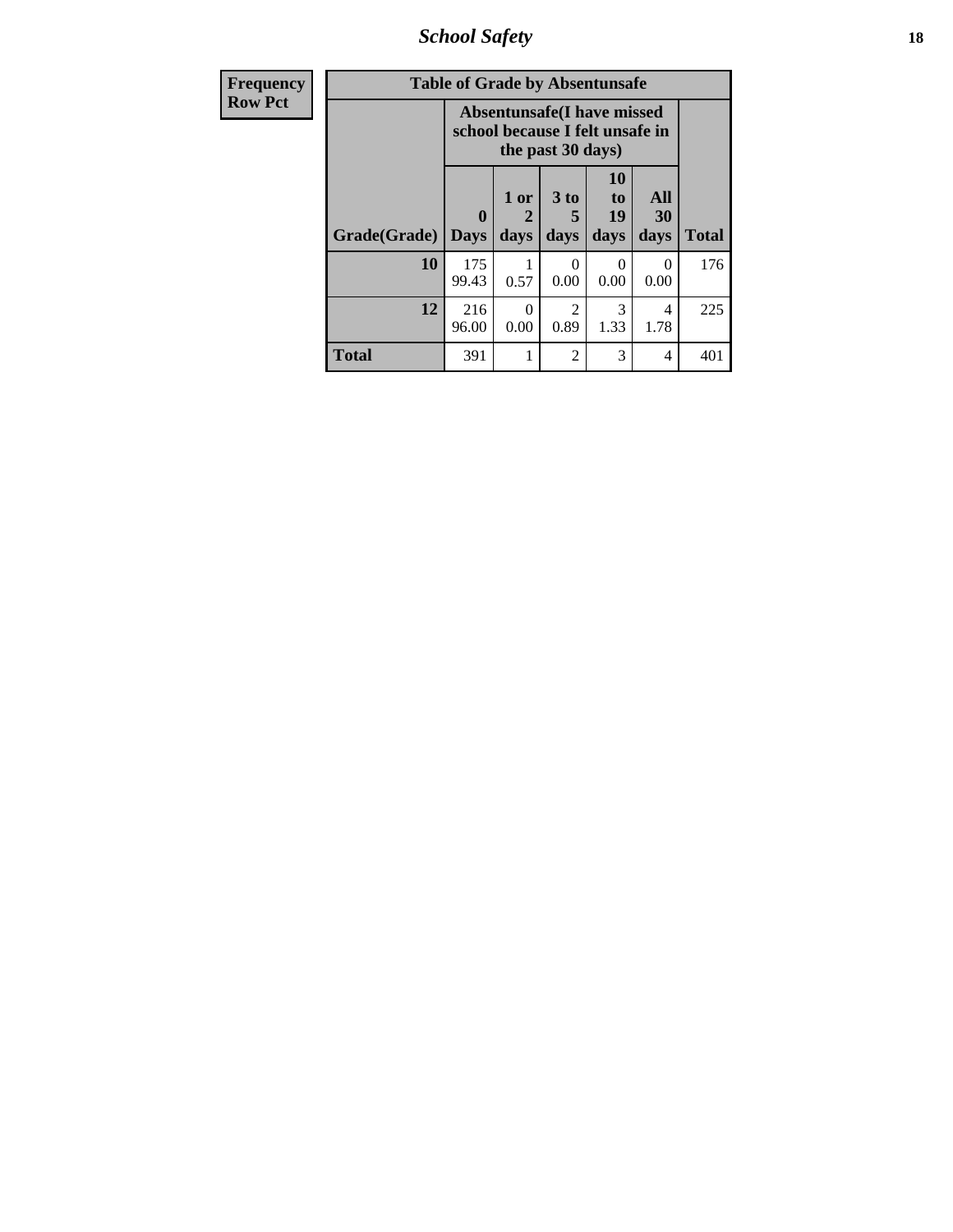| Frequency<br>Row Pct |
|---|

| Table of Grade by Absentunsafe | | | | | | |
|---|---|---|---|---|---|---|
| | Absentunsafe(I have missed school because I felt unsafe in the past 30 days) | | | | | |
| Grade(Grade) | 0 Days | 1 or 2 days | 3 to 5 days | 10 to 19 days | All 30 days | Total |
| 10 | 175<br>99.43 | 1<br>0.57 | 0<br>0.00 | 0<br>0.00 | 0<br>0.00 | 176 |
| 12 | 216<br>96.00 | 0<br>0.00 | 2<br>0.89 | 3<br>1.33 | 4<br>1.78 | 225 |
| Total | 391 | 1 | 2 | 3 | 4 | 401 |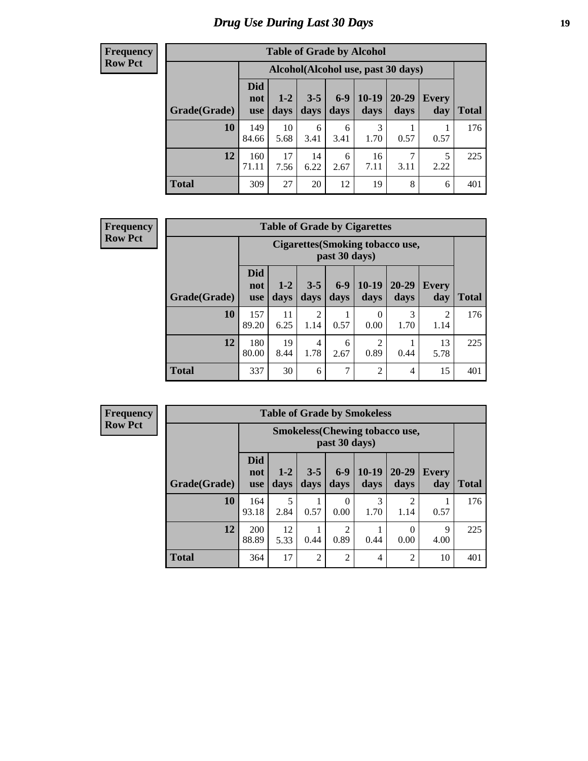# Drug Use During Last 30 Days

**Frequency**
**Row Pct**

| Table of Grade by Alcohol | | | | | | | | |
|---|---|---|---|---|---|---|---|---|
| | Alcohol(Alcohol use, past 30 days) | | | | | | | |
| Grade(Grade) | Did not use | 1-2 days | 3-5 days | 6-9 days | 10-19 days | 20-29 days | Every day | Total |
| **10** | 149<br>84.66 | 10<br>5.68 | 6<br>3.41 | 6<br>3.41 | 3<br>1.70 | 1<br>0.57 | 1<br>0.57 | 176 |
| **12** | 160<br>71.11 | 17<br>7.56 | 14<br>6.22 | 6<br>2.67 | 16<br>7.11 | 7<br>3.11 | 5<br>2.22 | 225 |
| **Total** | 309 | 27 | 20 | 12 | 19 | 8 | 6 | 401 |

**Frequency**
**Row Pct**

| Table of Grade by Cigarettes | | | | | | | | |
|---|---|---|---|---|---|---|---|---|
| | Cigarettes(Smoking tobacco use, past 30 days) | | | | | | | |
| Grade(Grade) | Did not use | 1-2 days | 3-5 days | 6-9 days | 10-19 days | 20-29 days | Every day | Total |
| **10** | 157<br>89.20 | 11<br>6.25 | 2<br>1.14 | 1<br>0.57 | 0<br>0.00 | 3<br>1.70 | 2<br>1.14 | 176 |
| **12** | 180<br>80.00 | 19<br>8.44 | 4<br>1.78 | 6<br>2.67 | 2<br>0.89 | 1<br>0.44 | 13<br>5.78 | 225 |
| **Total** | 337 | 30 | 6 | 7 | 2 | 4 | 15 | 401 |

**Frequency**
**Row Pct**

| Table of Grade by Smokeless | | | | | | | | |
|---|---|---|---|---|---|---|---|---|
| | Smokeless(Chewing tobacco use, past 30 days) | | | | | | | |
| Grade(Grade) | Did not use | 1-2 days | 3-5 days | 6-9 days | 10-19 days | 20-29 days | Every day | Total |
| **10** | 164<br>93.18 | 5<br>2.84 | 1<br>0.57 | 0<br>0.00 | 3<br>1.70 | 2<br>1.14 | 1<br>0.57 | 176 |
| **12** | 200<br>88.89 | 12<br>5.33 | 1<br>0.44 | 2<br>0.89 | 1<br>0.44 | 0<br>0.00 | 9<br>4.00 | 225 |
| **Total** | 364 | 17 | 2 | 2 | 4 | 2 | 10 | 401 |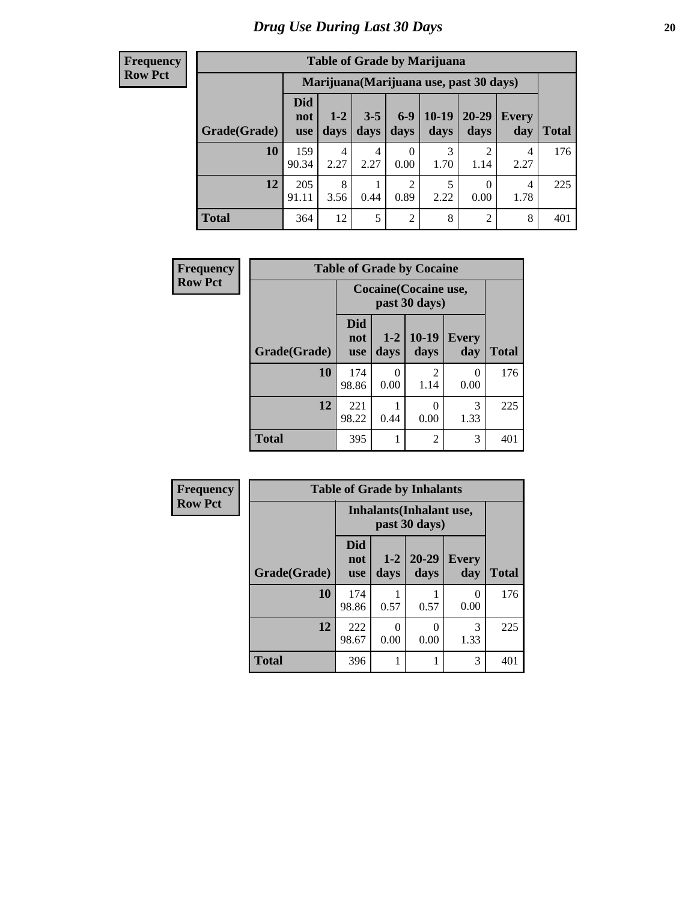# Drug Use During Last 30 Days

**Frequency**
**Row Pct**

| Table of Grade by Marijuana | | | | | | | | |
|---|---|---|---|---|---|---|---|---|
| | Marijuana(Marijuana use, past 30 days) | | | | | | | |
| Grade(Grade) | Did not use | 1-2 days | 3-5 days | 6-9 days | 10-19 days | 20-29 days | Every day | Total |
| **10** | 159<br>90.34 | 4<br>2.27 | 4<br>2.27 | 0<br>0.00 | 3<br>1.70 | 2<br>1.14 | 4<br>2.27 | 176 |
| **12** | 205<br>91.11 | 8<br>3.56 | 1<br>0.44 | 2<br>0.89 | 5<br>2.22 | 0<br>0.00 | 4<br>1.78 | 225 |
| **Total** | 364 | 12 | 5 | 2 | 8 | 2 | 8 | 401 |

**Frequency**
**Row Pct**

| Table of Grade by Cocaine | | | | | |
|---|---|---|---|---|---|
| | Cocaine(Cocaine use, past 30 days) | | | | |
| Grade(Grade) | Did not use | 1-2 days | 10-19 days | Every day | Total |
| **10** | 174<br>98.86 | 0<br>0.00 | 2<br>1.14 | 0<br>0.00 | 176 |
| **12** | 221<br>98.22 | 1<br>0.44 | 0<br>0.00 | 3<br>1.33 | 225 |
| **Total** | 395 | 1 | 2 | 3 | 401 |

**Frequency**
**Row Pct**

| Table of Grade by Inhalants | | | | | |
|---|---|---|---|---|---|
| | Inhalants(Inhalant use, past 30 days) | | | | |
| Grade(Grade) | Did not use | 1-2 days | 20-29 days | Every day | Total |
| **10** | 174<br>98.86 | 1<br>0.57 | 1<br>0.57 | 0<br>0.00 | 176 |
| **12** | 222<br>98.67 | 0<br>0.00 | 0<br>0.00 | 3<br>1.33 | 225 |
| **Total** | 396 | 1 | 1 | 3 | 401 |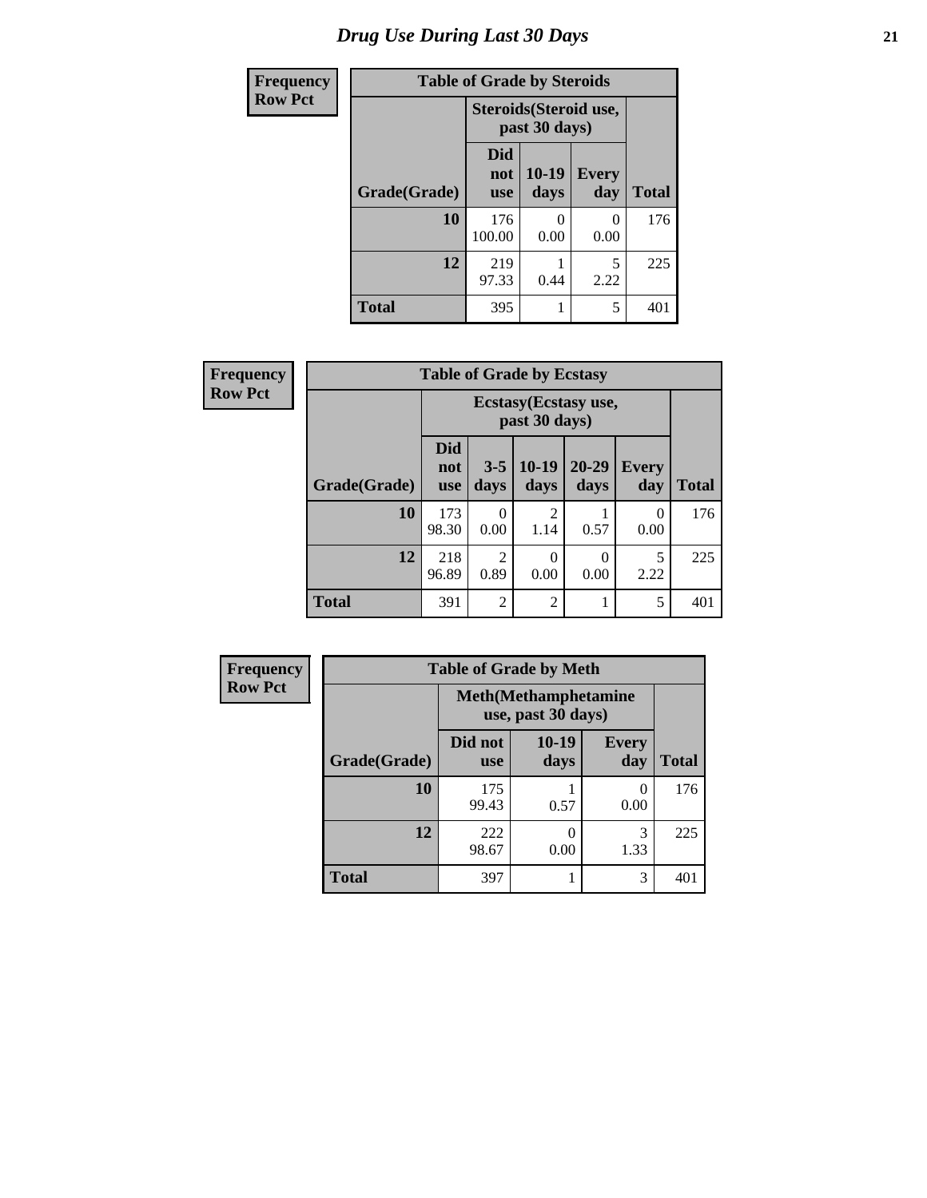# Drug Use During Last 30 Days

**Frequency**
**Row Pct**

| Table of Grade by Steroids | | | | |
|---|---|---|---|---|
| | Steroids(Steroid use, past 30 days) | | | |
| Grade(Grade) | Did not use | 10-19 days | Every day | Total |
| 10 | 176<br>100.00 | 0<br>0.00 | 0<br>0.00 | 176 |
| 12 | 219<br>97.33 | 1<br>0.44 | 5<br>2.22 | 225 |
| Total | 395 | 1 | 5 | 401 |

**Frequency**
**Row Pct**

| Table of Grade by Ecstasy | | | | | | |
|---|---|---|---|---|---|---|
| | Ecstasy(Ecstasy use, past 30 days) | | | | | |
| Grade(Grade) | Did not use | 3-5 days | 10-19 days | 20-29 days | Every day | Total |
| 10 | 173<br>98.30 | 0<br>0.00 | 2<br>1.14 | 1<br>0.57 | 0<br>0.00 | 176 |
| 12 | 218<br>96.89 | 2<br>0.89 | 0<br>0.00 | 0<br>0.00 | 5<br>2.22 | 225 |
| Total | 391 | 2 | 2 | 1 | 5 | 401 |

**Frequency**
**Row Pct**

| Table of Grade by Meth | | | | |
|---|---|---|---|---|
| | Meth(Methamphetamine use, past 30 days) | | | |
| Grade(Grade) | Did not use | 10-19 days | Every day | Total |
| 10 | 175<br>99.43 | 1<br>0.57 | 0<br>0.00 | 176 |
| 12 | 222<br>98.67 | 0<br>0.00 | 3<br>1.33 | 225 |
| Total | 397 | 1 | 3 | 401 |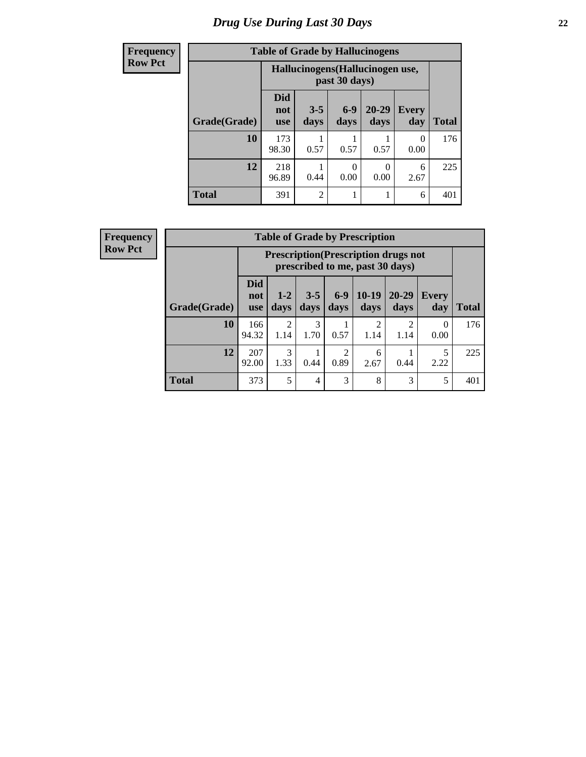# Drug Use During Last 30 Days

**Frequency**
**Row Pct**

| Table of Grade by Hallucinogens | | | | | | |
|---|---|---|---|---|---|---|
| | Hallucinogens(Hallucinogen use, past 30 days) | | | | | |
| Grade(Grade) | Did not use | 3-5 days | 6-9 days | 20-29 days | Every day | Total |
| **10** | 173<br>98.30 | 1<br>0.57 | 1<br>0.57 | 1<br>0.57 | 0<br>0.00 | 176 |
| **12** | 218<br>96.89 | 1<br>0.44 | 0<br>0.00 | 0<br>0.00 | 6<br>2.67 | 225 |
| **Total** | 391 | 2 | 1 | 1 | 6 | 401 |

**Frequency**
**Row Pct**

| Table of Grade by Prescription | | | | | | | | |
|---|---|---|---|---|---|---|---|---|
| | Prescription(Prescription drugs not prescribed to me, past 30 days) | | | | | | | |
| Grade(Grade) | Did not use | 1-2 days | 3-5 days | 6-9 days | 10-19 days | 20-29 days | Every day | Total |
| **10** | 166<br>94.32 | 2<br>1.14 | 3<br>1.70 | 1<br>0.57 | 2<br>1.14 | 2<br>1.14 | 0<br>0.00 | 176 |
| **12** | 207<br>92.00 | 3<br>1.33 | 1<br>0.44 | 2<br>0.89 | 6<br>2.67 | 1<br>0.44 | 5<br>2.22 | 225 |
| **Total** | 373 | 5 | 4 | 3 | 8 | 3 | 5 | 401 |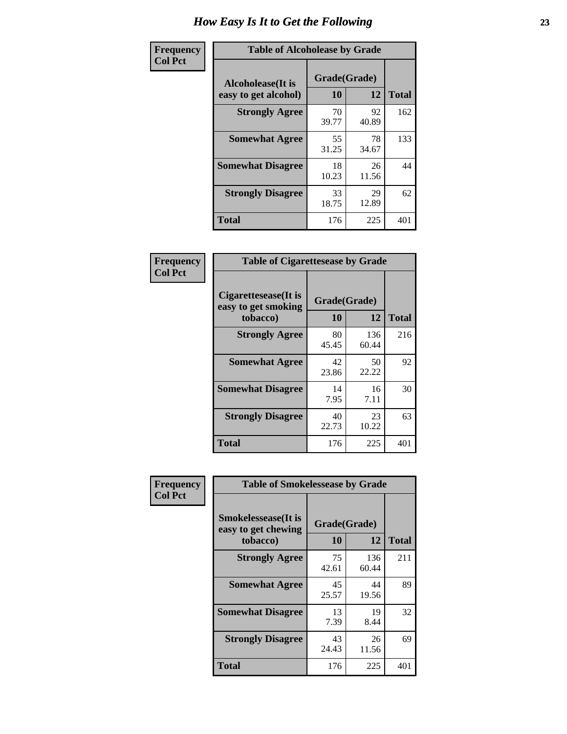# How Easy Is It to Get the Following

**Frequency**
**Col Pct**

| Table of Alcoholease by Grade | | | |
|---|---|---|---|
| **Alcoholease(It is easy to get alcohol)** | **Grade(Grade)** | | **Total** |
| | **10** | **12** | |
| **Strongly Agree** | 70<br>39.77 | 92<br>40.89 | 162 |
| **Somewhat Agree** | 55<br>31.25 | 78<br>34.67 | 133 |
| **Somewhat Disagree** | 18<br>10.23 | 26<br>11.56 | 44 |
| **Strongly Disagree** | 33<br>18.75 | 29<br>12.89 | 62 |
| **Total** | 176 | 225 | 401 |

**Frequency**
**Col Pct**

| Table of Cigarettesease by Grade | | | |
|---|---|---|---|
| **Cigarettesease(It is easy to get smoking tobacco)** | **Grade(Grade)** | | **Total** |
| | **10** | **12** | |
| **Strongly Agree** | 80<br>45.45 | 136<br>60.44 | 216 |
| **Somewhat Agree** | 42<br>23.86 | 50<br>22.22 | 92 |
| **Somewhat Disagree** | 14<br>7.95 | 16<br>7.11 | 30 |
| **Strongly Disagree** | 40<br>22.73 | 23<br>10.22 | 63 |
| **Total** | 176 | 225 | 401 |

**Frequency**
**Col Pct**

| Table of Smokelessease by Grade | | | |
|---|---|---|---|
| **Smokelessease(It is easy to get chewing tobacco)** | **Grade(Grade)** | | **Total** |
| | **10** | **12** | |
| **Strongly Agree** | 75<br>42.61 | 136<br>60.44 | 211 |
| **Somewhat Agree** | 45<br>25.57 | 44<br>19.56 | 89 |
| **Somewhat Disagree** | 13<br>7.39 | 19<br>8.44 | 32 |
| **Strongly Disagree** | 43<br>24.43 | 26<br>11.56 | 69 |
| **Total** | 176 | 225 | 401 |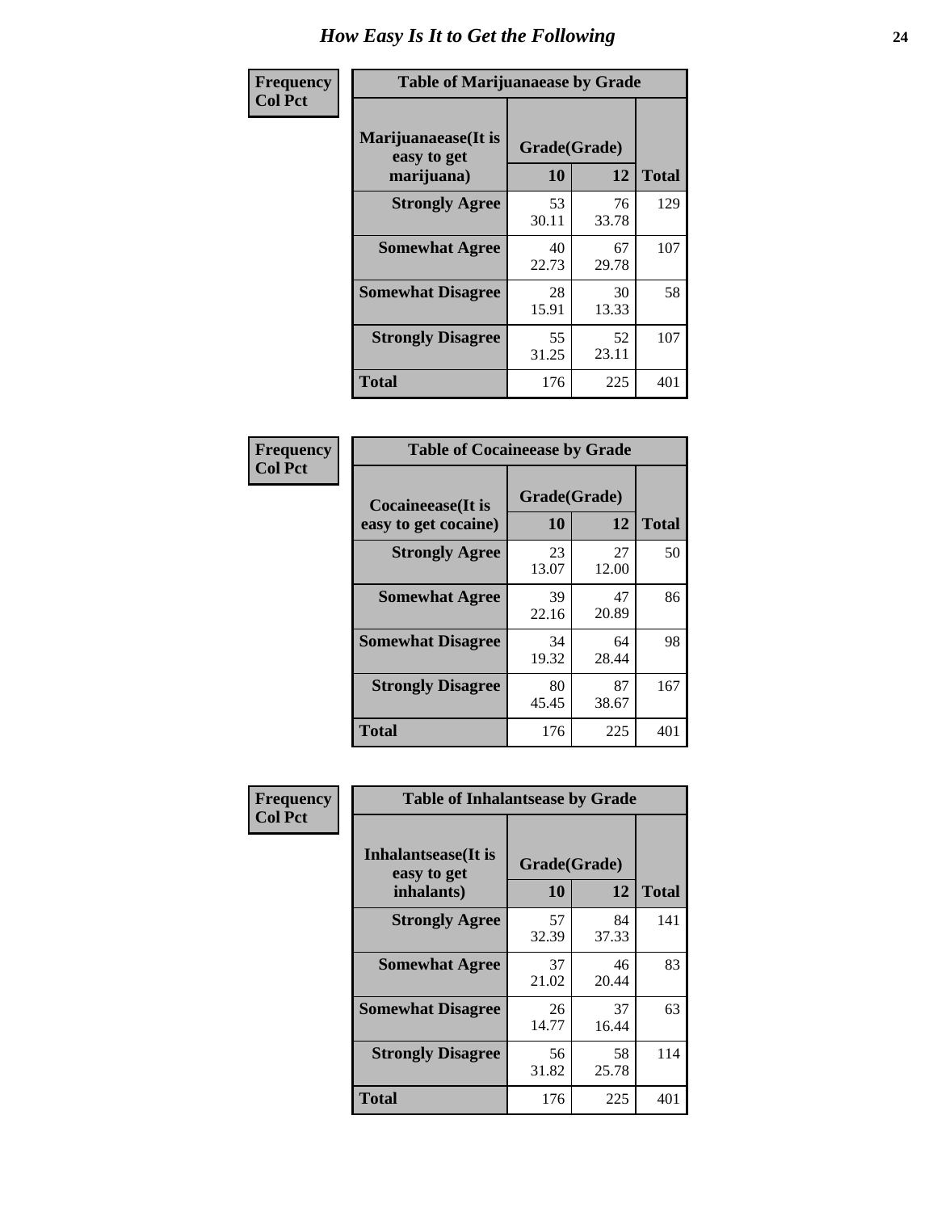# How Easy Is It to Get the Following

**Frequency**
**Col Pct**

| Table of Marijuanaease by Grade | | | |
|---|---|---|---|
| **Marijuanaease(It is easy to get marijuana)** | **Grade(Grade)** | | **Total** |
| | **10** | **12** | |
| **Strongly Agree** | 53<br>30.11 | 76<br>33.78 | 129 |
| **Somewhat Agree** | 40<br>22.73 | 67<br>29.78 | 107 |
| **Somewhat Disagree** | 28<br>15.91 | 30<br>13.33 | 58 |
| **Strongly Disagree** | 55<br>31.25 | 52<br>23.11 | 107 |
| **Total** | 176 | 225 | 401 |

**Frequency**
**Col Pct**

| Table of Cocaineease by Grade | | | |
|---|---|---|---|
| **Cocaineease(It is easy to get cocaine)** | **Grade(Grade)** | | **Total** |
| | **10** | **12** | |
| **Strongly Agree** | 23<br>13.07 | 27<br>12.00 | 50 |
| **Somewhat Agree** | 39<br>22.16 | 47<br>20.89 | 86 |
| **Somewhat Disagree** | 34<br>19.32 | 64<br>28.44 | 98 |
| **Strongly Disagree** | 80<br>45.45 | 87<br>38.67 | 167 |
| **Total** | 176 | 225 | 401 |

**Frequency**
**Col Pct**

| Table of Inhalantsease by Grade | | | |
|---|---|---|---|
| **Inhalantsease(It is easy to get inhalants)** | **Grade(Grade)** | | **Total** |
| | **10** | **12** | |
| **Strongly Agree** | 57<br>32.39 | 84<br>37.33 | 141 |
| **Somewhat Agree** | 37<br>21.02 | 46<br>20.44 | 83 |
| **Somewhat Disagree** | 26<br>14.77 | 37<br>16.44 | 63 |
| **Strongly Disagree** | 56<br>31.82 | 58<br>25.78 | 114 |
| **Total** | 176 | 225 | 401 |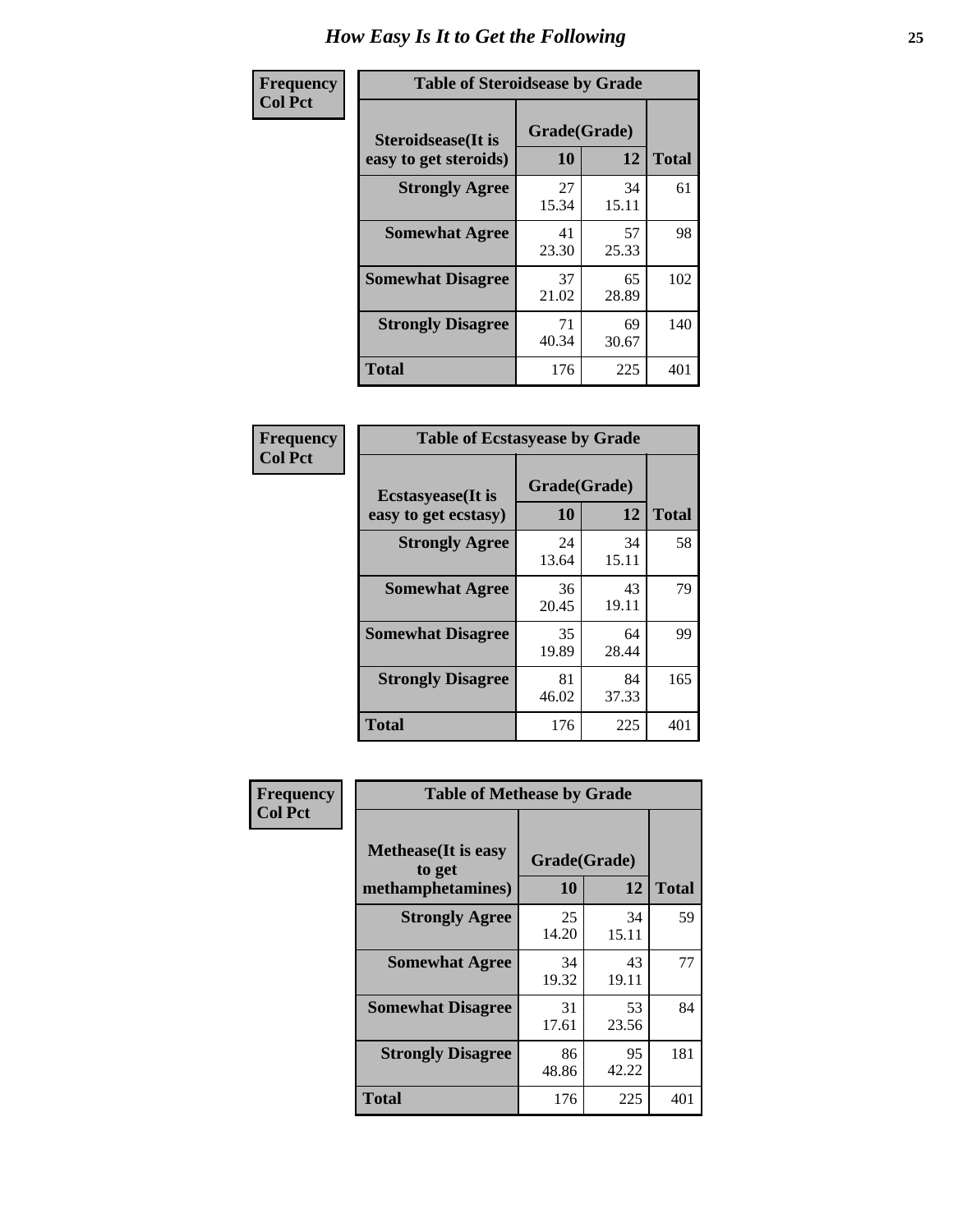# How Easy Is It to Get the Following

**Frequency**
**Col Pct**

**Table of Steroidsease by Grade**

| Steroidsease(It is easy to get steroids) | Grade(Grade) 10 | 12 | Total |
|---|---|---|---|
| **Strongly Agree** | 27<br>15.34 | 34<br>15.11 | 61 |
| **Somewhat Agree** | 41<br>23.30 | 57<br>25.33 | 98 |
| **Somewhat Disagree** | 37<br>21.02 | 65<br>28.89 | 102 |
| **Strongly Disagree** | 71<br>40.34 | 69<br>30.67 | 140 |
| **Total** | 176 | 225 | 401 |

**Frequency**
**Col Pct**

**Table of Ecstasyease by Grade**

| Ecstasyease(It is easy to get ecstasy) | Grade(Grade) 10 | 12 | Total |
|---|---|---|---|
| **Strongly Agree** | 24<br>13.64 | 34<br>15.11 | 58 |
| **Somewhat Agree** | 36<br>20.45 | 43<br>19.11 | 79 |
| **Somewhat Disagree** | 35<br>19.89 | 64<br>28.44 | 99 |
| **Strongly Disagree** | 81<br>46.02 | 84<br>37.33 | 165 |
| **Total** | 176 | 225 | 401 |

**Frequency**
**Col Pct**

**Table of Methease by Grade**

| Methease(It is easy to get methamphetamines) | Grade(Grade) 10 | 12 | Total |
|---|---|---|---|
| **Strongly Agree** | 25<br>14.20 | 34<br>15.11 | 59 |
| **Somewhat Agree** | 34<br>19.32 | 43<br>19.11 | 77 |
| **Somewhat Disagree** | 31<br>17.61 | 53<br>23.56 | 84 |
| **Strongly Disagree** | 86<br>48.86 | 95<br>42.22 | 181 |
| **Total** | 176 | 225 | 401 |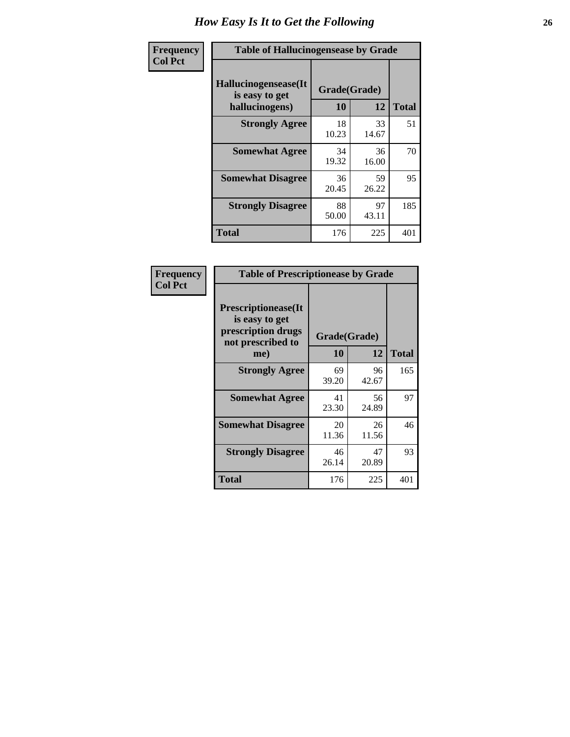# How Easy Is It to Get the Following

**Frequency**
**Col Pct**

**Table of Hallucinogensease by Grade**

| Hallucinogensease(It is easy to get hallucinogens) | Grade(Grade) | | Total |
|---|---|---|---|
| | 10 | 12 | |
| **Strongly Agree** | 18<br>10.23 | 33<br>14.67 | 51 |
| **Somewhat Agree** | 34<br>19.32 | 36<br>16.00 | 70 |
| **Somewhat Disagree** | 36<br>20.45 | 59<br>26.22 | 95 |
| **Strongly Disagree** | 88<br>50.00 | 97<br>43.11 | 185 |
| **Total** | 176 | 225 | 401 |

**Frequency**
**Col Pct**

**Table of Prescriptionease by Grade**

| Prescriptionease(It is easy to get prescription drugs not prescribed to me) | Grade(Grade) | | Total |
|---|---|---|---|
| | 10 | 12 | |
| **Strongly Agree** | 69<br>39.20 | 96<br>42.67 | 165 |
| **Somewhat Agree** | 41<br>23.30 | 56<br>24.89 | 97 |
| **Somewhat Disagree** | 20<br>11.36 | 26<br>11.56 | 46 |
| **Strongly Disagree** | 46<br>26.14 | 47<br>20.89 | 93 |
| **Total** | 176 | 225 | 401 |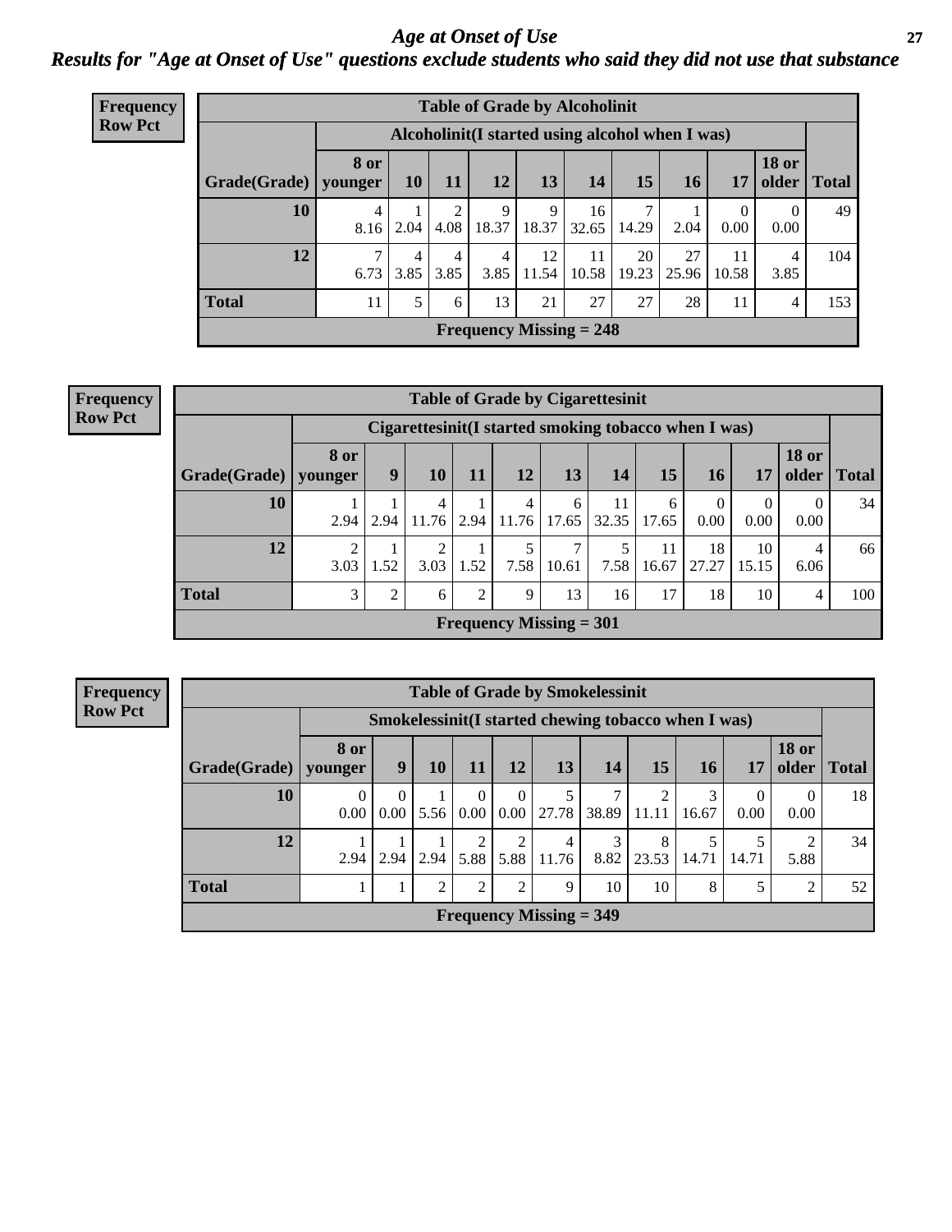# Age at Onset of Use

## Results for "Age at Onset of Use" questions exclude students who said they did not use that substance

**Frequency**
**Row Pct**

**Table of Grade by Alcoholinit**

| Grade(Grade) | Alcoholinit(I started using alcohol when I was) | | | | | | | | | | Total |
|---|---|---|---|---|---|---|---|---|---|---|---|
| | 8 or younger | 10 | 11 | 12 | 13 | 14 | 15 | 16 | 17 | 18 or older | |
| 10 | 4<br>8.16 | 1<br>2.04 | 2<br>4.08 | 9<br>18.37 | 9<br>18.37 | 16<br>32.65 | 7<br>14.29 | 1<br>2.04 | 0<br>0.00 | 0<br>0.00 | 49 |
| 12 | 7<br>6.73 | 4<br>3.85 | 4<br>3.85 | 4<br>3.85 | 12<br>11.54 | 11<br>10.58 | 20<br>19.23 | 27<br>25.96 | 11<br>10.58 | 4<br>3.85 | 104 |
| Total | 11 | 5 | 6 | 13 | 21 | 27 | 27 | 28 | 11 | 4 | 153 |

Frequency Missing = 248

**Frequency**
**Row Pct**

**Table of Grade by Cigarettesinit**

| Grade(Grade) | Cigarettesinit(I started smoking tobacco when I was) | | | | | | | | | | | Total |
|---|---|---|---|---|---|---|---|---|---|---|---|---|
| | 8 or younger | 9 | 10 | 11 | 12 | 13 | 14 | 15 | 16 | 17 | 18 or older | |
| 10 | 1<br>2.94 | 1<br>2.94 | 4<br>11.76 | 1<br>2.94 | 4<br>11.76 | 6<br>17.65 | 11<br>32.35 | 6<br>17.65 | 0<br>0.00 | 0<br>0.00 | 0<br>0.00 | 34 |
| 12 | 2<br>3.03 | 1<br>1.52 | 2<br>3.03 | 1<br>1.52 | 5<br>7.58 | 7<br>10.61 | 5<br>7.58 | 11<br>16.67 | 18<br>27.27 | 10<br>15.15 | 4<br>6.06 | 66 |
| Total | 3 | 2 | 6 | 2 | 9 | 13 | 16 | 17 | 18 | 10 | 4 | 100 |

Frequency Missing = 301

**Frequency**
**Row Pct**

**Table of Grade by Smokelessinit**

| Grade(Grade) | Smokelessinit(I started chewing tobacco when I was) | | | | | | | | | | | Total |
|---|---|---|---|---|---|---|---|---|---|---|---|---|
| | 8 or younger | 9 | 10 | 11 | 12 | 13 | 14 | 15 | 16 | 17 | 18 or older | |
| 10 | 0<br>0.00 | 0<br>0.00 | 1<br>5.56 | 0<br>0.00 | 0<br>0.00 | 5<br>27.78 | 7<br>38.89 | 2<br>11.11 | 3<br>16.67 | 0<br>0.00 | 0<br>0.00 | 18 |
| 12 | 1<br>2.94 | 1<br>2.94 | 1<br>2.94 | 2<br>5.88 | 2<br>5.88 | 4<br>11.76 | 3<br>8.82 | 8<br>23.53 | 5<br>14.71 | 5<br>14.71 | 2<br>5.88 | 34 |
| Total | 1 | 1 | 2 | 2 | 2 | 9 | 10 | 10 | 8 | 5 | 2 | 52 |

Frequency Missing = 349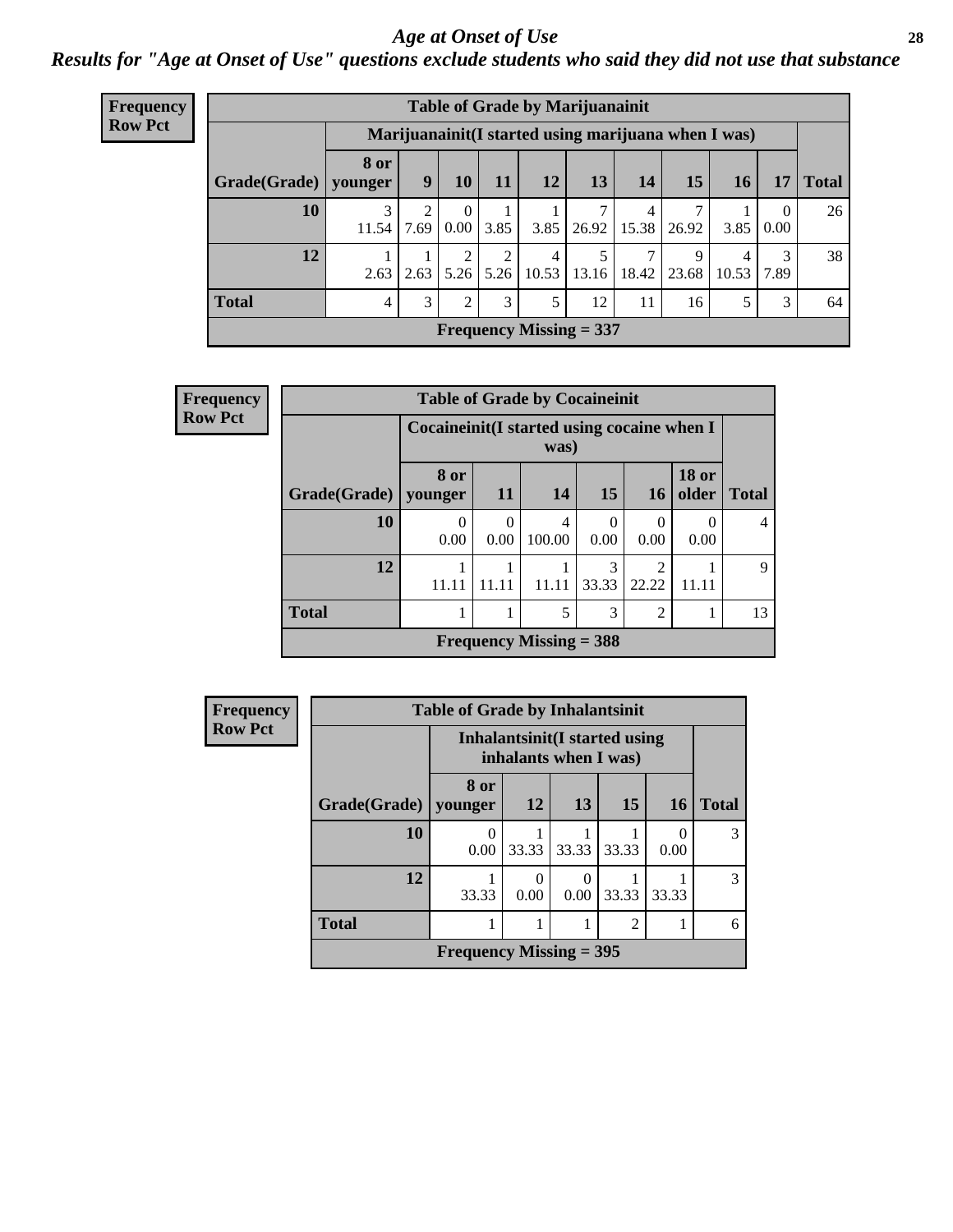# Age at Onset of Use

## Results for "Age at Onset of Use" questions exclude students who said they did not use that substance

**Frequency**
**Row Pct**

| Table of Grade by Marijuanainit | | | | | | | | | | | |
|---|---|---|---|---|---|---|---|---|---|---|---|
| | Marijuanainit(I started using marijuana when I was) | | | | | | | | | | |
| Grade(Grade) | 8 or younger | 9 | 10 | 11 | 12 | 13 | 14 | 15 | 16 | 17 | Total |
| 10 | 3<br>11.54 | 2<br>7.69 | 0<br>0.00 | 1<br>3.85 | 1<br>3.85 | 7<br>26.92 | 4<br>15.38 | 7<br>26.92 | 1<br>3.85 | 0<br>0.00 | 26 |
| 12 | 1<br>2.63 | 1<br>2.63 | 2<br>5.26 | 2<br>5.26 | 4<br>10.53 | 5<br>13.16 | 7<br>18.42 | 9<br>23.68 | 4<br>10.53 | 3<br>7.89 | 38 |
| Total | 4 | 3 | 2 | 3 | 5 | 12 | 11 | 16 | 5 | 3 | 64 |
| Frequency Missing = 337 | | | | | | | | | | | |

**Frequency**
**Row Pct**

| Table of Grade by Cocaineinit | | | | | | | |
|---|---|---|---|---|---|---|---|
| | Cocaineinit(I started using cocaine when I was) | | | | | | |
| Grade(Grade) | 8 or younger | 11 | 14 | 15 | 16 | 18 or older | Total |
| 10 | 0<br>0.00 | 0<br>0.00 | 4<br>100.00 | 0<br>0.00 | 0<br>0.00 | 0<br>0.00 | 4 |
| 12 | 1<br>11.11 | 1<br>11.11 | 1<br>11.11 | 3<br>33.33 | 2<br>22.22 | 1<br>11.11 | 9 |
| Total | 1 | 1 | 5 | 3 | 2 | 1 | 13 |
| Frequency Missing = 388 | | | | | | | |

**Frequency**
**Row Pct**

| Table of Grade by Inhalantsinit | | | | | | |
|---|---|---|---|---|---|---|
| | Inhalantsinit(I started using inhalants when I was) | | | | | |
| Grade(Grade) | 8 or younger | 12 | 13 | 15 | 16 | Total |
| 10 | 0<br>0.00 | 1<br>33.33 | 1<br>33.33 | 1<br>33.33 | 0<br>0.00 | 3 |
| 12 | 1<br>33.33 | 0<br>0.00 | 0<br>0.00 | 1<br>33.33 | 1<br>33.33 | 3 |
| Total | 1 | 1 | 1 | 2 | 1 | 6 |
| Frequency Missing = 395 | | | | | | |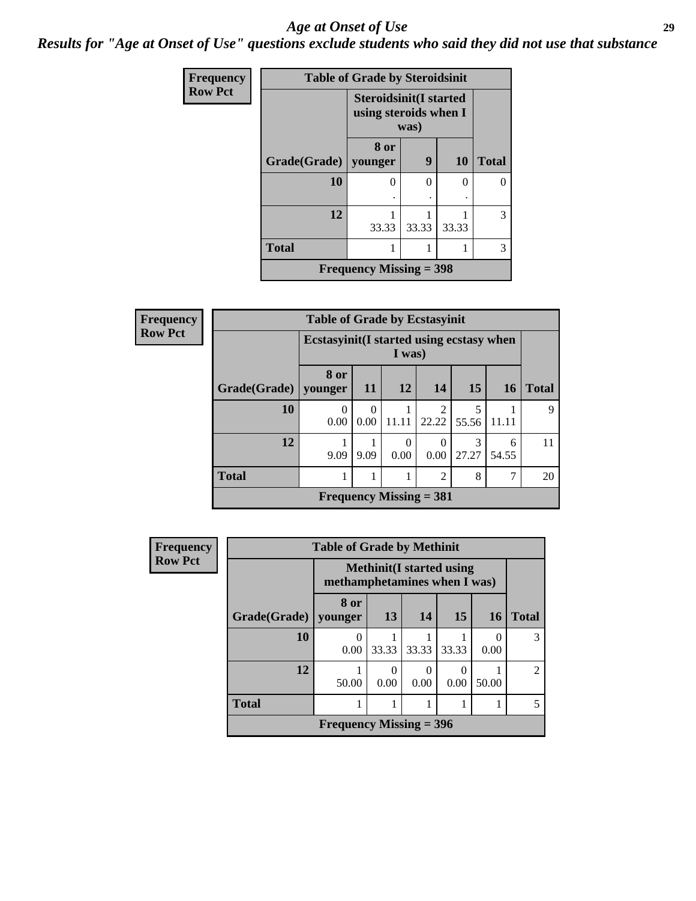# Age at Onset of Use

## Results for "Age at Onset of Use" questions exclude students who said they did not use that substance

**Frequency**
**Row Pct**

| Table of Grade by Steroidsinit | | | | |
|---|---|---|---|---|
| | Steroidsinit(I started using steroids when I was) | | | |
| Grade(Grade) | 8 or younger | 9 | 10 | Total |
| 10 | 0<br>. | 0<br>. | 0<br>. | 0 |
| 12 | 1<br>33.33 | 1<br>33.33 | 1<br>33.33 | 3 |
| Total | 1 | 1 | 1 | 3 |
| Frequency Missing = 398 | | | | |

**Frequency**
**Row Pct**

| Table of Grade by Ecstasyinit | | | | | | | |
|---|---|---|---|---|---|---|---|
| | Ecstasyinit(I started using ecstasy when I was) | | | | | | |
| Grade(Grade) | 8 or younger | 11 | 12 | 14 | 15 | 16 | Total |
| 10 | 0<br>0.00 | 0<br>0.00 | 1<br>11.11 | 2<br>22.22 | 5<br>55.56 | 1<br>11.11 | 9 |
| 12 | 1<br>9.09 | 1<br>9.09 | 0<br>0.00 | 0<br>0.00 | 3<br>27.27 | 6<br>54.55 | 11 |
| Total | 1 | 1 | 1 | 2 | 8 | 7 | 20 |
| Frequency Missing = 381 | | | | | | | |

**Frequency**
**Row Pct**

| Table of Grade by Methinit | | | | | | |
|---|---|---|---|---|---|---|
| | Methinit(I started using methamphetamines when I was) | | | | | |
| Grade(Grade) | 8 or younger | 13 | 14 | 15 | 16 | Total |
| 10 | 0<br>0.00 | 1<br>33.33 | 1<br>33.33 | 1<br>33.33 | 0<br>0.00 | 3 |
| 12 | 1<br>50.00 | 0<br>0.00 | 0<br>0.00 | 0<br>0.00 | 1<br>50.00 | 2 |
| Total | 1 | 1 | 1 | 1 | 1 | 5 |
| Frequency Missing = 396 | | | | | | |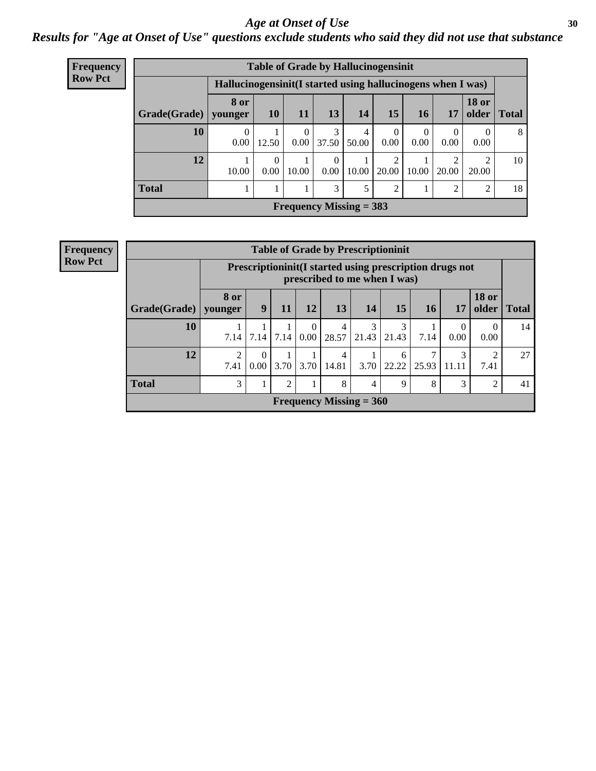# Age at Onset of Use

## *Results for "Age at Onset of Use" questions exclude students who said they did not use that substance*

**Frequency**
**Row Pct**

| Table of Grade by Hallucinogensinit | | | | | | | | | | |
|---|---|---|---|---|---|---|---|---|---|---|
| | Hallucinogensinit(I started using hallucinogens when I was) | | | | | | | | | |
| Grade(Grade) | 8 or younger | 10 | 11 | 13 | 14 | 15 | 16 | 17 | 18 or older | Total |
| 10 | 0<br>0.00 | 1<br>12.50 | 0<br>0.00 | 3<br>37.50 | 4<br>50.00 | 0<br>0.00 | 0<br>0.00 | 0<br>0.00 | 0<br>0.00 | 8 |
| 12 | 1<br>10.00 | 0<br>0.00 | 1<br>10.00 | 0<br>0.00 | 1<br>10.00 | 2<br>20.00 | 1<br>10.00 | 2<br>20.00 | 2<br>20.00 | 10 |
| Total | 1 | 1 | 1 | 3 | 5 | 2 | 1 | 2 | 2 | 18 |
| Frequency Missing = 383 | | | | | | | | | | |

**Frequency**
**Row Pct**

| Table of Grade by Prescriptioninit | | | | | | | | | | | |
|---|---|---|---|---|---|---|---|---|---|---|---|
| | Prescriptioninit(I started using prescription drugs not prescribed to me when I was) | | | | | | | | | | |
| Grade(Grade) | 8 or younger | 9 | 11 | 12 | 13 | 14 | 15 | 16 | 17 | 18 or older | Total |
| 10 | 1<br>7.14 | 1<br>7.14 | 1<br>7.14 | 0<br>0.00 | 4<br>28.57 | 3<br>21.43 | 3<br>21.43 | 1<br>7.14 | 0<br>0.00 | 0<br>0.00 | 14 |
| 12 | 2<br>7.41 | 0<br>0.00 | 1<br>3.70 | 1<br>3.70 | 4<br>14.81 | 1<br>3.70 | 6<br>22.22 | 7<br>25.93 | 3<br>11.11 | 2<br>7.41 | 27 |
| Total | 3 | 1 | 2 | 1 | 8 | 4 | 9 | 8 | 3 | 2 | 41 |
| Frequency Missing = 360 | | | | | | | | | | | |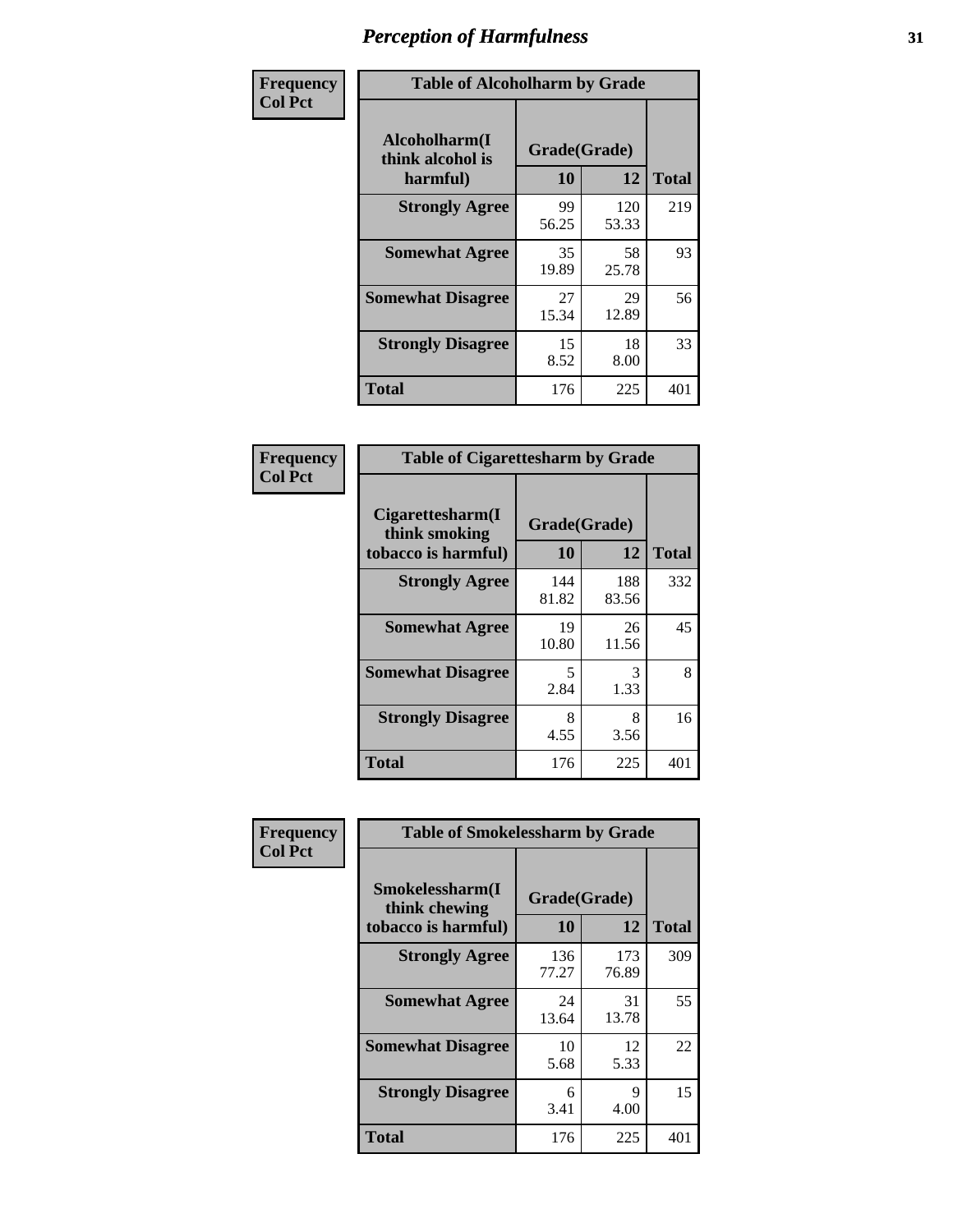# Perception of Harmfulness

**Frequency**
**Col Pct**

| Table of Alcoholharm by Grade | | | |
|---|---|---|---|
| **Alcoholharm(I think alcohol is harmful)** | **Grade(Grade)** | | **Total** |
| | **10** | **12** | |
| **Strongly Agree** | 99<br>56.25 | 120<br>53.33 | 219 |
| **Somewhat Agree** | 35<br>19.89 | 58<br>25.78 | 93 |
| **Somewhat Disagree** | 27<br>15.34 | 29<br>12.89 | 56 |
| **Strongly Disagree** | 15<br>8.52 | 18<br>8.00 | 33 |
| **Total** | 176 | 225 | 401 |

**Frequency**
**Col Pct**

| Table of Cigarettesharm by Grade | | | |
|---|---|---|---|
| **Cigarettesharm(I think smoking tobacco is harmful)** | **Grade(Grade)** | | **Total** |
| | **10** | **12** | |
| **Strongly Agree** | 144<br>81.82 | 188<br>83.56 | 332 |
| **Somewhat Agree** | 19<br>10.80 | 26<br>11.56 | 45 |
| **Somewhat Disagree** | 5<br>2.84 | 3<br>1.33 | 8 |
| **Strongly Disagree** | 8<br>4.55 | 8<br>3.56 | 16 |
| **Total** | 176 | 225 | 401 |

**Frequency**
**Col Pct**

| Table of Smokelessharm by Grade | | | |
|---|---|---|---|
| **Smokelessharm(I think chewing tobacco is harmful)** | **Grade(Grade)** | | **Total** |
| | **10** | **12** | |
| **Strongly Agree** | 136<br>77.27 | 173<br>76.89 | 309 |
| **Somewhat Agree** | 24<br>13.64 | 31<br>13.78 | 55 |
| **Somewhat Disagree** | 10<br>5.68 | 12<br>5.33 | 22 |
| **Strongly Disagree** | 6<br>3.41 | 9<br>4.00 | 15 |
| **Total** | 176 | 225 | 401 |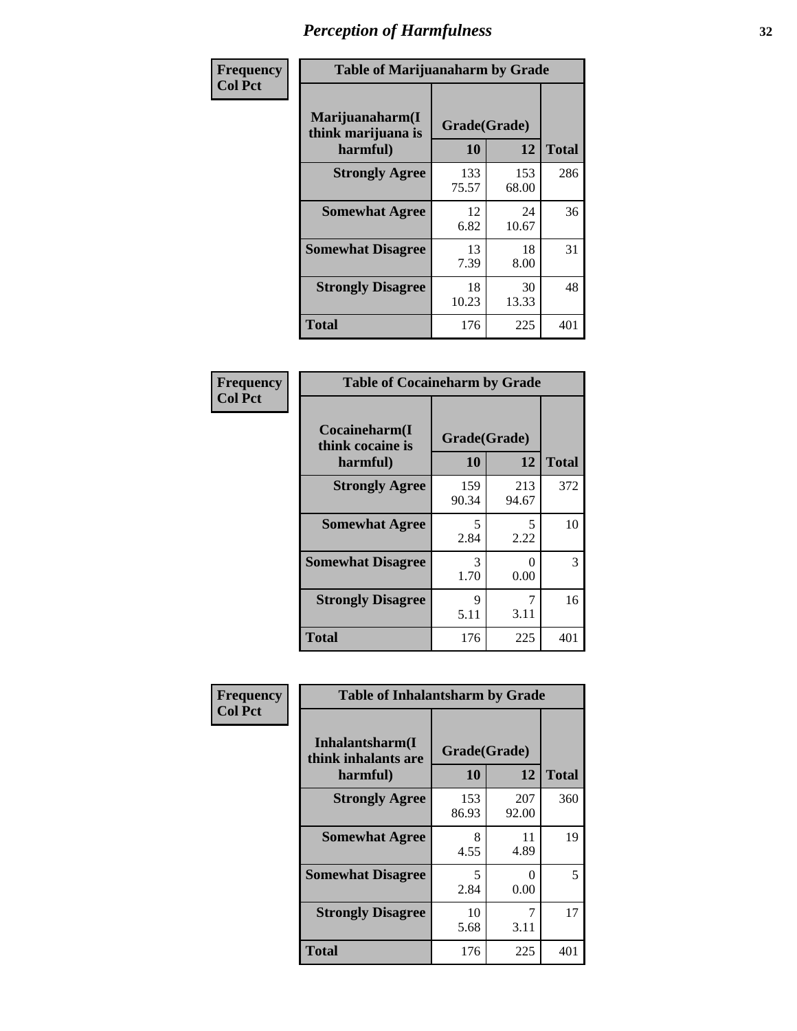# Perception of Harmfulness

**Frequency**
**Col Pct**

| Table of Marijuanaharm by Grade | | | |
|---|---|---|---|
| Marijuanaharm(I think marijuana is harmful) | Grade(Grade) | | |
| | 10 | 12 | Total |
| Strongly Agree | 133<br>75.57 | 153<br>68.00 | 286 |
| Somewhat Agree | 12<br>6.82 | 24<br>10.67 | 36 |
| Somewhat Disagree | 13<br>7.39 | 18<br>8.00 | 31 |
| Strongly Disagree | 18<br>10.23 | 30<br>13.33 | 48 |
| Total | 176 | 225 | 401 |

**Frequency**
**Col Pct**

| Table of Cocaineharm by Grade | | | |
|---|---|---|---|
| Cocaineharm(I think cocaine is harmful) | Grade(Grade) | | |
| | 10 | 12 | Total |
| Strongly Agree | 159<br>90.34 | 213<br>94.67 | 372 |
| Somewhat Agree | 5<br>2.84 | 5<br>2.22 | 10 |
| Somewhat Disagree | 3<br>1.70 | 0<br>0.00 | 3 |
| Strongly Disagree | 9<br>5.11 | 7<br>3.11 | 16 |
| Total | 176 | 225 | 401 |

**Frequency**
**Col Pct**

| Table of Inhalantsharm by Grade | | | |
|---|---|---|---|
| Inhalantsharm(I think inhalants are harmful) | Grade(Grade) | | |
| | 10 | 12 | Total |
| Strongly Agree | 153<br>86.93 | 207<br>92.00 | 360 |
| Somewhat Agree | 8<br>4.55 | 11<br>4.89 | 19 |
| Somewhat Disagree | 5<br>2.84 | 0<br>0.00 | 5 |
| Strongly Disagree | 10<br>5.68 | 7<br>3.11 | 17 |
| Total | 176 | 225 | 401 |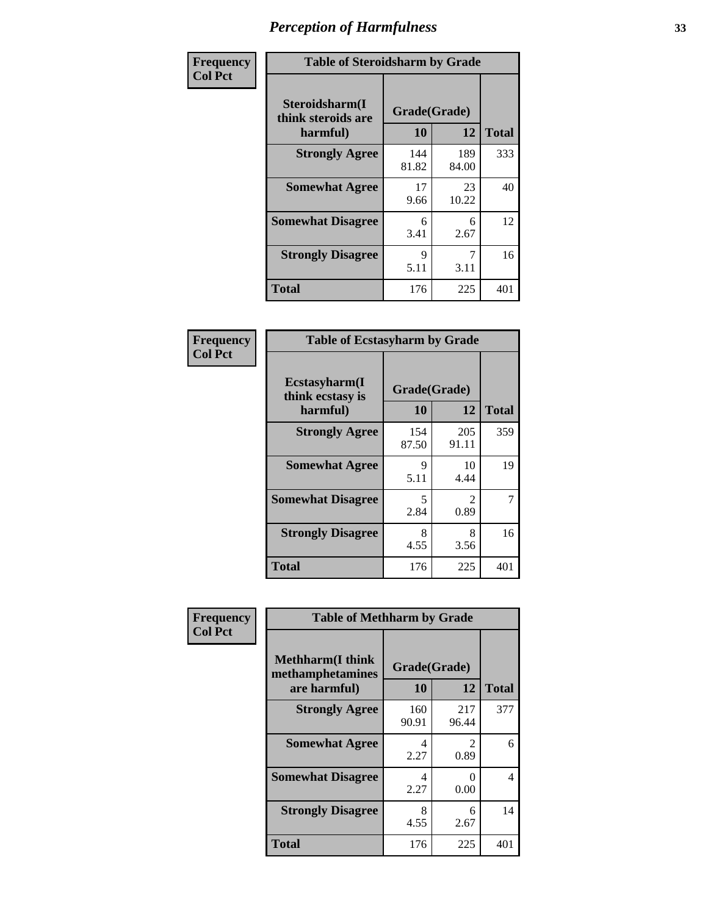# Perception of Harmfulness

**Frequency**
**Col Pct**

| Table of Steroidsharm by Grade | | | |
|---|---|---|---|
| **Steroidsharm(I think steroids are harmful)** | **Grade(Grade)** | | **Total** |
| | **10** | **12** | |
| **Strongly Agree** | 144<br>81.82 | 189<br>84.00 | 333 |
| **Somewhat Agree** | 17<br>9.66 | 23<br>10.22 | 40 |
| **Somewhat Disagree** | 6<br>3.41 | 6<br>2.67 | 12 |
| **Strongly Disagree** | 9<br>5.11 | 7<br>3.11 | 16 |
| **Total** | 176 | 225 | 401 |

**Frequency**
**Col Pct**

| Table of Ecstasyharm by Grade | | | |
|---|---|---|---|
| **Ecstasyharm(I think ecstasy is harmful)** | **Grade(Grade)** | | **Total** |
| | **10** | **12** | |
| **Strongly Agree** | 154<br>87.50 | 205<br>91.11 | 359 |
| **Somewhat Agree** | 9<br>5.11 | 10<br>4.44 | 19 |
| **Somewhat Disagree** | 5<br>2.84 | 2<br>0.89 | 7 |
| **Strongly Disagree** | 8<br>4.55 | 8<br>3.56 | 16 |
| **Total** | 176 | 225 | 401 |

**Frequency**
**Col Pct**

| Table of Methharm by Grade | | | |
|---|---|---|---|
| **Methharm(I think methamphetamines are harmful)** | **Grade(Grade)** | | **Total** |
| | **10** | **12** | |
| **Strongly Agree** | 160<br>90.91 | 217<br>96.44 | 377 |
| **Somewhat Agree** | 4<br>2.27 | 2<br>0.89 | 6 |
| **Somewhat Disagree** | 4<br>2.27 | 0<br>0.00 | 4 |
| **Strongly Disagree** | 8<br>4.55 | 6<br>2.67 | 14 |
| **Total** | 176 | 225 | 401 |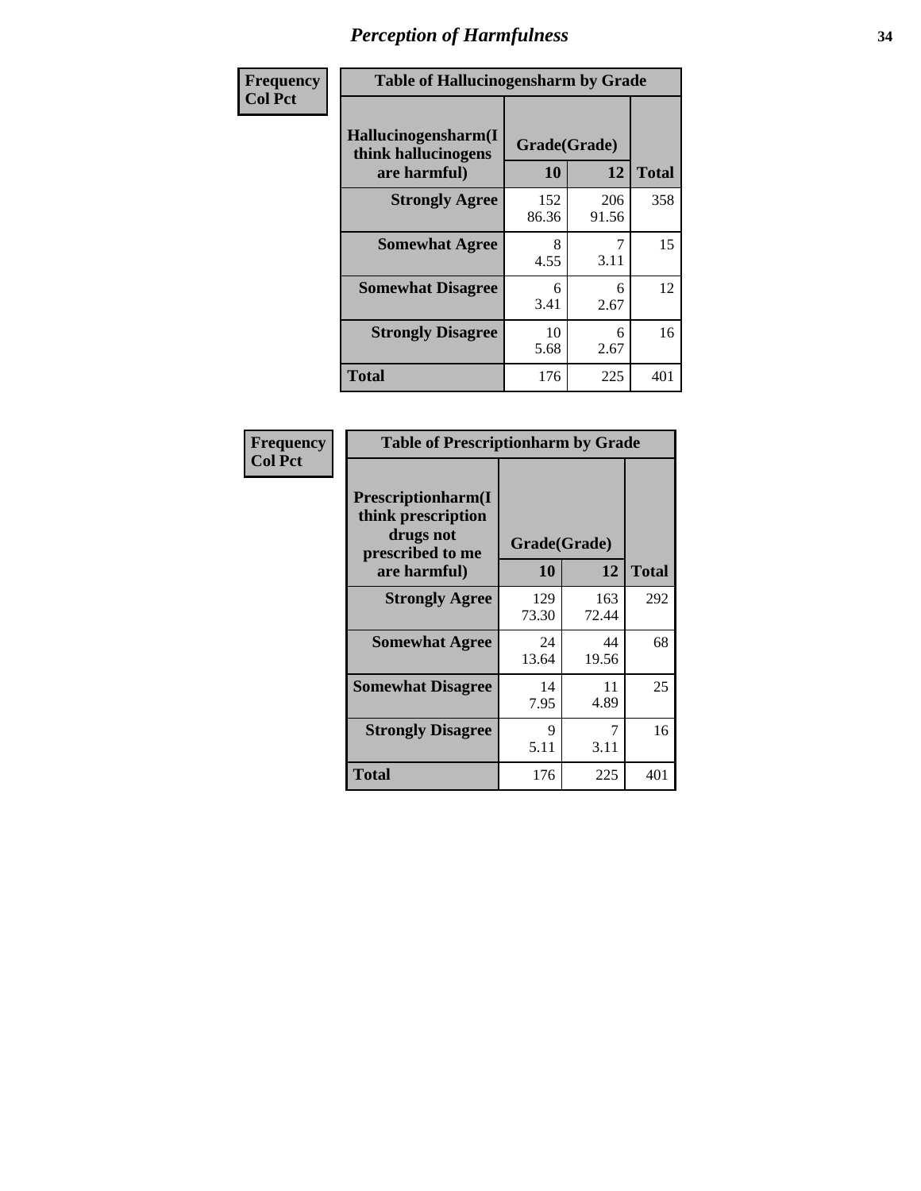# Perception of Harmfulness

| Frequency<br>Col Pct | Table of Hallucinogensharm by Grade | | |
|---|---|---|---|
| Hallucinogensharm(I think hallucinogens are harmful) | Grade(Grade) | | |
| | 10 | 12 | Total |
| Strongly Agree | 152<br>86.36 | 206<br>91.56 | 358 |
| Somewhat Agree | 8<br>4.55 | 7<br>3.11 | 15 |
| Somewhat Disagree | 6<br>3.41 | 6<br>2.67 | 12 |
| Strongly Disagree | 10<br>5.68 | 6<br>2.67 | 16 |
| Total | 176 | 225 | 401 |

| Frequency<br>Col Pct | Table of Prescriptionharm by Grade | | |
|---|---|---|---|
| Prescriptionharm(I think prescription drugs not prescribed to me are harmful) | Grade(Grade) | | |
| | 10 | 12 | Total |
| Strongly Agree | 129<br>73.30 | 163<br>72.44 | 292 |
| Somewhat Agree | 24<br>13.64 | 44<br>19.56 | 68 |
| Somewhat Disagree | 14<br>7.95 | 11<br>4.89 | 25 |
| Strongly Disagree | 9<br>5.11 | 7<br>3.11 | 16 |
| Total | 176 | 225 | 401 |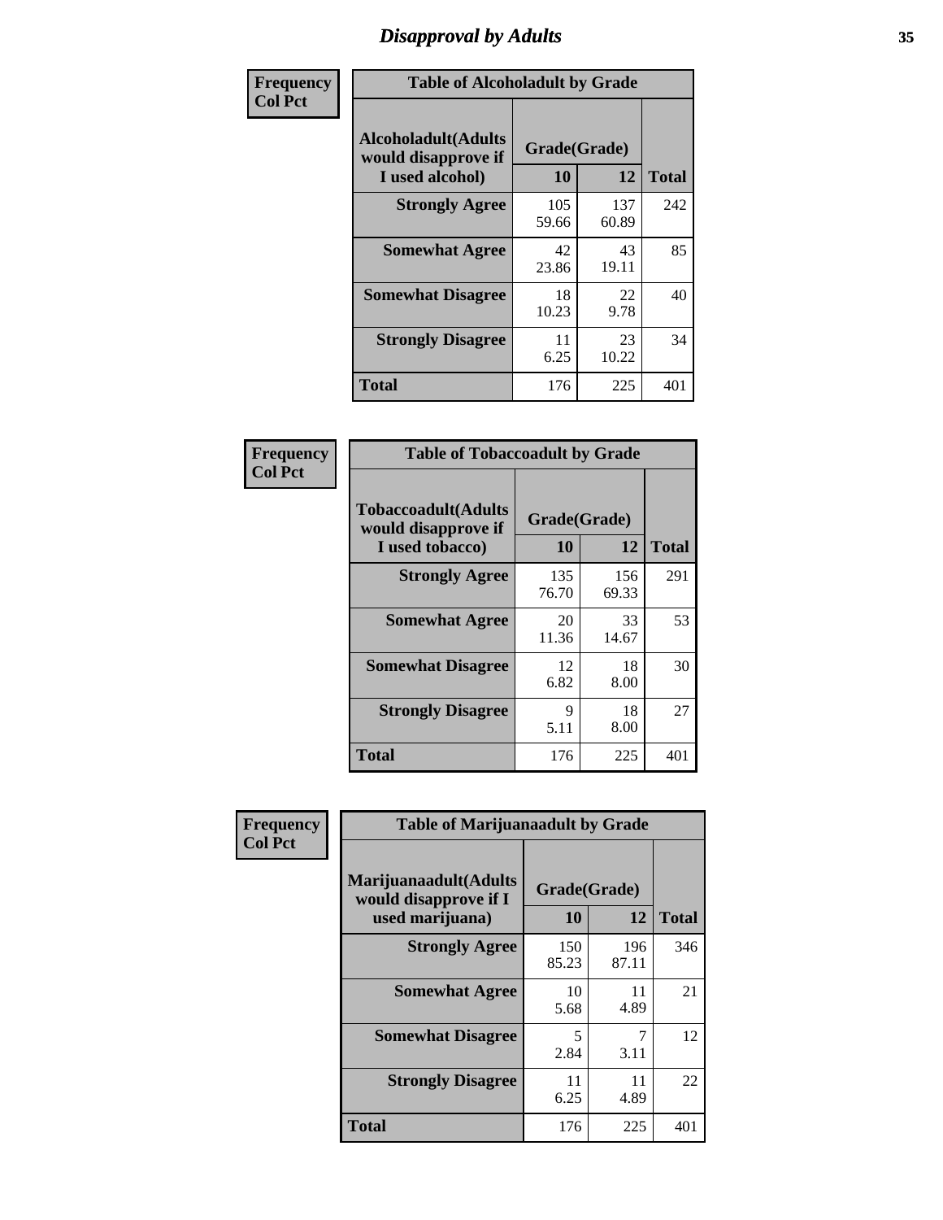# Disapproval by Adults

| Frequency Col Pct | Table of Alcoholadult by Grade | | |
|---|---|---|---|
| **Alcoholadult(Adults would disapprove if I used alcohol)** | **Grade(Grade)** | | **Total** |
| | **10** | **12** | |
| **Strongly Agree** | 105<br>59.66 | 137<br>60.89 | 242 |
| **Somewhat Agree** | 42<br>23.86 | 43<br>19.11 | 85 |
| **Somewhat Disagree** | 18<br>10.23 | 22<br>9.78 | 40 |
| **Strongly Disagree** | 11<br>6.25 | 23<br>10.22 | 34 |
| **Total** | 176 | 225 | 401 |

| Frequency Col Pct | Table of Tobaccoadult by Grade | | |
|---|---|---|---|
| **Tobaccoadult(Adults would disapprove if I used tobacco)** | **Grade(Grade)** | | **Total** |
| | **10** | **12** | |
| **Strongly Agree** | 135<br>76.70 | 156<br>69.33 | 291 |
| **Somewhat Agree** | 20<br>11.36 | 33<br>14.67 | 53 |
| **Somewhat Disagree** | 12<br>6.82 | 18<br>8.00 | 30 |
| **Strongly Disagree** | 9<br>5.11 | 18<br>8.00 | 27 |
| **Total** | 176 | 225 | 401 |

| Frequency Col Pct | Table of Marijuanaadult by Grade | | |
|---|---|---|---|
| **Marijuanaadult(Adults would disapprove if I used marijuana)** | **Grade(Grade)** | | **Total** |
| | **10** | **12** | |
| **Strongly Agree** | 150<br>85.23 | 196<br>87.11 | 346 |
| **Somewhat Agree** | 10<br>5.68 | 11<br>4.89 | 21 |
| **Somewhat Disagree** | 5<br>2.84 | 7<br>3.11 | 12 |
| **Strongly Disagree** | 11<br>6.25 | 11<br>4.89 | 22 |
| **Total** | 176 | 225 | 401 |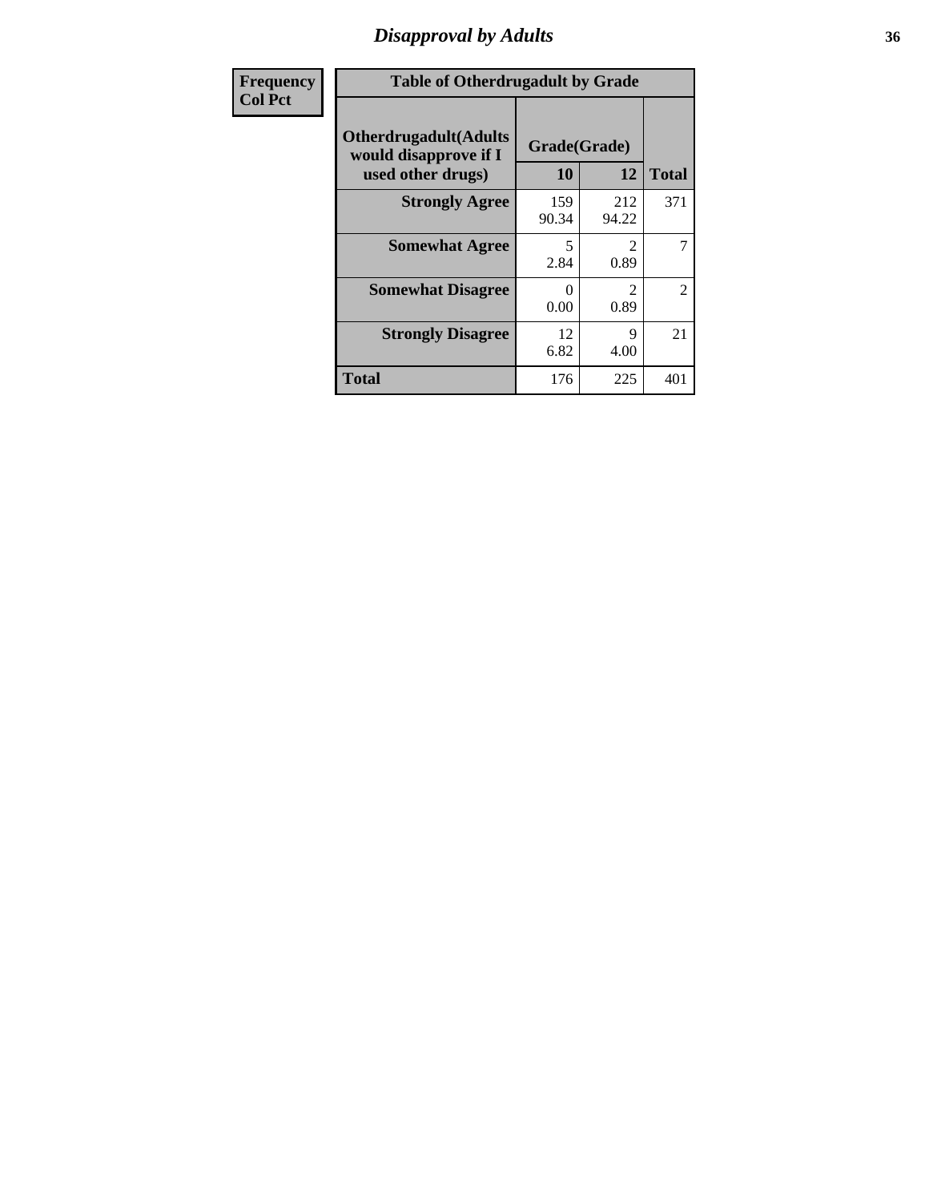# *Disapproval by Adults*

| Frequency<br>Col Pct |
|---|

**Table of Otherdrugadult by Grade**

| Otherdrugadult(Adults would disapprove if I used other drugs) | Grade(Grade) 10 | 12 | Total |
|---|---|---|---|
| **Strongly Agree** | 159<br>90.34 | 212<br>94.22 | 371 |
| **Somewhat Agree** | 5<br>2.84 | 2<br>0.89 | 7 |
| **Somewhat Disagree** | 0<br>0.00 | 2<br>0.89 | 2 |
| **Strongly Disagree** | 12<br>6.82 | 9<br>4.00 | 21 |
| **Total** | 176 | 225 | 401 |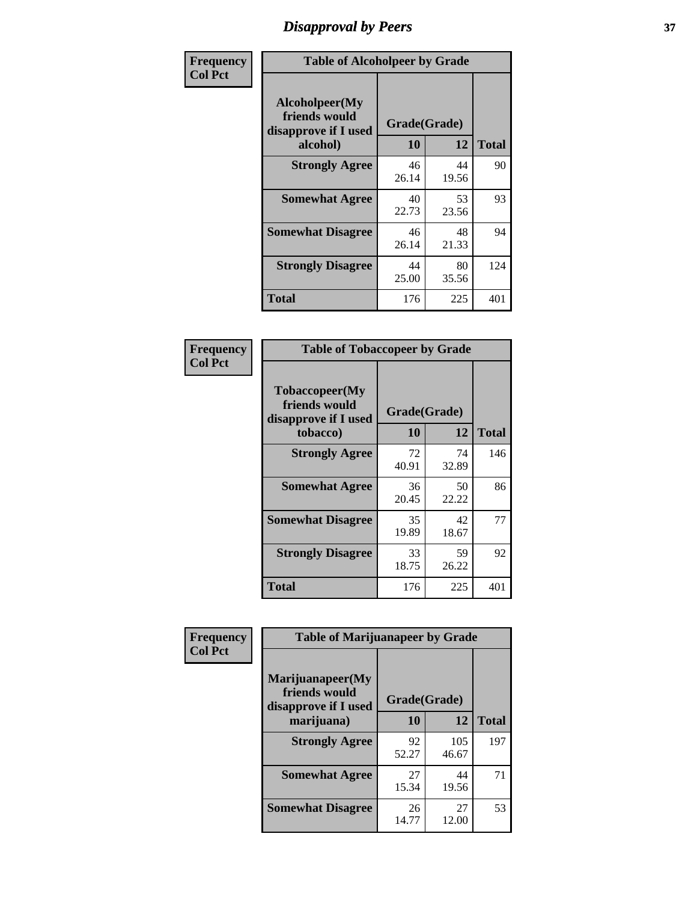# Disapproval by Peers

| Frequency Col Pct | Table of Alcoholpeer by Grade | | |
|---|---|---|---|
| Alcoholpeer(My friends would disapprove if I used alcohol) | Grade(Grade) | | |
| | 10 | 12 | Total |
| Strongly Agree | 46<br>26.14 | 44<br>19.56 | 90 |
| Somewhat Agree | 40<br>22.73 | 53<br>23.56 | 93 |
| Somewhat Disagree | 46<br>26.14 | 48<br>21.33 | 94 |
| Strongly Disagree | 44<br>25.00 | 80<br>35.56 | 124 |
| Total | 176 | 225 | 401 |

| Frequency Col Pct | Table of Tobaccopeer by Grade | | |
|---|---|---|---|
| Tobaccopeer(My friends would disapprove if I used tobacco) | Grade(Grade) | | |
| | 10 | 12 | Total |
| Strongly Agree | 72<br>40.91 | 74<br>32.89 | 146 |
| Somewhat Agree | 36<br>20.45 | 50<br>22.22 | 86 |
| Somewhat Disagree | 35<br>19.89 | 42<br>18.67 | 77 |
| Strongly Disagree | 33<br>18.75 | 59<br>26.22 | 92 |
| Total | 176 | 225 | 401 |

| Frequency Col Pct | Table of Marijuanapeer by Grade | | |
|---|---|---|---|
| Marijuanapeer(My friends would disapprove if I used marijuana) | Grade(Grade) | | |
| | 10 | 12 | Total |
| Strongly Agree | 92<br>52.27 | 105<br>46.67 | 197 |
| Somewhat Agree | 27<br>15.34 | 44<br>19.56 | 71 |
| Somewhat Disagree | 26<br>14.77 | 27<br>12.00 | 53 |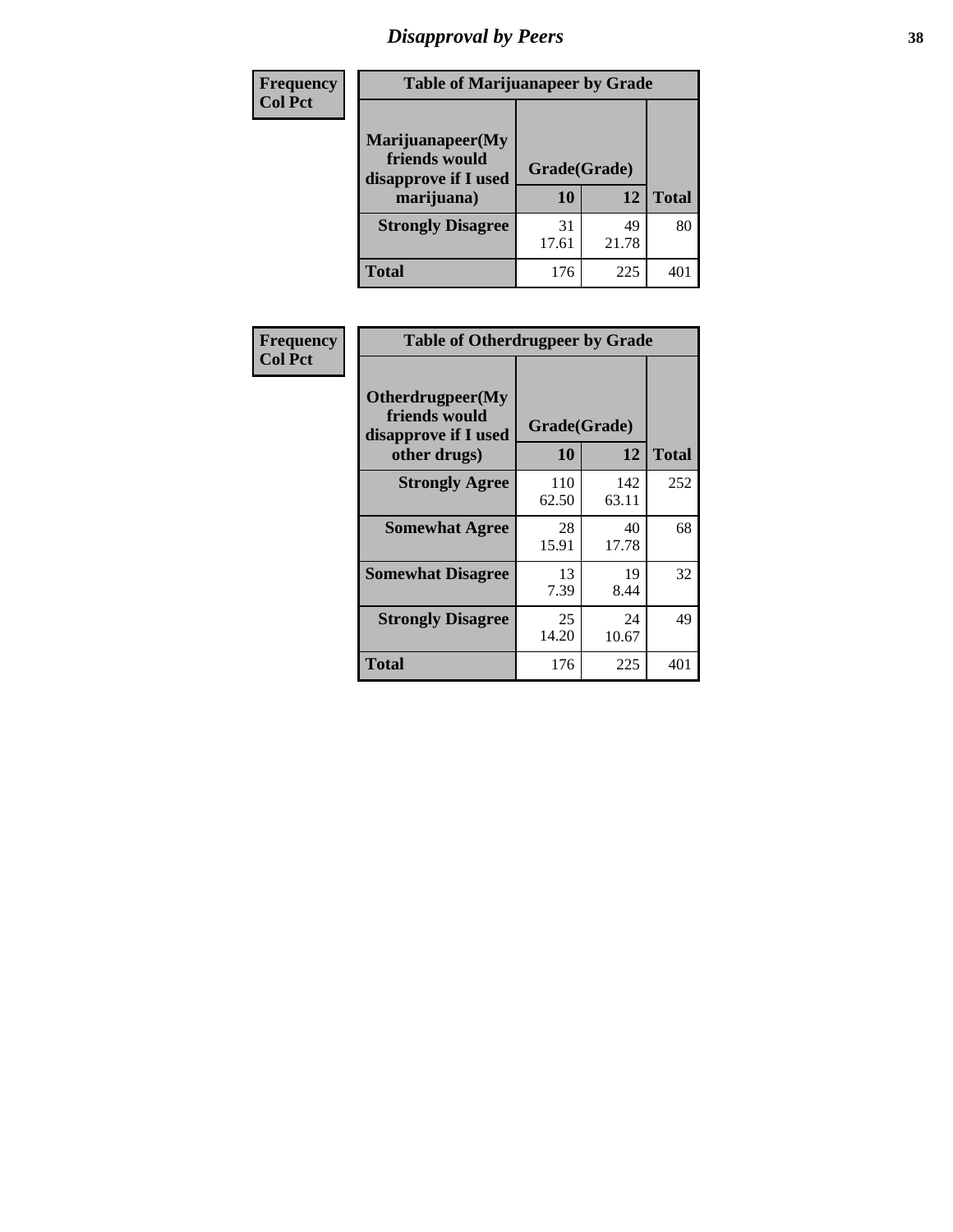# Disapproval by Peers

**Frequency**
**Col Pct**

| Table of Marijuanapeer by Grade | | | |
|---|---|---|---|
| Marijuanapeer(My friends would disapprove if I used marijuana) | Grade(Grade) | | |
| | 10 | 12 | Total |
| **Strongly Disagree** | 31<br>17.61 | 49<br>21.78 | 80 |
| **Total** | 176 | 225 | 401 |

**Frequency**
**Col Pct**

| Table of Otherdrugpeer by Grade | | | |
|---|---|---|---|
| Otherdrugpeer(My friends would disapprove if I used other drugs) | Grade(Grade) | | |
| | 10 | 12 | Total |
| **Strongly Agree** | 110<br>62.50 | 142<br>63.11 | 252 |
| **Somewhat Agree** | 28<br>15.91 | 40<br>17.78 | 68 |
| **Somewhat Disagree** | 13<br>7.39 | 19<br>8.44 | 32 |
| **Strongly Disagree** | 25<br>14.20 | 24<br>10.67 | 49 |
| **Total** | 176 | 225 | 401 |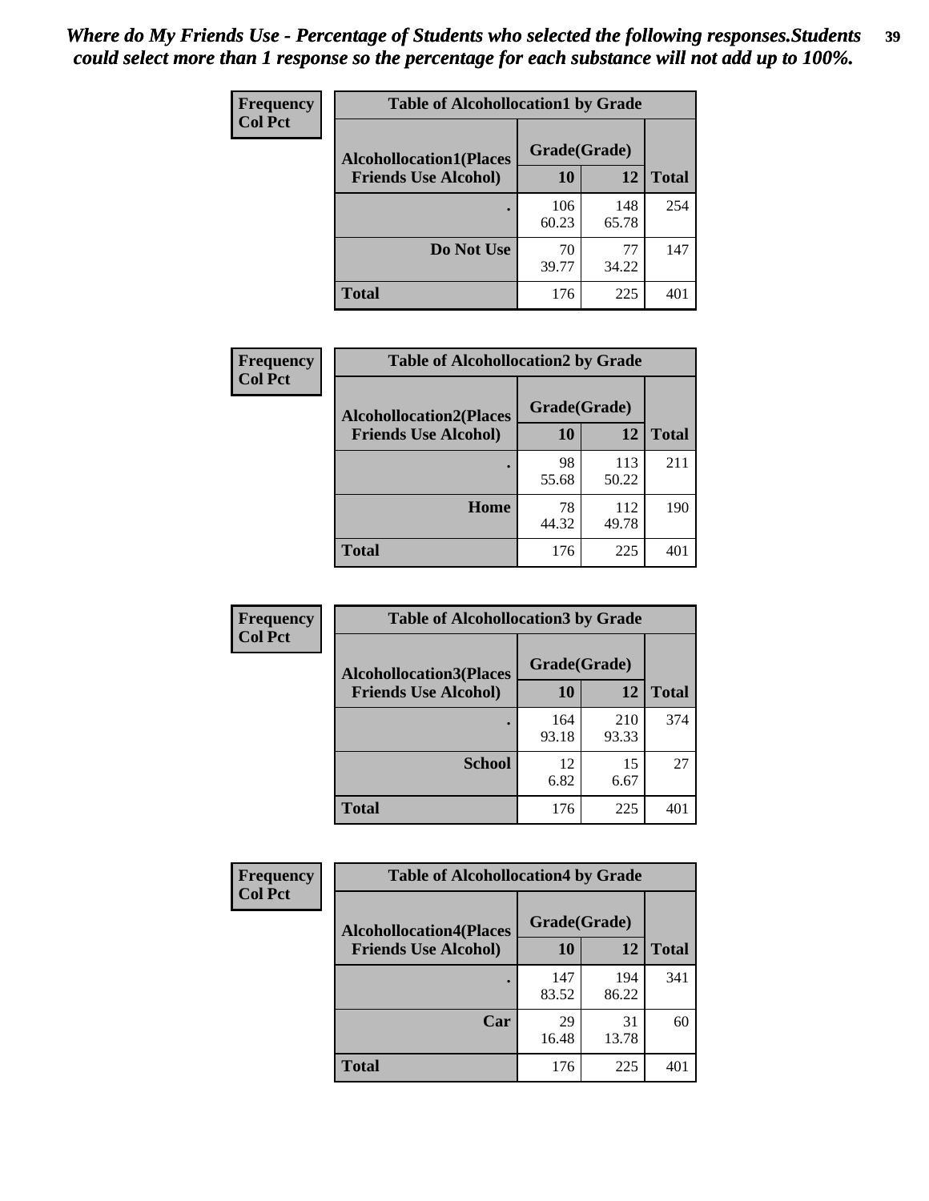*Where do My Friends Use - Percentage of Students who selected the following responses.Students could select more than 1 response so the percentage for each substance will not add up to 100%.*

**Frequency**
**Col Pct**

| Table of Alcohollocation1 by Grade | | | |
|---|---|---|---|
| **Alcohollocation1(Places Friends Use Alcohol)** | **Grade(Grade)** | | **Total** |
| | **10** | **12** | |
| **.** | 106<br>60.23 | 148<br>65.78 | 254 |
| **Do Not Use** | 70<br>39.77 | 77<br>34.22 | 147 |
| **Total** | 176 | 225 | 401 |

**Frequency**
**Col Pct**

| Table of Alcohollocation2 by Grade | | | |
|---|---|---|---|
| **Alcohollocation2(Places Friends Use Alcohol)** | **Grade(Grade)** | | **Total** |
| | **10** | **12** | |
| **.** | 98<br>55.68 | 113<br>50.22 | 211 |
| **Home** | 78<br>44.32 | 112<br>49.78 | 190 |
| **Total** | 176 | 225 | 401 |

**Frequency**
**Col Pct**

| Table of Alcohollocation3 by Grade | | | |
|---|---|---|---|
| **Alcohollocation3(Places Friends Use Alcohol)** | **Grade(Grade)** | | **Total** |
| | **10** | **12** | |
| **.** | 164<br>93.18 | 210<br>93.33 | 374 |
| **School** | 12<br>6.82 | 15<br>6.67 | 27 |
| **Total** | 176 | 225 | 401 |

**Frequency**
**Col Pct**

| Table of Alcohollocation4 by Grade | | | |
|---|---|---|---|
| **Alcohollocation4(Places Friends Use Alcohol)** | **Grade(Grade)** | | **Total** |
| | **10** | **12** | |
| **.** | 147<br>83.52 | 194<br>86.22 | 341 |
| **Car** | 29<br>16.48 | 31<br>13.78 | 60 |
| **Total** | 176 | 225 | 401 |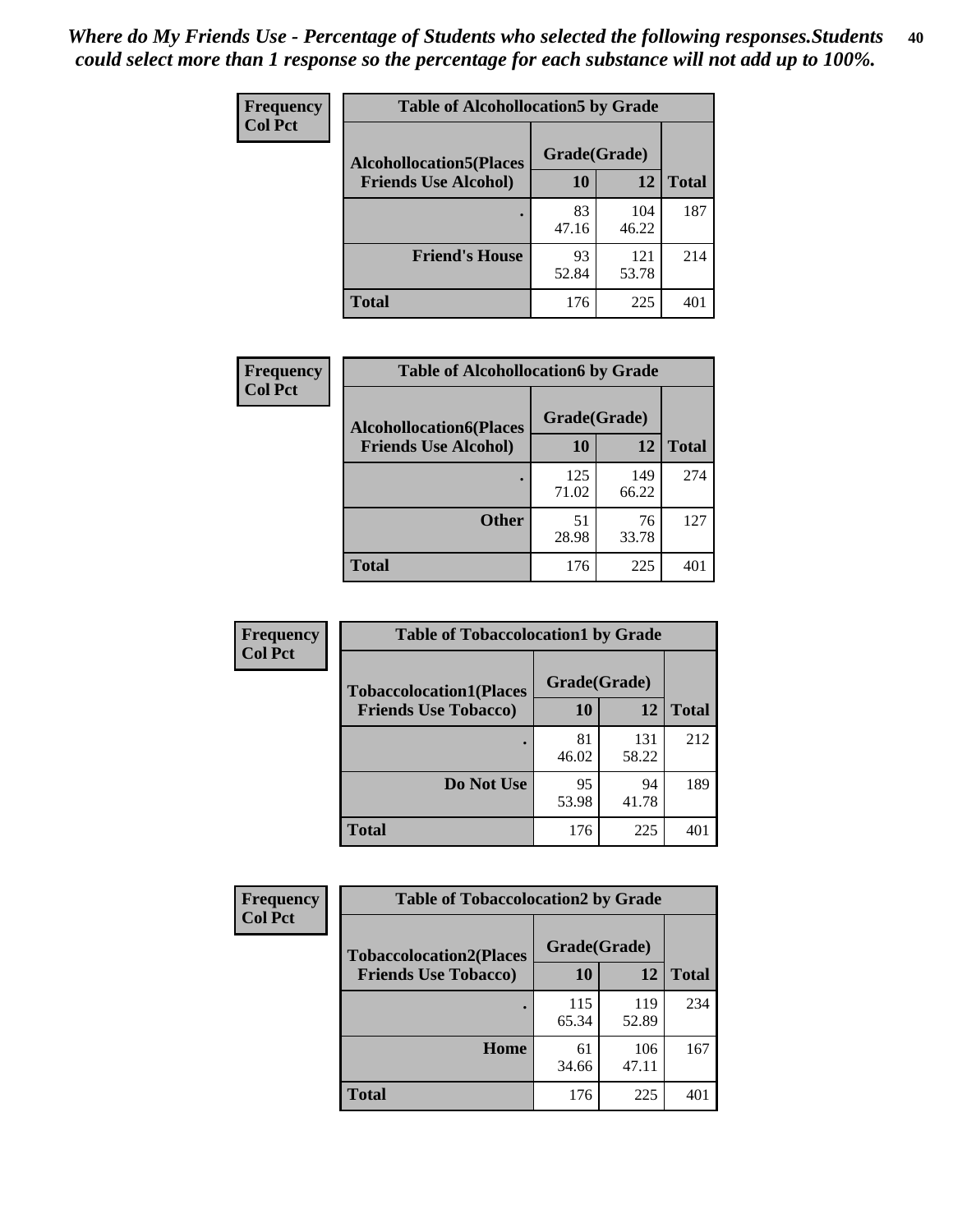*Where do My Friends Use - Percentage of Students who selected the following responses.Students could select more than 1 response so the percentage for each substance will not add up to 100%.*

**Frequency**
**Col Pct**

| Table of Alcohollocation5 by Grade | | | |
|---|---|---|---|
| **Alcohollocation5(Places Friends Use Alcohol)** | **Grade(Grade)** | | **Total** |
| | **10** | **12** | |
| **.** | 83<br>47.16 | 104<br>46.22 | 187 |
| **Friend's House** | 93<br>52.84 | 121<br>53.78 | 214 |
| **Total** | 176 | 225 | 401 |

**Frequency**
**Col Pct**

| Table of Alcohollocation6 by Grade | | | |
|---|---|---|---|
| **Alcohollocation6(Places Friends Use Alcohol)** | **Grade(Grade)** | | **Total** |
| | **10** | **12** | |
| **.** | 125<br>71.02 | 149<br>66.22 | 274 |
| **Other** | 51<br>28.98 | 76<br>33.78 | 127 |
| **Total** | 176 | 225 | 401 |

**Frequency**
**Col Pct**

| Table of Tobaccolocation1 by Grade | | | |
|---|---|---|---|
| **Tobaccolocation1(Places Friends Use Tobacco)** | **Grade(Grade)** | | **Total** |
| | **10** | **12** | |
| **.** | 81<br>46.02 | 131<br>58.22 | 212 |
| **Do Not Use** | 95<br>53.98 | 94<br>41.78 | 189 |
| **Total** | 176 | 225 | 401 |

**Frequency**
**Col Pct**

| Table of Tobaccolocation2 by Grade | | | |
|---|---|---|---|
| **Tobaccolocation2(Places Friends Use Tobacco)** | **Grade(Grade)** | | **Total** |
| | **10** | **12** | |
| **.** | 115<br>65.34 | 119<br>52.89 | 234 |
| **Home** | 61<br>34.66 | 106<br>47.11 | 167 |
| **Total** | 176 | 225 | 401 |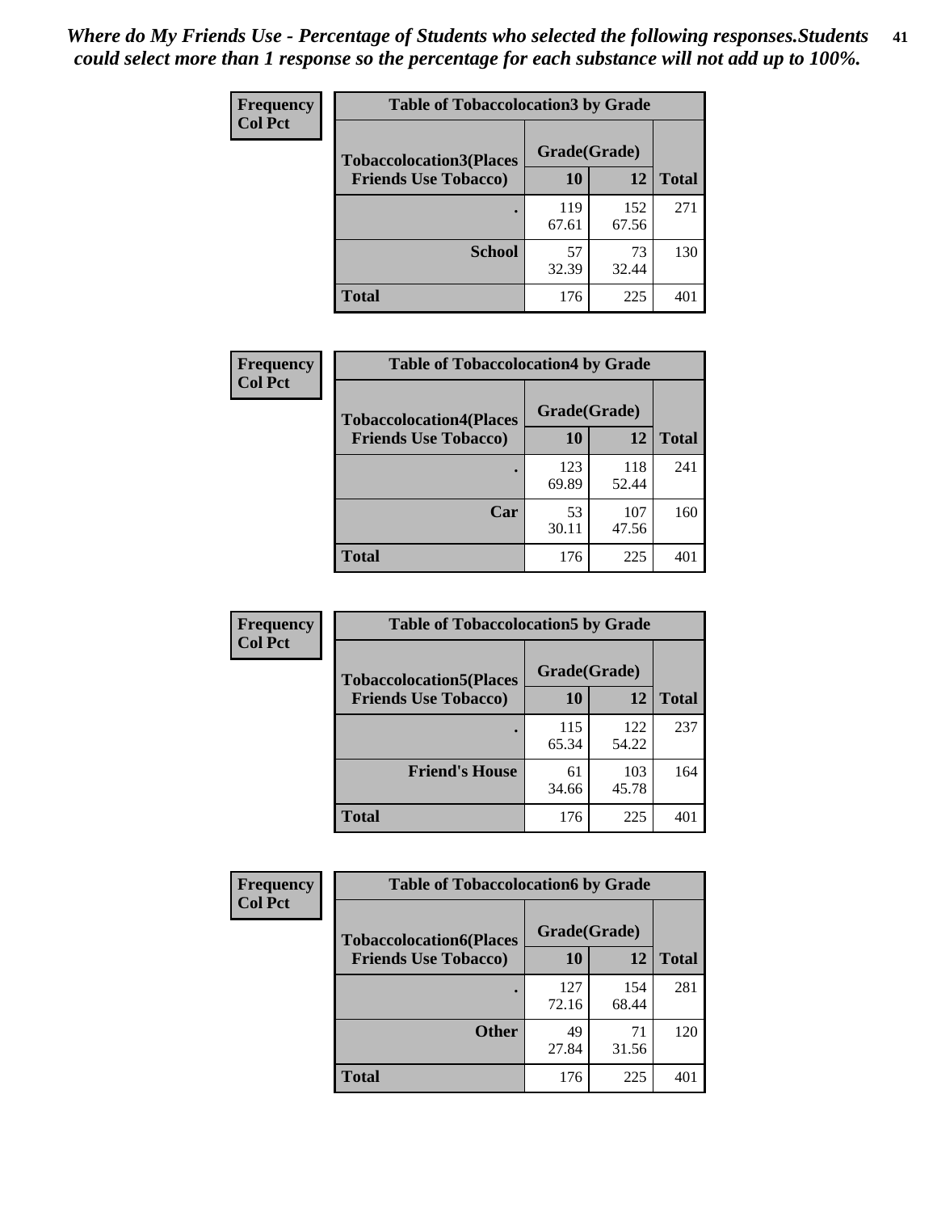*Where do My Friends Use - Percentage of Students who selected the following responses.Students could select more than 1 response so the percentage for each substance will not add up to 100%.*

**Frequency**
**Col Pct**

| Table of Tobaccolocation3 by Grade | | | |
|---|---|---|---|
| **Tobaccolocation3(Places Friends Use Tobacco)** | **Grade(Grade)** | | **Total** |
| | **10** | **12** | |
| **.** | 119<br>67.61 | 152<br>67.56 | 271 |
| **School** | 57<br>32.39 | 73<br>32.44 | 130 |
| **Total** | 176 | 225 | 401 |

**Frequency**
**Col Pct**

| Table of Tobaccolocation4 by Grade | | | |
|---|---|---|---|
| **Tobaccolocation4(Places Friends Use Tobacco)** | **Grade(Grade)** | | **Total** |
| | **10** | **12** | |
| **.** | 123<br>69.89 | 118<br>52.44 | 241 |
| **Car** | 53<br>30.11 | 107<br>47.56 | 160 |
| **Total** | 176 | 225 | 401 |

**Frequency**
**Col Pct**

| Table of Tobaccolocation5 by Grade | | | |
|---|---|---|---|
| **Tobaccolocation5(Places Friends Use Tobacco)** | **Grade(Grade)** | | **Total** |
| | **10** | **12** | |
| **.** | 115<br>65.34 | 122<br>54.22 | 237 |
| **Friend's House** | 61<br>34.66 | 103<br>45.78 | 164 |
| **Total** | 176 | 225 | 401 |

**Frequency**
**Col Pct**

| Table of Tobaccolocation6 by Grade | | | |
|---|---|---|---|
| **Tobaccolocation6(Places Friends Use Tobacco)** | **Grade(Grade)** | | **Total** |
| | **10** | **12** | |
| **.** | 127<br>72.16 | 154<br>68.44 | 281 |
| **Other** | 49<br>27.84 | 71<br>31.56 | 120 |
| **Total** | 176 | 225 | 401 |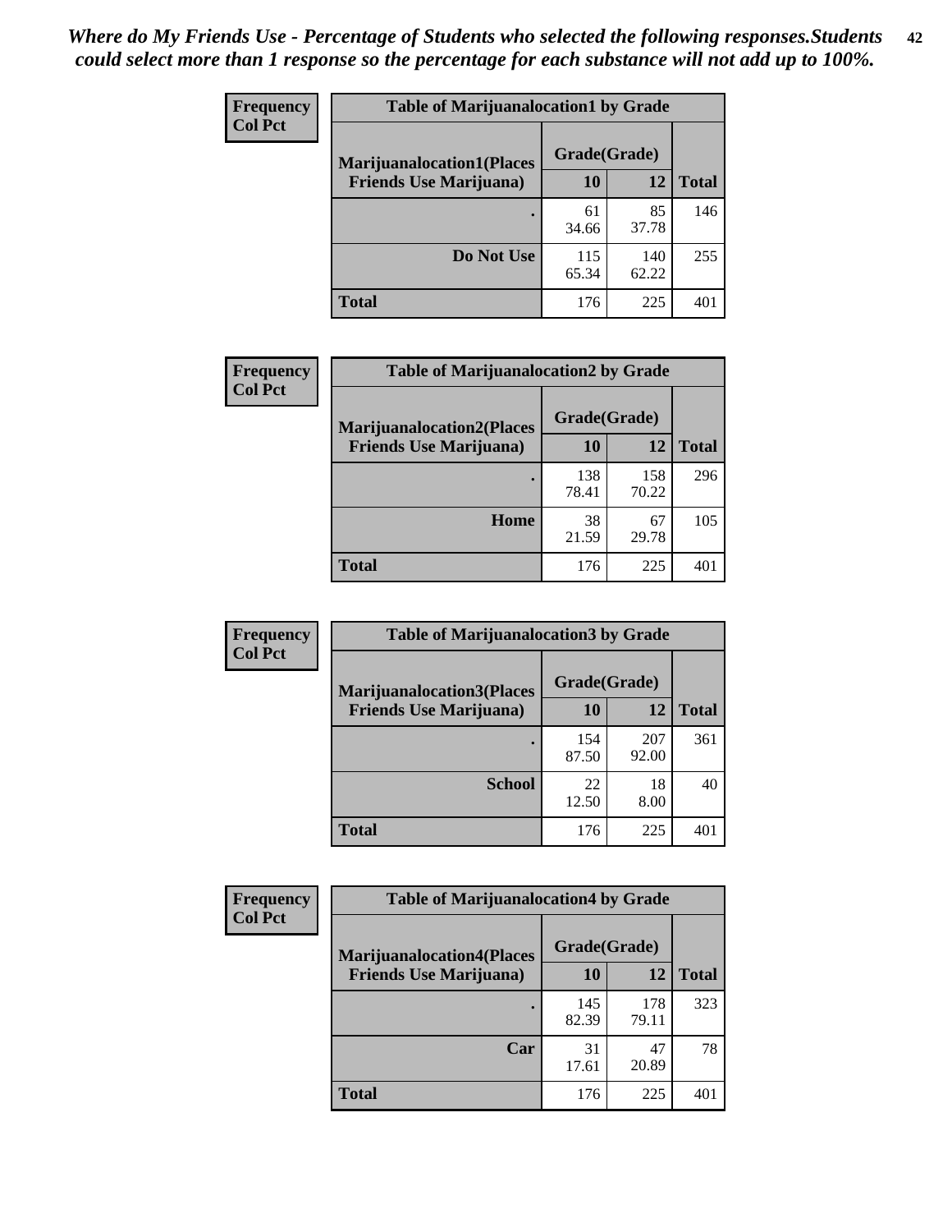*Where do My Friends Use - Percentage of Students who selected the following responses.Students could select more than 1 response so the percentage for each substance will not add up to 100%.*

**Frequency**
**Col Pct**

| Table of Marijuanalocation1 by Grade | | | |
|---|---|---|---|
| **Marijuanalocation1(Places Friends Use Marijuana)** | **Grade(Grade)** | | **Total** |
| | **10** | **12** | |
| **.** | 61<br>34.66 | 85<br>37.78 | 146 |
| **Do Not Use** | 115<br>65.34 | 140<br>62.22 | 255 |
| **Total** | 176 | 225 | 401 |

**Frequency**
**Col Pct**

| Table of Marijuanalocation2 by Grade | | | |
|---|---|---|---|
| **Marijuanalocation2(Places Friends Use Marijuana)** | **Grade(Grade)** | | **Total** |
| | **10** | **12** | |
| **.** | 138<br>78.41 | 158<br>70.22 | 296 |
| **Home** | 38<br>21.59 | 67<br>29.78 | 105 |
| **Total** | 176 | 225 | 401 |

**Frequency**
**Col Pct**

| Table of Marijuanalocation3 by Grade | | | |
|---|---|---|---|
| **Marijuanalocation3(Places Friends Use Marijuana)** | **Grade(Grade)** | | **Total** |
| | **10** | **12** | |
| **.** | 154<br>87.50 | 207<br>92.00 | 361 |
| **School** | 22<br>12.50 | 18<br>8.00 | 40 |
| **Total** | 176 | 225 | 401 |

**Frequency**
**Col Pct**

| Table of Marijuanalocation4 by Grade | | | |
|---|---|---|---|
| **Marijuanalocation4(Places Friends Use Marijuana)** | **Grade(Grade)** | | **Total** |
| | **10** | **12** | |
| **.** | 145<br>82.39 | 178<br>79.11 | 323 |
| **Car** | 31<br>17.61 | 47<br>20.89 | 78 |
| **Total** | 176 | 225 | 401 |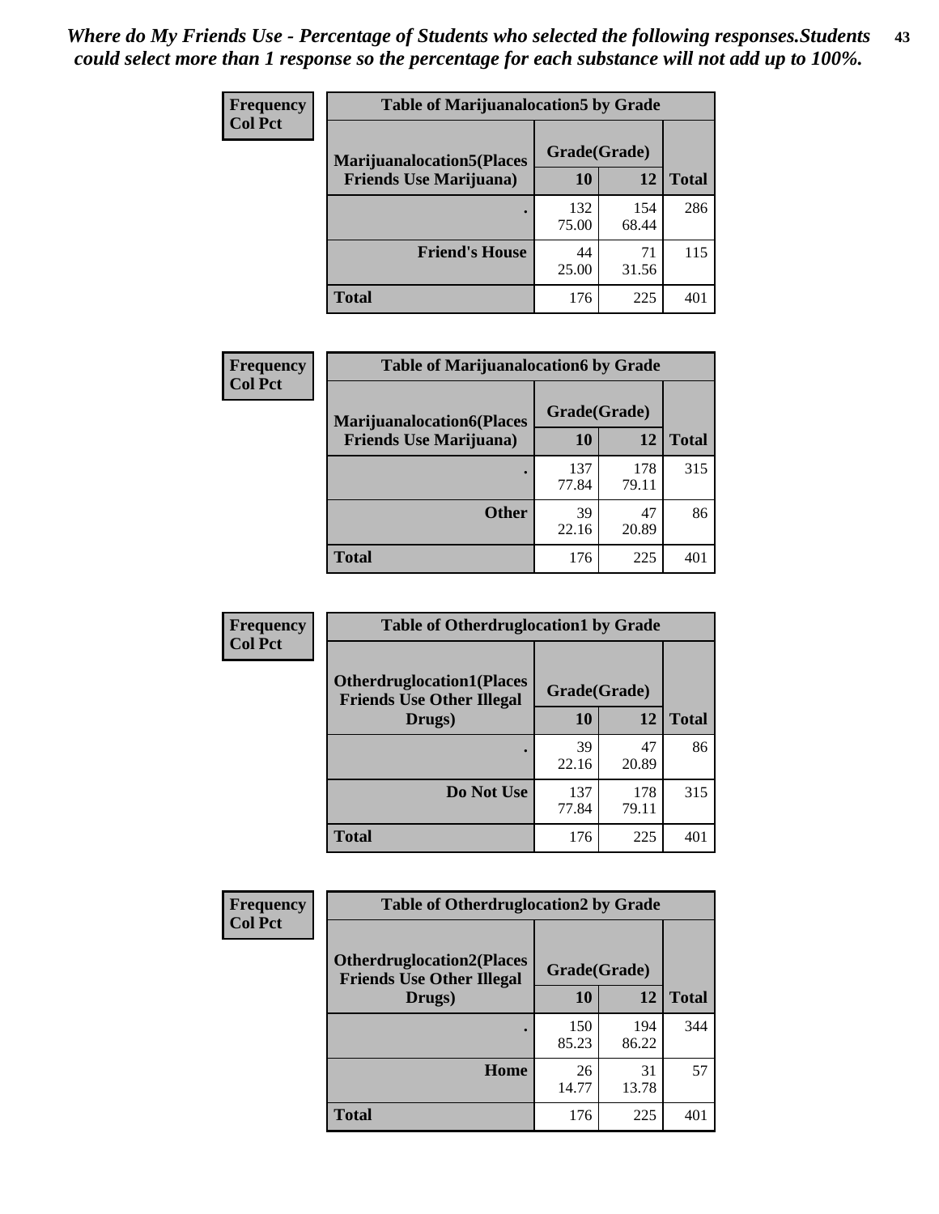*Where do My Friends Use - Percentage of Students who selected the following responses.Students could select more than 1 response so the percentage for each substance will not add up to 100%.*

**Frequency / Col Pct**

| Table of Marijuanalocation5 by Grade | | | |
|---|---|---|---|
| Marijuanalocation5(Places Friends Use Marijuana) | Grade(Grade) | | Total |
| | 10 | 12 | |
| . | 132<br>75.00 | 154<br>68.44 | 286 |
| Friend's House | 44<br>25.00 | 71<br>31.56 | 115 |
| Total | 176 | 225 | 401 |

**Frequency / Col Pct**

| Table of Marijuanalocation6 by Grade | | | |
|---|---|---|---|
| Marijuanalocation6(Places Friends Use Marijuana) | Grade(Grade) | | Total |
| | 10 | 12 | |
| . | 137<br>77.84 | 178<br>79.11 | 315 |
| Other | 39<br>22.16 | 47<br>20.89 | 86 |
| Total | 176 | 225 | 401 |

**Frequency / Col Pct**

| Table of Otherdruglocation1 by Grade | | | |
|---|---|---|---|
| Otherdruglocation1(Places Friends Use Other Illegal Drugs) | Grade(Grade) | | Total |
| | 10 | 12 | |
| . | 39<br>22.16 | 47<br>20.89 | 86 |
| Do Not Use | 137<br>77.84 | 178<br>79.11 | 315 |
| Total | 176 | 225 | 401 |

**Frequency / Col Pct**

| Table of Otherdruglocation2 by Grade | | | |
|---|---|---|---|
| Otherdruglocation2(Places Friends Use Other Illegal Drugs) | Grade(Grade) | | Total |
| | 10 | 12 | |
| . | 150<br>85.23 | 194<br>86.22 | 344 |
| Home | 26<br>14.77 | 31<br>13.78 | 57 |
| Total | 176 | 225 | 401 |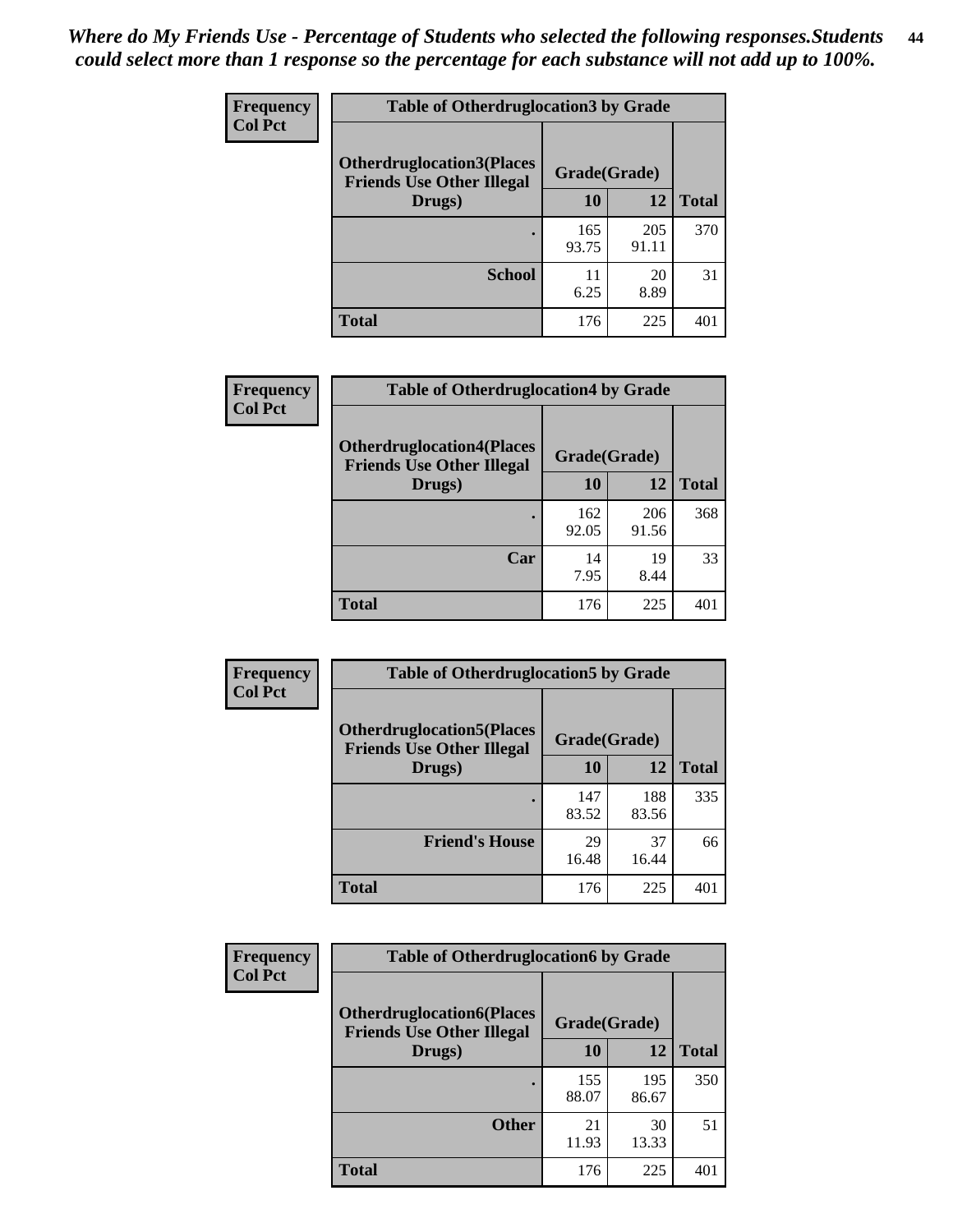*Where do My Friends Use - Percentage of Students who selected the following responses.Students could select more than 1 response so the percentage for each substance will not add up to 100%.*

**Table of Otherdruglocation3 by Grade**

| Frequency / Col Pct | | | |
|---|---|---|---|
| Otherdruglocation3(Places Friends Use Other Illegal Drugs) | Grade(Grade) | | |
| | 10 | 12 | Total |
| . | 165<br>93.75 | 205<br>91.11 | 370 |
| School | 11<br>6.25 | 20<br>8.89 | 31 |
| Total | 176 | 225 | 401 |

**Table of Otherdruglocation4 by Grade**

| Frequency / Col Pct | | | |
|---|---|---|---|
| Otherdruglocation4(Places Friends Use Other Illegal Drugs) | Grade(Grade) | | |
| | 10 | 12 | Total |
| . | 162<br>92.05 | 206<br>91.56 | 368 |
| Car | 14<br>7.95 | 19<br>8.44 | 33 |
| Total | 176 | 225 | 401 |

**Table of Otherdruglocation5 by Grade**

| Frequency / Col Pct | | | |
|---|---|---|---|
| Otherdruglocation5(Places Friends Use Other Illegal Drugs) | Grade(Grade) | | |
| | 10 | 12 | Total |
| . | 147<br>83.52 | 188<br>83.56 | 335 |
| Friend's House | 29<br>16.48 | 37<br>16.44 | 66 |
| Total | 176 | 225 | 401 |

**Table of Otherdruglocation6 by Grade**

| Frequency / Col Pct | | | |
|---|---|---|---|
| Otherdruglocation6(Places Friends Use Other Illegal Drugs) | Grade(Grade) | | |
| | 10 | 12 | Total |
| . | 155<br>88.07 | 195<br>86.67 | 350 |
| Other | 21<br>11.93 | 30<br>13.33 | 51 |
| Total | 176 | 225 | 401 |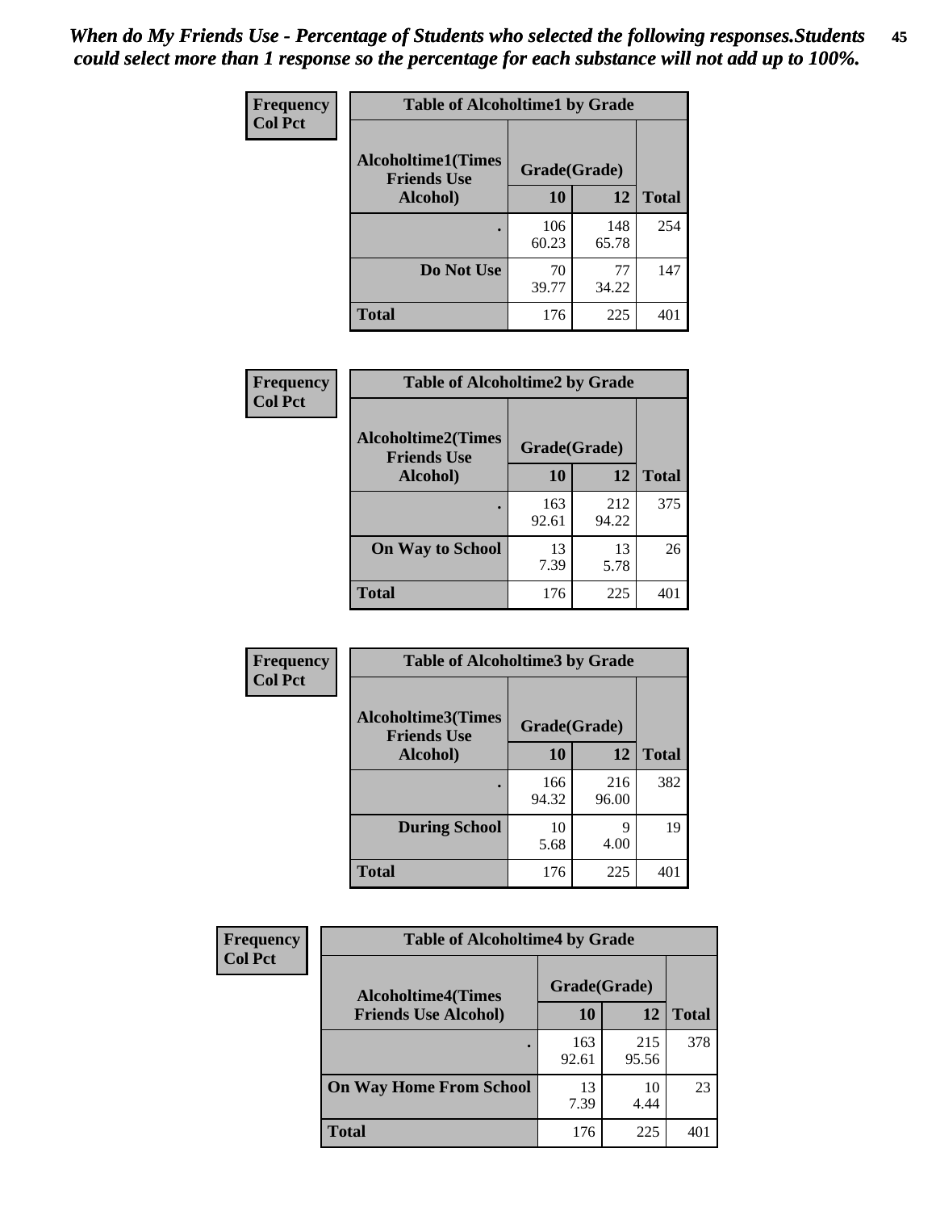*When do My Friends Use - Percentage of Students who selected the following responses.Students could select more than 1 response so the percentage for each substance will not add up to 100%.*

**Frequency**
**Col Pct**

| Table of Alcoholtime1 by Grade | | | |
|---|---|---|---|
| Alcoholtime1(Times Friends Use Alcohol) | Grade(Grade) | | |
| | 10 | 12 | Total |
| . | 106<br>60.23 | 148<br>65.78 | 254 |
| Do Not Use | 70<br>39.77 | 77<br>34.22 | 147 |
| Total | 176 | 225 | 401 |

**Frequency**
**Col Pct**

| Table of Alcoholtime2 by Grade | | | |
|---|---|---|---|
| Alcoholtime2(Times Friends Use Alcohol) | Grade(Grade) | | |
| | 10 | 12 | Total |
| . | 163<br>92.61 | 212<br>94.22 | 375 |
| On Way to School | 13<br>7.39 | 13<br>5.78 | 26 |
| Total | 176 | 225 | 401 |

**Frequency**
**Col Pct**

| Table of Alcoholtime3 by Grade | | | |
|---|---|---|---|
| Alcoholtime3(Times Friends Use Alcohol) | Grade(Grade) | | |
| | 10 | 12 | Total |
| . | 166<br>94.32 | 216<br>96.00 | 382 |
| During School | 10<br>5.68 | 9<br>4.00 | 19 |
| Total | 176 | 225 | 401 |

**Frequency**
**Col Pct**

| Table of Alcoholtime4 by Grade | | | |
|---|---|---|---|
| Alcoholtime4(Times Friends Use Alcohol) | Grade(Grade) | | |
| | 10 | 12 | Total |
| . | 163<br>92.61 | 215<br>95.56 | 378 |
| On Way Home From School | 13<br>7.39 | 10<br>4.44 | 23 |
| Total | 176 | 225 | 401 |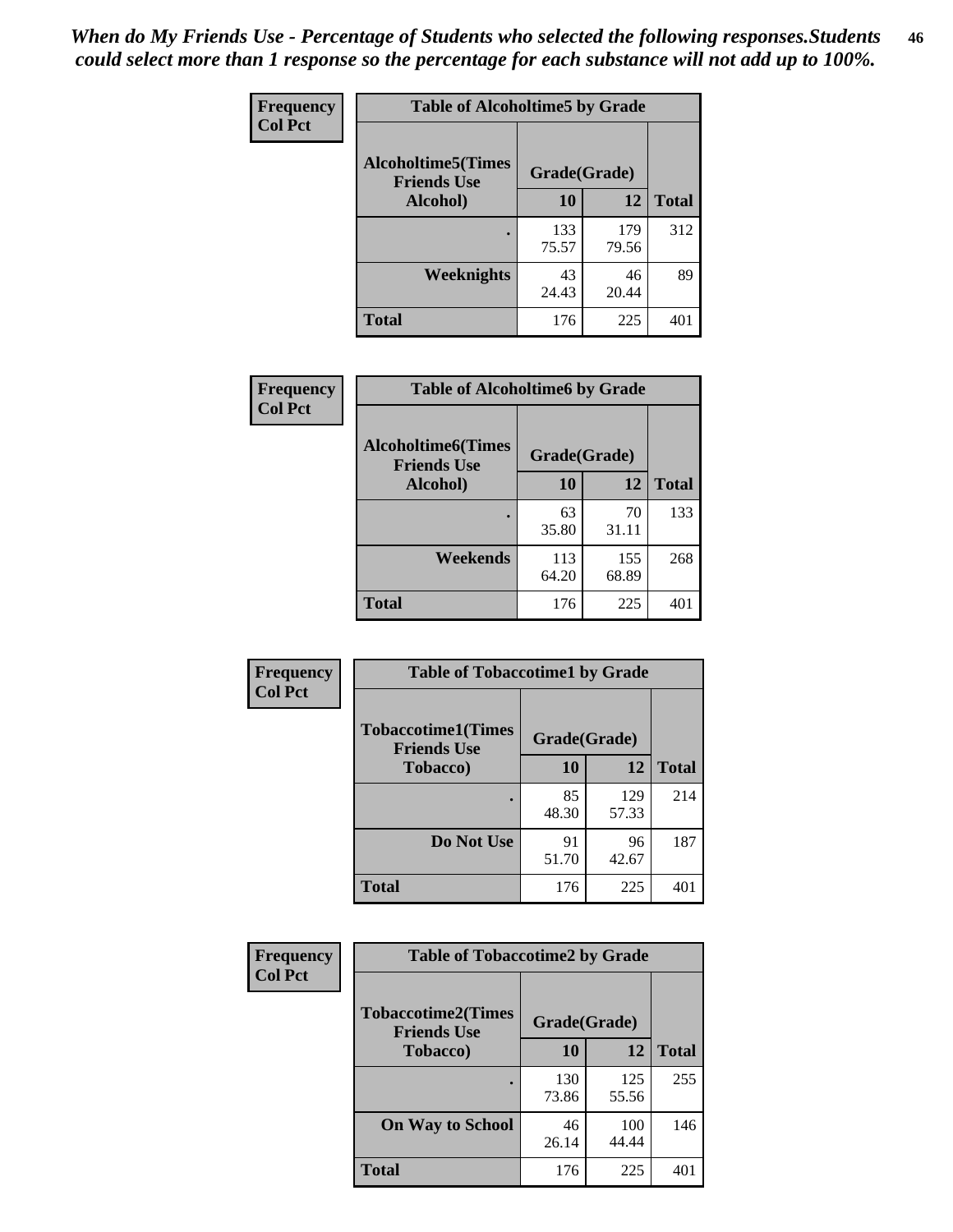*When do My Friends Use - Percentage of Students who selected the following responses.Students could select more than 1 response so the percentage for each substance will not add up to 100%.*

| Frequency Col Pct | Table of Alcoholtime5 by Grade | | |
|---|---|---|---|
| Alcoholtime5(Times Friends Use Alcohol) | Grade(Grade) | | Total |
| | 10 | 12 | |
| . | 133<br>75.57 | 179<br>79.56 | 312 |
| Weeknights | 43<br>24.43 | 46<br>20.44 | 89 |
| Total | 176 | 225 | 401 |

| Frequency Col Pct | Table of Alcoholtime6 by Grade | | |
|---|---|---|---|
| Alcoholtime6(Times Friends Use Alcohol) | Grade(Grade) | | Total |
| | 10 | 12 | |
| . | 63<br>35.80 | 70<br>31.11 | 133 |
| Weekends | 113<br>64.20 | 155<br>68.89 | 268 |
| Total | 176 | 225 | 401 |

| Frequency Col Pct | Table of Tobaccotime1 by Grade | | |
|---|---|---|---|
| Tobaccotime1(Times Friends Use Tobacco) | Grade(Grade) | | Total |
| | 10 | 12 | |
| . | 85<br>48.30 | 129<br>57.33 | 214 |
| Do Not Use | 91<br>51.70 | 96<br>42.67 | 187 |
| Total | 176 | 225 | 401 |

| Frequency Col Pct | Table of Tobaccotime2 by Grade | | |
|---|---|---|---|
| Tobaccotime2(Times Friends Use Tobacco) | Grade(Grade) | | Total |
| | 10 | 12 | |
| . | 130<br>73.86 | 125<br>55.56 | 255 |
| On Way to School | 46<br>26.14 | 100<br>44.44 | 146 |
| Total | 176 | 225 | 401 |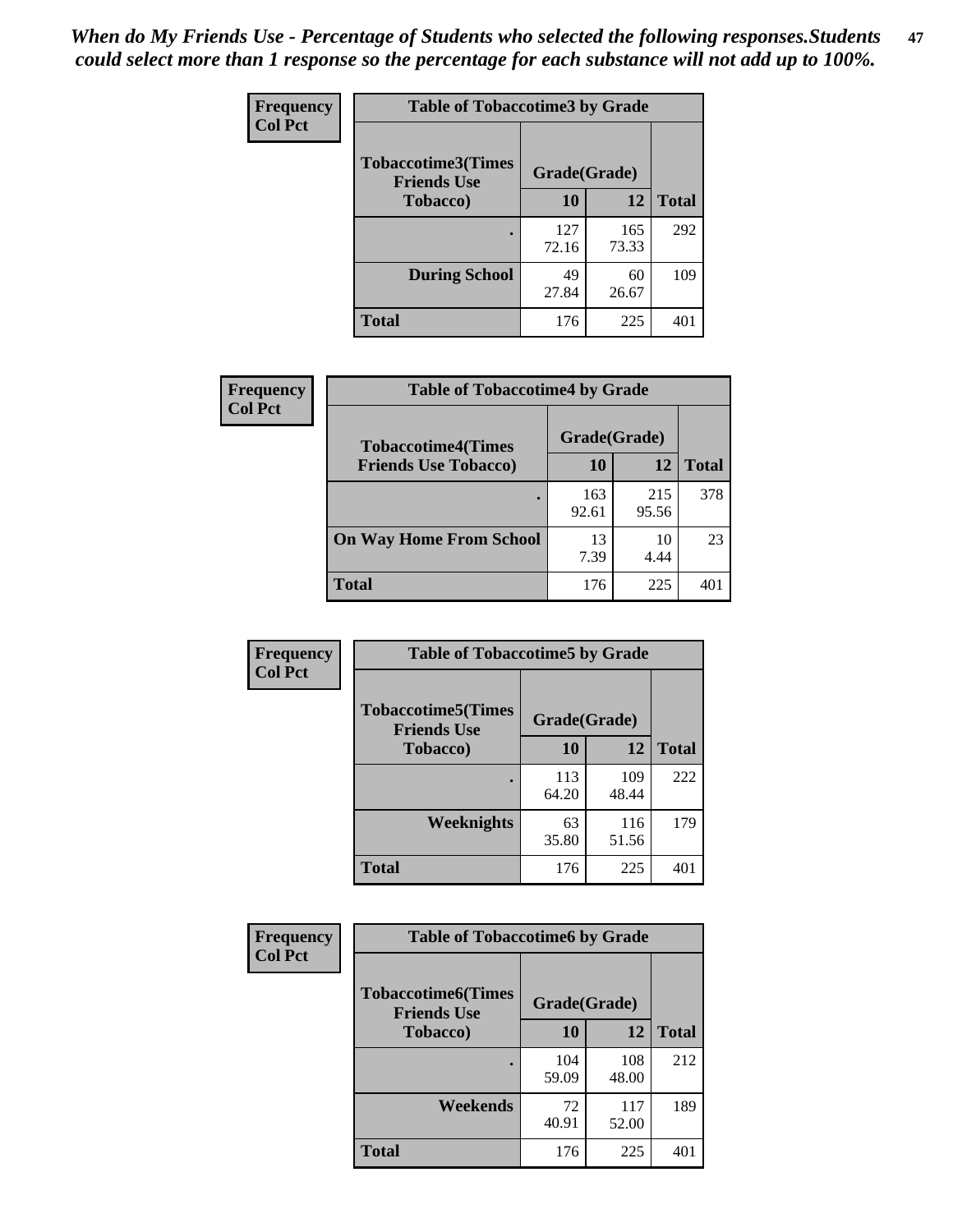*When do My Friends Use - Percentage of Students who selected the following responses.Students could select more than 1 response so the percentage for each substance will not add up to 100%.*

**Frequency**
**Col Pct**

**Table of Tobaccotime3 by Grade**

| Tobaccotime3(Times Friends Use Tobacco) | Grade(Grade) | | Total |
|---|---|---|---|
| | 10 | 12 | |
| . | 127<br>72.16 | 165<br>73.33 | 292 |
| During School | 49<br>27.84 | 60<br>26.67 | 109 |
| Total | 176 | 225 | 401 |

**Frequency**
**Col Pct**

**Table of Tobaccotime4 by Grade**

| Tobaccotime4(Times Friends Use Tobacco) | Grade(Grade) | | Total |
|---|---|---|---|
| | 10 | 12 | |
| . | 163<br>92.61 | 215<br>95.56 | 378 |
| On Way Home From School | 13<br>7.39 | 10<br>4.44 | 23 |
| Total | 176 | 225 | 401 |

**Frequency**
**Col Pct**

**Table of Tobaccotime5 by Grade**

| Tobaccotime5(Times Friends Use Tobacco) | Grade(Grade) | | Total |
|---|---|---|---|
| | 10 | 12 | |
| . | 113<br>64.20 | 109<br>48.44 | 222 |
| Weeknights | 63<br>35.80 | 116<br>51.56 | 179 |
| Total | 176 | 225 | 401 |

**Frequency**
**Col Pct**

**Table of Tobaccotime6 by Grade**

| Tobaccotime6(Times Friends Use Tobacco) | Grade(Grade) | | Total |
|---|---|---|---|
| | 10 | 12 | |
| . | 104<br>59.09 | 108<br>48.00 | 212 |
| Weekends | 72<br>40.91 | 117<br>52.00 | 189 |
| Total | 176 | 225 | 401 |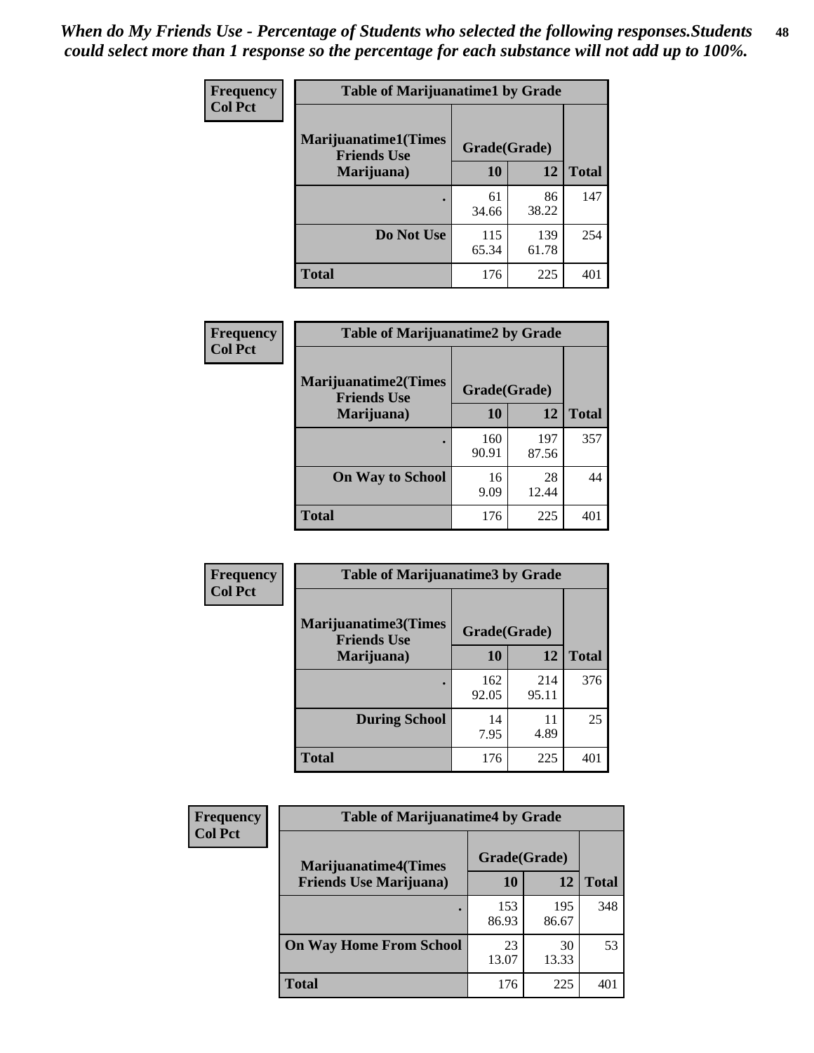*When do My Friends Use - Percentage of Students who selected the following responses.Students could select more than 1 response so the percentage for each substance will not add up to 100%.*

**Frequency**
**Col Pct**

| Table of Marijuanatime1 by Grade | | | |
|---|---|---|---|
| **Marijuanatime1(Times Friends Use Marijuana)** | **Grade(Grade)** | | **Total** |
| | **10** | **12** | |
| **.** | 61<br>34.66 | 86<br>38.22 | 147 |
| **Do Not Use** | 115<br>65.34 | 139<br>61.78 | 254 |
| **Total** | 176 | 225 | 401 |

**Frequency**
**Col Pct**

| Table of Marijuanatime2 by Grade | | | |
|---|---|---|---|
| **Marijuanatime2(Times Friends Use Marijuana)** | **Grade(Grade)** | | **Total** |
| | **10** | **12** | |
| **.** | 160<br>90.91 | 197<br>87.56 | 357 |
| **On Way to School** | 16<br>9.09 | 28<br>12.44 | 44 |
| **Total** | 176 | 225 | 401 |

**Frequency**
**Col Pct**

| Table of Marijuanatime3 by Grade | | | |
|---|---|---|---|
| **Marijuanatime3(Times Friends Use Marijuana)** | **Grade(Grade)** | | **Total** |
| | **10** | **12** | |
| **.** | 162<br>92.05 | 214<br>95.11 | 376 |
| **During School** | 14<br>7.95 | 11<br>4.89 | 25 |
| **Total** | 176 | 225 | 401 |

**Frequency**
**Col Pct**

| Table of Marijuanatime4 by Grade | | | |
|---|---|---|---|
| **Marijuanatime4(Times Friends Use Marijuana)** | **Grade(Grade)** | | **Total** |
| | **10** | **12** | |
| **.** | 153<br>86.93 | 195<br>86.67 | 348 |
| **On Way Home From School** | 23<br>13.07 | 30<br>13.33 | 53 |
| **Total** | 176 | 225 | 401 |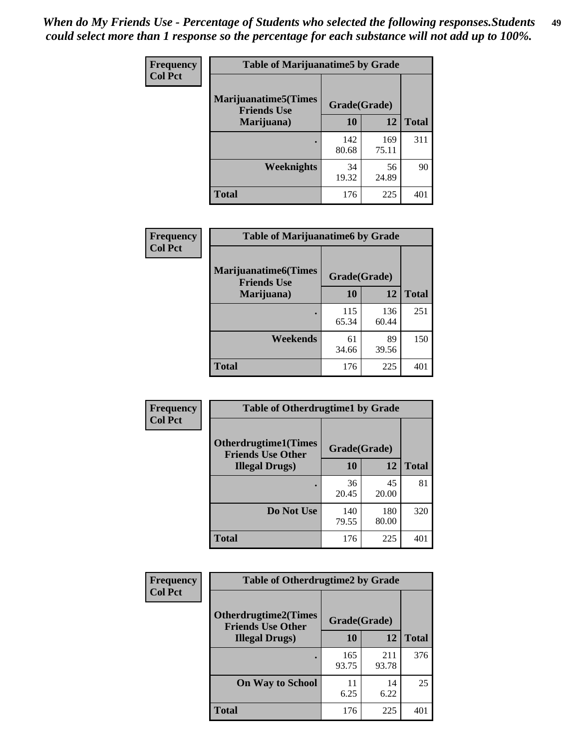*When do My Friends Use - Percentage of Students who selected the following responses.Students could select more than 1 response so the percentage for each substance will not add up to 100%.*

**Frequency**
**Col Pct**

| Table of Marijuanatime5 by Grade | | | |
|---|---|---|---|
| **Marijuanatime5(Times Friends Use Marijuana)** | **Grade(Grade)** | | **Total** |
| | **10** | **12** | |
| **.** | 142<br>80.68 | 169<br>75.11 | 311 |
| **Weeknights** | 34<br>19.32 | 56<br>24.89 | 90 |
| **Total** | 176 | 225 | 401 |

**Frequency**
**Col Pct**

| Table of Marijuanatime6 by Grade | | | |
|---|---|---|---|
| **Marijuanatime6(Times Friends Use Marijuana)** | **Grade(Grade)** | | **Total** |
| | **10** | **12** | |
| **.** | 115<br>65.34 | 136<br>60.44 | 251 |
| **Weekends** | 61<br>34.66 | 89<br>39.56 | 150 |
| **Total** | 176 | 225 | 401 |

**Frequency**
**Col Pct**

| Table of Otherdrugtime1 by Grade | | | |
|---|---|---|---|
| **Otherdrugtime1(Times Friends Use Other Illegal Drugs)** | **Grade(Grade)** | | **Total** |
| | **10** | **12** | |
| **.** | 36<br>20.45 | 45<br>20.00 | 81 |
| **Do Not Use** | 140<br>79.55 | 180<br>80.00 | 320 |
| **Total** | 176 | 225 | 401 |

**Frequency**
**Col Pct**

| Table of Otherdrugtime2 by Grade | | | |
|---|---|---|---|
| **Otherdrugtime2(Times Friends Use Other Illegal Drugs)** | **Grade(Grade)** | | **Total** |
| | **10** | **12** | |
| **.** | 165<br>93.75 | 211<br>93.78 | 376 |
| **On Way to School** | 11<br>6.25 | 14<br>6.22 | 25 |
| **Total** | 176 | 225 | 401 |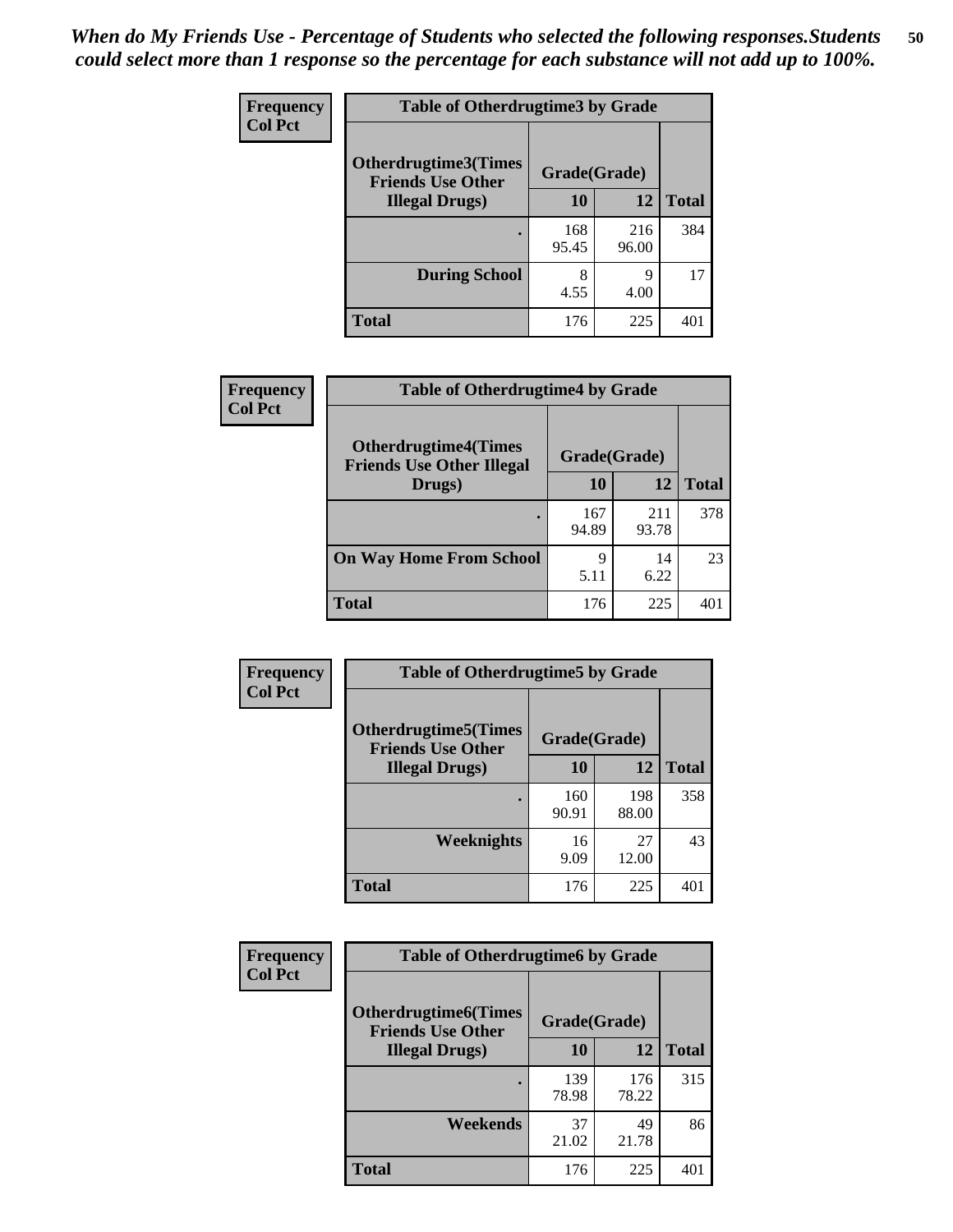*When do My Friends Use - Percentage of Students who selected the following responses.Students could select more than 1 response so the percentage for each substance will not add up to 100%.*

**Frequency**
**Col Pct**

| Table of Otherdrugtime3 by Grade | | | |
|---|---|---|---|
| **Otherdrugtime3(Times Friends Use Other Illegal Drugs)** | **Grade(Grade)** | | |
| | **10** | **12** | **Total** |
| . | 168<br>95.45 | 216<br>96.00 | 384 |
| **During School** | 8<br>4.55 | 9<br>4.00 | 17 |
| **Total** | 176 | 225 | 401 |

**Frequency**
**Col Pct**

| Table of Otherdrugtime4 by Grade | | | |
|---|---|---|---|
| **Otherdrugtime4(Times Friends Use Other Illegal Drugs)** | **Grade(Grade)** | | |
| | **10** | **12** | **Total** |
| . | 167<br>94.89 | 211<br>93.78 | 378 |
| **On Way Home From School** | 9<br>5.11 | 14<br>6.22 | 23 |
| **Total** | 176 | 225 | 401 |

**Frequency**
**Col Pct**

| Table of Otherdrugtime5 by Grade | | | |
|---|---|---|---|
| **Otherdrugtime5(Times Friends Use Other Illegal Drugs)** | **Grade(Grade)** | | |
| | **10** | **12** | **Total** |
| . | 160<br>90.91 | 198<br>88.00 | 358 |
| **Weeknights** | 16<br>9.09 | 27<br>12.00 | 43 |
| **Total** | 176 | 225 | 401 |

**Frequency**
**Col Pct**

| Table of Otherdrugtime6 by Grade | | | |
|---|---|---|---|
| **Otherdrugtime6(Times Friends Use Other Illegal Drugs)** | **Grade(Grade)** | | |
| | **10** | **12** | **Total** |
| . | 139<br>78.98 | 176<br>78.22 | 315 |
| **Weekends** | 37<br>21.02 | 49<br>21.78 | 86 |
| **Total** | 176 | 225 | 401 |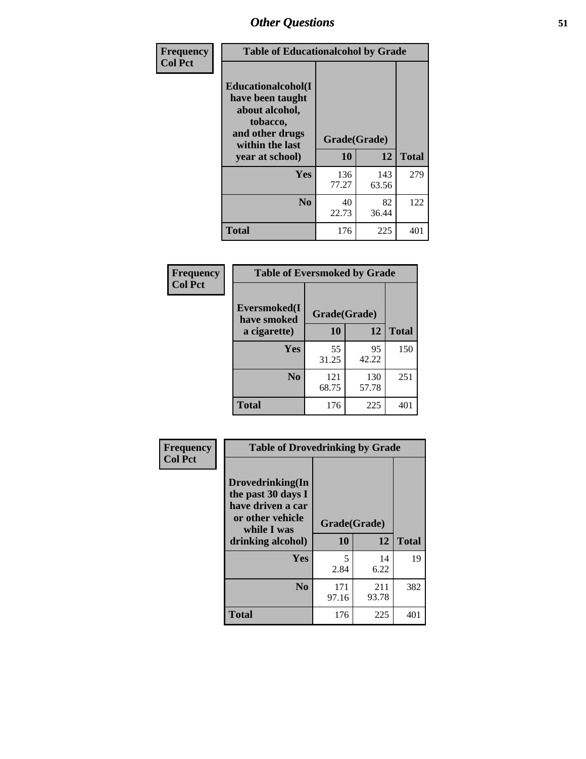| Frequency<br>Col Pct | Table of Educationalcohol by Grade | | |
|---|---|---|---|
| Educationalcohol(I have been taught about alcohol, tobacco, and other drugs within the last year at school) | Grade(Grade) | | |
| | 10 | 12 | Total |
| Yes | 136<br>77.27 | 143<br>63.56 | 279 |
| No | 40<br>22.73 | 82<br>36.44 | 122 |
| Total | 176 | 225 | 401 |

| Frequency<br>Col Pct | Table of Eversmoked by Grade | | |
|---|---|---|---|
| Eversmoked(I have smoked a cigarette) | Grade(Grade) | | |
| | 10 | 12 | Total |
| Yes | 55<br>31.25 | 95<br>42.22 | 150 |
| No | 121<br>68.75 | 130<br>57.78 | 251 |
| Total | 176 | 225 | 401 |

| Frequency<br>Col Pct | Table of Drovedrinking by Grade | | |
|---|---|---|---|
| Drovedrinking(In the past 30 days I have driven a car or other vehicle while I was drinking alcohol) | Grade(Grade) | | |
| | 10 | 12 | Total |
| Yes | 5<br>2.84 | 14<br>6.22 | 19 |
| No | 171<br>97.16 | 211<br>93.78 | 382 |
| Total | 176 | 225 | 401 |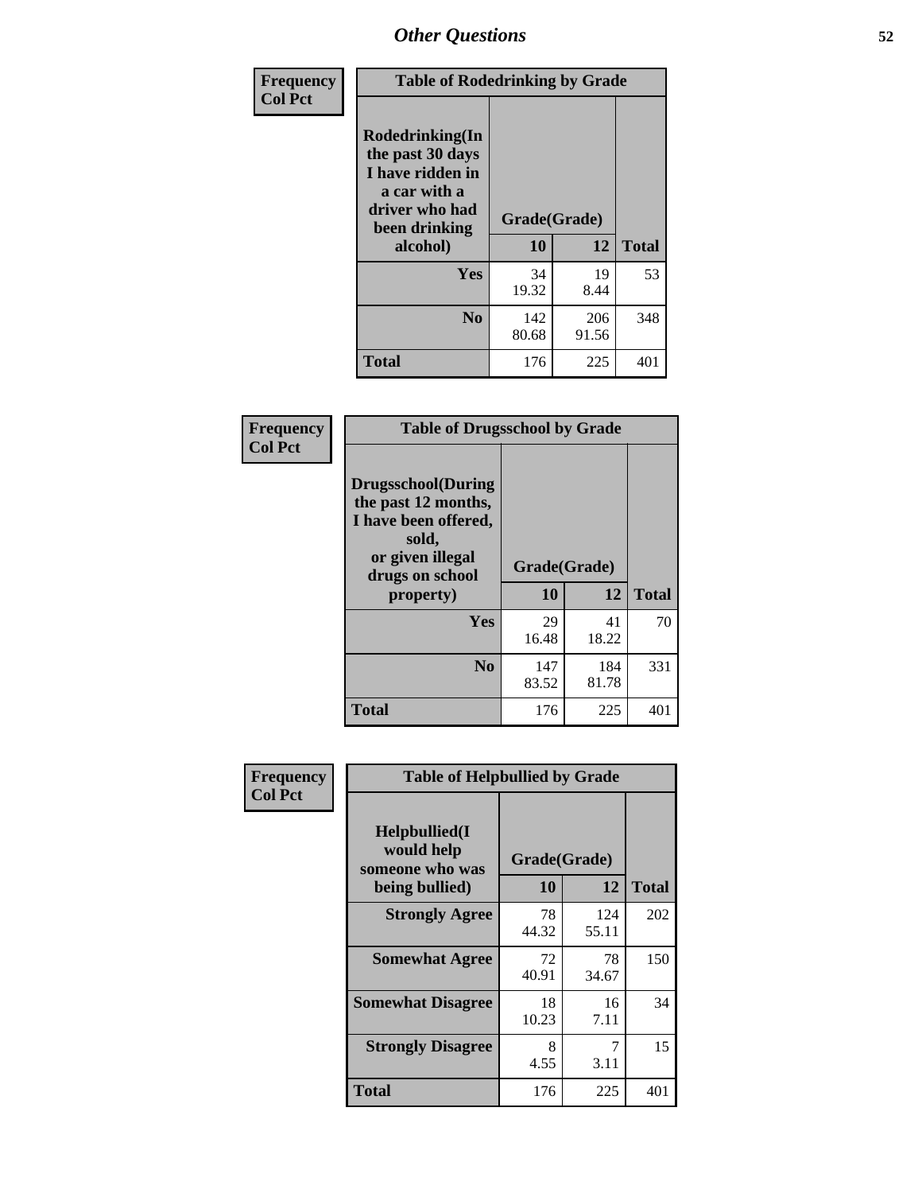# Other Questions

**Frequency**
**Col Pct**

| Table of Rodedrinking by Grade | | | |
|---|---|---|---|
| Rodedrinking(In the past 30 days I have ridden in a car with a driver who had been drinking alcohol) | Grade(Grade) | | |
| | 10 | 12 | Total |
| Yes | 34<br>19.32 | 19<br>8.44 | 53 |
| No | 142<br>80.68 | 206<br>91.56 | 348 |
| Total | 176 | 225 | 401 |

**Frequency**
**Col Pct**

| Table of Drugsschool by Grade | | | |
|---|---|---|---|
| Drugsschool(During the past 12 months, I have been offered, sold, or given illegal drugs on school property) | Grade(Grade) | | |
| | 10 | 12 | Total |
| Yes | 29<br>16.48 | 41<br>18.22 | 70 |
| No | 147<br>83.52 | 184<br>81.78 | 331 |
| Total | 176 | 225 | 401 |

**Frequency**
**Col Pct**

| Table of Helpbullied by Grade | | | |
|---|---|---|---|
| Helpbullied(I would help someone who was being bullied) | Grade(Grade) | | |
| | 10 | 12 | Total |
| Strongly Agree | 78<br>44.32 | 124<br>55.11 | 202 |
| Somewhat Agree | 72<br>40.91 | 78<br>34.67 | 150 |
| Somewhat Disagree | 18<br>10.23 | 16<br>7.11 | 34 |
| Strongly Disagree | 8<br>4.55 | 7<br>3.11 | 15 |
| Total | 176 | 225 | 401 |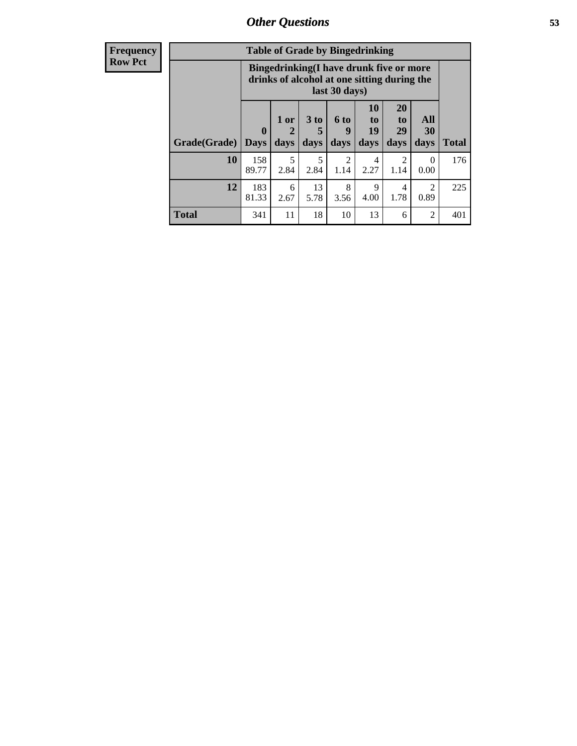| Frequency<br>Row Pct | Table of Grade by Bingedrinking | | | | | | | |
|---|---|---|---|---|---|---|---|---|
| | Bingedrinking(I have drunk five or more drinks of alcohol at one sitting during the last 30 days) | | | | | | | |
| Grade(Grade) | 0 Days | 1 or 2 days | 3 to 5 days | 6 to 9 days | 10 to 19 days | 20 to 29 days | All 30 days | Total |
| 10 | 158<br>89.77 | 5<br>2.84 | 5<br>2.84 | 2<br>1.14 | 4<br>2.27 | 2<br>1.14 | 0<br>0.00 | 176 |
| 12 | 183<br>81.33 | 6<br>2.67 | 13<br>5.78 | 8<br>3.56 | 9<br>4.00 | 4<br>1.78 | 2<br>0.89 | 225 |
| Total | 341 | 11 | 18 | 10 | 13 | 6 | 2 | 401 |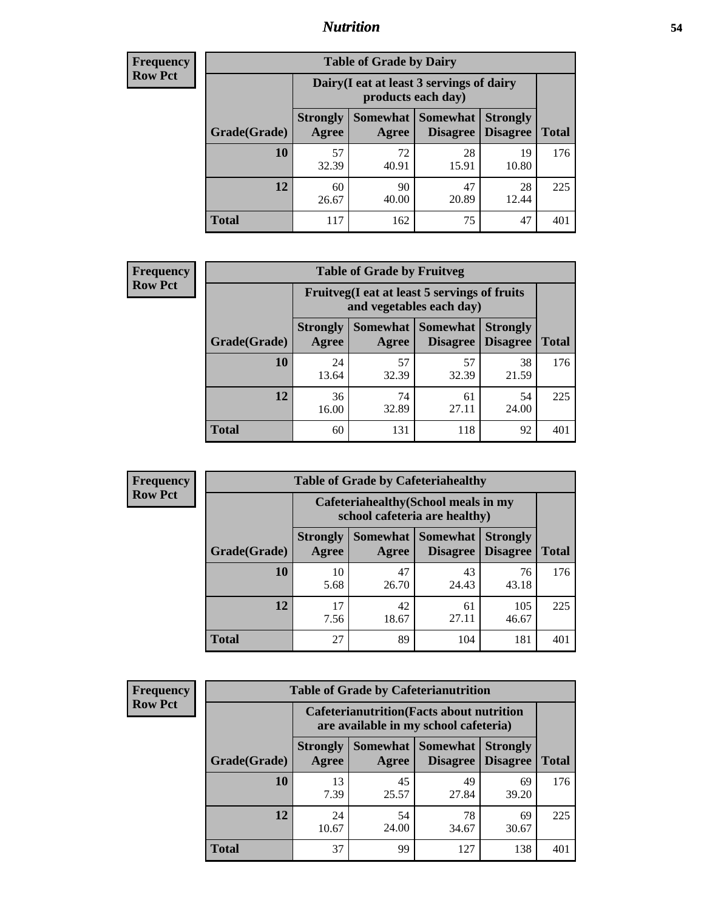**Frequency Row Pct**

| Table of Grade by Dairy | | | | | |
|---|---|---|---|---|---|
| | Dairy(I eat at least 3 servings of dairy products each day) | | | | |
| Grade(Grade) | Strongly Agree | Somewhat Agree | Somewhat Disagree | Strongly Disagree | Total |
| **10** | 57<br>32.39 | 72<br>40.91 | 28<br>15.91 | 19<br>10.80 | 176 |
| **12** | 60<br>26.67 | 90<br>40.00 | 47<br>20.89 | 28<br>12.44 | 225 |
| **Total** | 117 | 162 | 75 | 47 | 401 |

**Frequency Row Pct**

| Table of Grade by Fruitveg | | | | | |
|---|---|---|---|---|---|
| | Fruitveg(I eat at least 5 servings of fruits and vegetables each day) | | | | |
| Grade(Grade) | Strongly Agree | Somewhat Agree | Somewhat Disagree | Strongly Disagree | Total |
| **10** | 24<br>13.64 | 57<br>32.39 | 57<br>32.39 | 38<br>21.59 | 176 |
| **12** | 36<br>16.00 | 74<br>32.89 | 61<br>27.11 | 54<br>24.00 | 225 |
| **Total** | 60 | 131 | 118 | 92 | 401 |

**Frequency Row Pct**

| Table of Grade by Cafeteriahealthy | | | | | |
|---|---|---|---|---|---|
| | Cafeteriahealthy(School meals in my school cafeteria are healthy) | | | | |
| Grade(Grade) | Strongly Agree | Somewhat Agree | Somewhat Disagree | Strongly Disagree | Total |
| **10** | 10<br>5.68 | 47<br>26.70 | 43<br>24.43 | 76<br>43.18 | 176 |
| **12** | 17<br>7.56 | 42<br>18.67 | 61<br>27.11 | 105<br>46.67 | 225 |
| **Total** | 27 | 89 | 104 | 181 | 401 |

**Frequency Row Pct**

| Table of Grade by Cafeterianutrition | | | | | |
|---|---|---|---|---|---|
| | Cafeterianutrition(Facts about nutrition are available in my school cafeteria) | | | | |
| Grade(Grade) | Strongly Agree | Somewhat Agree | Somewhat Disagree | Strongly Disagree | Total |
| **10** | 13<br>7.39 | 45<br>25.57 | 49<br>27.84 | 69<br>39.20 | 176 |
| **12** | 24<br>10.67 | 54<br>24.00 | 78<br>34.67 | 69<br>30.67 | 225 |
| **Total** | 37 | 99 | 127 | 138 | 401 |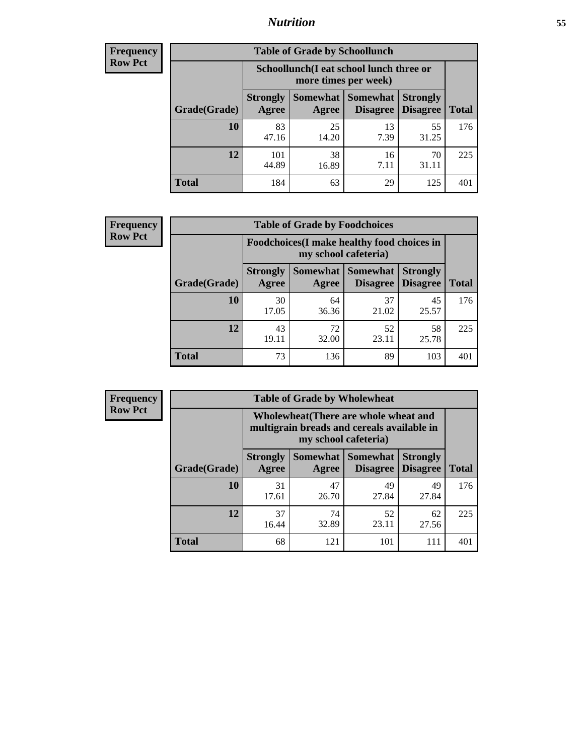# Nutrition

**Frequency Row Pct**

| Table of Grade by Schoollunch | | | | | |
|---|---|---|---|---|---|
| | Schoollunch(I eat school lunch three or more times per week) | | | | |
| Grade(Grade) | Strongly Agree | Somewhat Agree | Somewhat Disagree | Strongly Disagree | Total |
| 10 | 83<br>47.16 | 25<br>14.20 | 13<br>7.39 | 55<br>31.25 | 176 |
| 12 | 101<br>44.89 | 38<br>16.89 | 16<br>7.11 | 70<br>31.11 | 225 |
| Total | 184 | 63 | 29 | 125 | 401 |

**Frequency Row Pct**

| Table of Grade by Foodchoices | | | | | |
|---|---|---|---|---|---|
| | Foodchoices(I make healthy food choices in my school cafeteria) | | | | |
| Grade(Grade) | Strongly Agree | Somewhat Agree | Somewhat Disagree | Strongly Disagree | Total |
| 10 | 30<br>17.05 | 64<br>36.36 | 37<br>21.02 | 45<br>25.57 | 176 |
| 12 | 43<br>19.11 | 72<br>32.00 | 52<br>23.11 | 58<br>25.78 | 225 |
| Total | 73 | 136 | 89 | 103 | 401 |

**Frequency Row Pct**

| Table of Grade by Wholewheat | | | | | |
|---|---|---|---|---|---|
| | Wholewheat(There are whole wheat and multigrain breads and cereals available in my school cafeteria) | | | | |
| Grade(Grade) | Strongly Agree | Somewhat Agree | Somewhat Disagree | Strongly Disagree | Total |
| 10 | 31<br>17.61 | 47<br>26.70 | 49<br>27.84 | 49<br>27.84 | 176 |
| 12 | 37<br>16.44 | 74<br>32.89 | 52<br>23.11 | 62<br>27.56 | 225 |
| Total | 68 | 121 | 101 | 111 | 401 |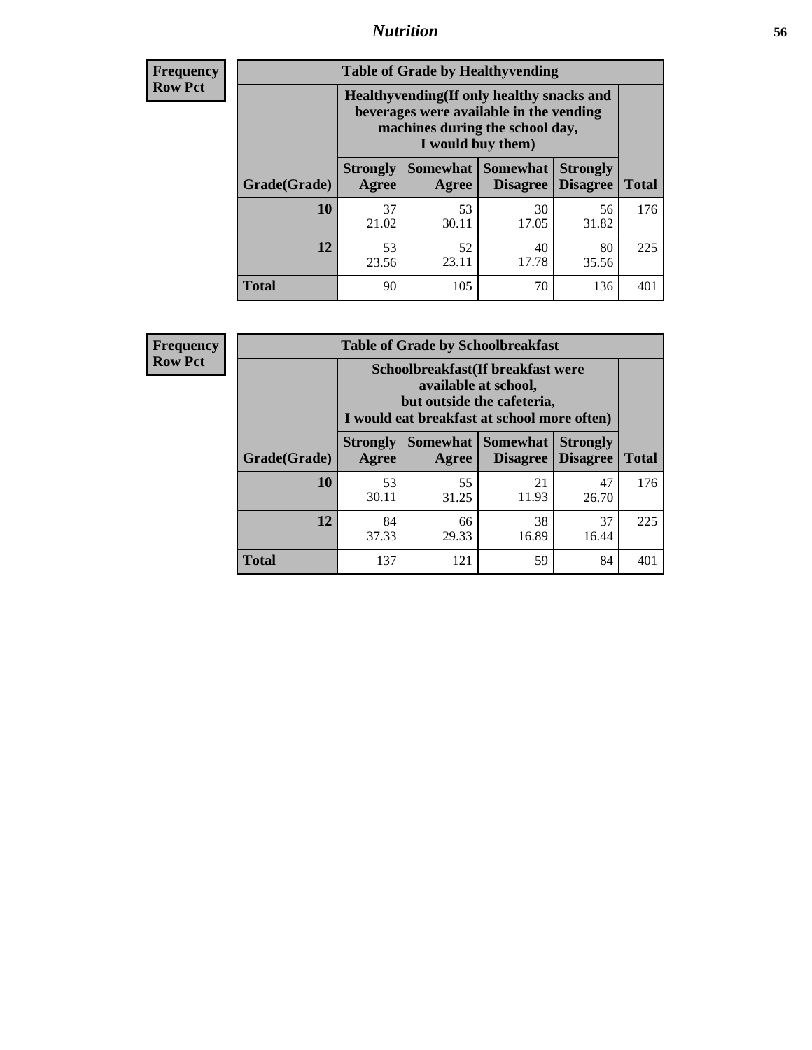**Frequency**
**Row Pct**

**Table of Grade by Healthyvending**

| Grade(Grade) | Healthyvending(If only healthy snacks and beverages were available in the vending machines during the school day, I would buy them) | | | | Total |
|---|---|---|---|---|---|
| | Strongly Agree | Somewhat Agree | Somewhat Disagree | Strongly Disagree | |
| **10** | 37<br>21.02 | 53<br>30.11 | 30<br>17.05 | 56<br>31.82 | 176 |
| **12** | 53<br>23.56 | 52<br>23.11 | 40<br>17.78 | 80<br>35.56 | 225 |
| **Total** | 90 | 105 | 70 | 136 | 401 |

**Frequency**
**Row Pct**

**Table of Grade by Schoolbreakfast**

| Grade(Grade) | Schoolbreakfast(If breakfast were available at school, but outside the cafeteria, I would eat breakfast at school more often) | | | | Total |
|---|---|---|---|---|---|
| | Strongly Agree | Somewhat Agree | Somewhat Disagree | Strongly Disagree | |
| **10** | 53<br>30.11 | 55<br>31.25 | 21<br>11.93 | 47<br>26.70 | 176 |
| **12** | 84<br>37.33 | 66<br>29.33 | 38<br>16.89 | 37<br>16.44 | 225 |
| **Total** | 137 | 121 | 59 | 84 | 401 |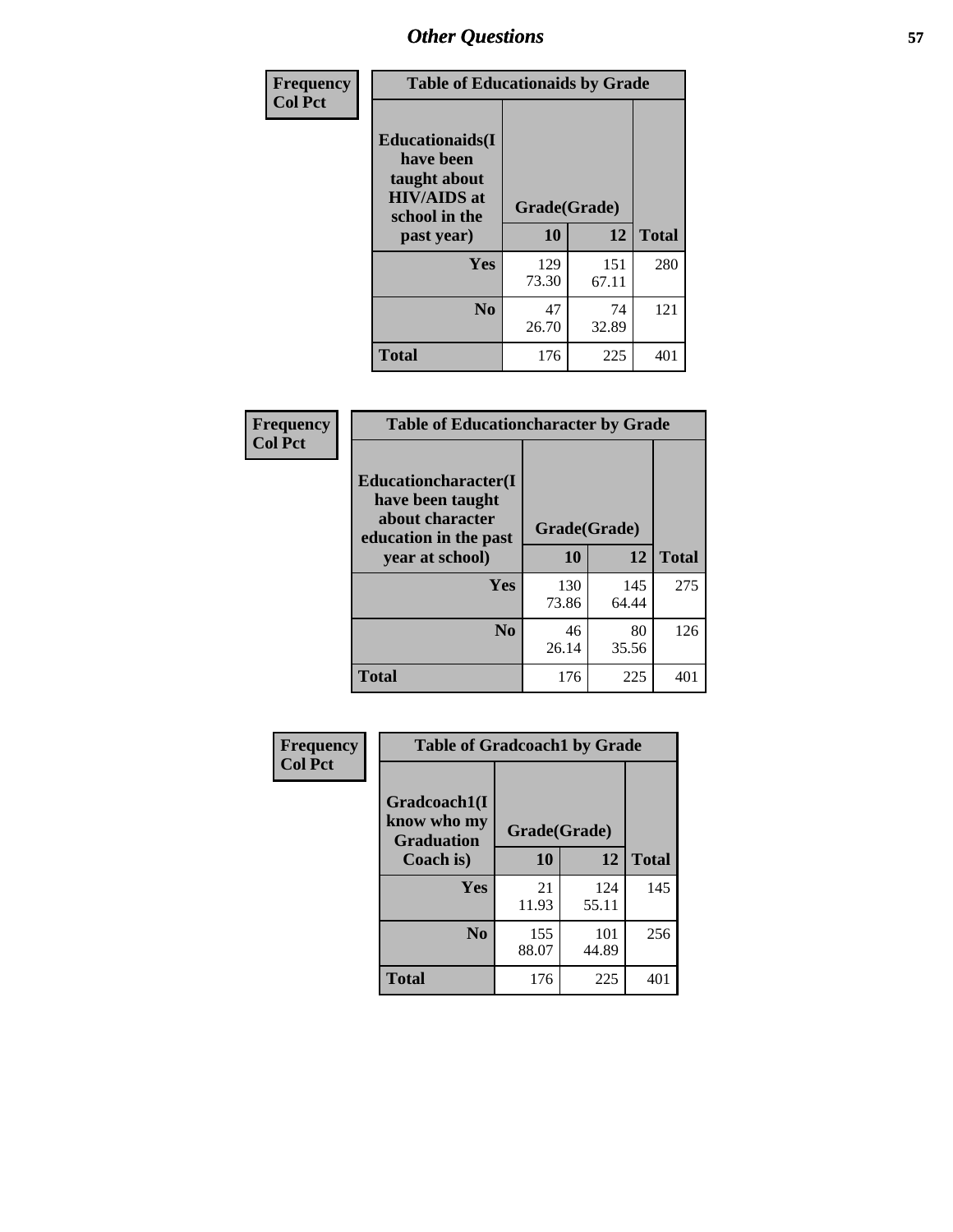## Other Questions

| Frequency Col Pct | Table of Educationaids by Grade | | |
|---|---|---|---|
| Educationaids(I have been taught about HIV/AIDS at school in the past year) | Grade(Grade) | | |
| | 10 | 12 | Total |
| Yes | 129<br>73.30 | 151<br>67.11 | 280 |
| No | 47<br>26.70 | 74<br>32.89 | 121 |
| Total | 176 | 225 | 401 |

| Frequency Col Pct | Table of Educationcharacter by Grade | | |
|---|---|---|---|
| Educationcharacter(I have been taught about character education in the past year at school) | Grade(Grade) | | |
| | 10 | 12 | Total |
| Yes | 130<br>73.86 | 145<br>64.44 | 275 |
| No | 46<br>26.14 | 80<br>35.56 | 126 |
| Total | 176 | 225 | 401 |

| Frequency Col Pct | Table of Gradcoach1 by Grade | | |
|---|---|---|---|
| Gradcoach1(I know who my Graduation Coach is) | Grade(Grade) | | |
| | 10 | 12 | Total |
| Yes | 21<br>11.93 | 124<br>55.11 | 145 |
| No | 155<br>88.07 | 101<br>44.89 | 256 |
| Total | 176 | 225 | 401 |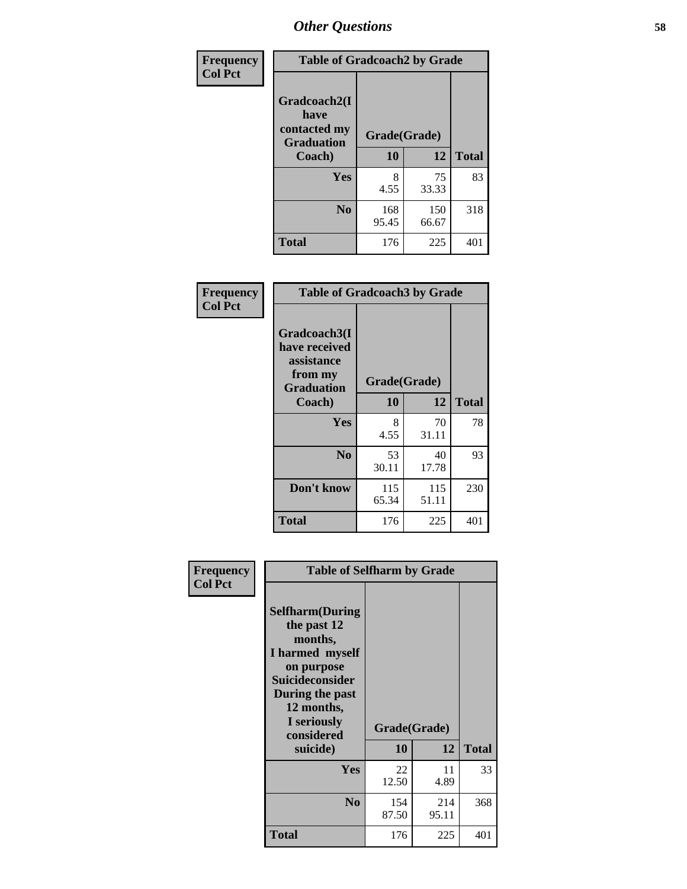| Frequency Col Pct | Table of Gradcoach2 by Grade | | |
|---|---|---|---|
| Gradcoach2(I have contacted my Graduation Coach) | Grade(Grade) | | |
| | 10 | 12 | Total |
| Yes | 8<br>4.55 | 75<br>33.33 | 83 |
| No | 168<br>95.45 | 150<br>66.67 | 318 |
| Total | 176 | 225 | 401 |

| Frequency Col Pct | Table of Gradcoach3 by Grade | | |
|---|---|---|---|
| Gradcoach3(I have received assistance from my Graduation Coach) | Grade(Grade) | | |
| | 10 | 12 | Total |
| Yes | 8<br>4.55 | 70<br>31.11 | 78 |
| No | 53<br>30.11 | 40<br>17.78 | 93 |
| Don't know | 115<br>65.34 | 115<br>51.11 | 230 |
| Total | 176 | 225 | 401 |

| Frequency Col Pct | Table of Selfharm by Grade | | |
|---|---|---|---|
| Selfharm(During the past 12 months, I harmed myself on purpose Suicideconsider During the past 12 months, I seriously considered suicide) | Grade(Grade) | | |
| | 10 | 12 | Total |
| Yes | 22<br>12.50 | 11<br>4.89 | 33 |
| No | 154<br>87.50 | 214<br>95.11 | 368 |
| Total | 176 | 225 | 401 |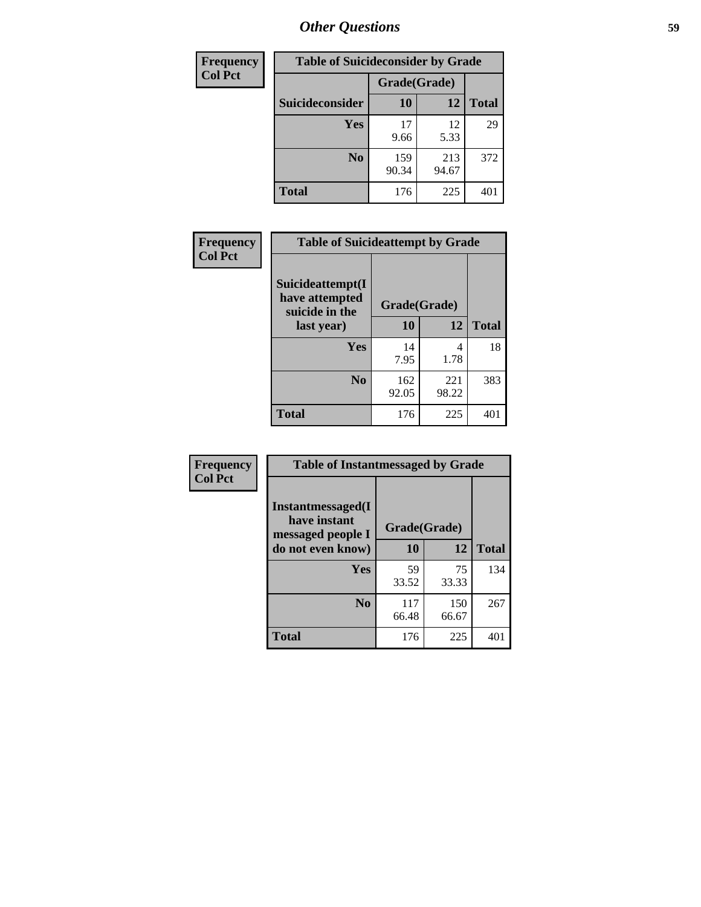# Other Questions

| Frequency Col Pct | Table of Suicideconsider by Grade | | |
|---|---|---|---|
| | Grade(Grade) | | |
| Suicideconsider | 10 | 12 | Total |
| Yes | 17<br>9.66 | 12<br>5.33 | 29 |
| No | 159<br>90.34 | 213<br>94.67 | 372 |
| Total | 176 | 225 | 401 |

| Frequency Col Pct | Table of Suicideattempt by Grade | | |
|---|---|---|---|
| Suicideattempt(I have attempted suicide in the last year) | Grade(Grade) | | |
| | 10 | 12 | Total |
| Yes | 14<br>7.95 | 4<br>1.78 | 18 |
| No | 162<br>92.05 | 221<br>98.22 | 383 |
| Total | 176 | 225 | 401 |

| Frequency Col Pct | Table of Instantmessaged by Grade | | |
|---|---|---|---|
| Instantmessaged(I have instant messaged people I do not even know) | Grade(Grade) | | |
| | 10 | 12 | Total |
| Yes | 59<br>33.52 | 75<br>33.33 | 134 |
| No | 117<br>66.48 | 150<br>66.67 | 267 |
| Total | 176 | 225 | 401 |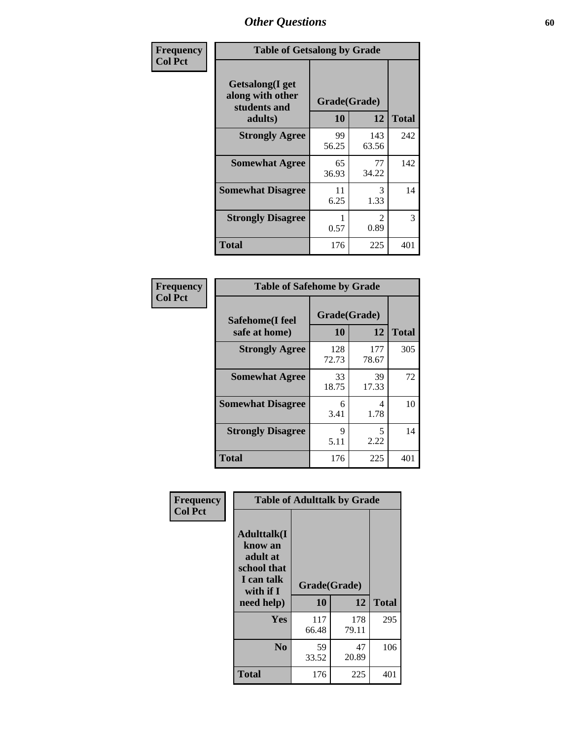## Other Questions

**Frequency**
**Col Pct**

**Table of Getsalong by Grade**

| Getsalong(I get along with other students and adults) | Grade(Grade) | | Total |
|---|---|---|---|
| | 10 | 12 | |
| **Strongly Agree** | 99<br>56.25 | 143<br>63.56 | 242 |
| **Somewhat Agree** | 65<br>36.93 | 77<br>34.22 | 142 |
| **Somewhat Disagree** | 11<br>6.25 | 3<br>1.33 | 14 |
| **Strongly Disagree** | 1<br>0.57 | 2<br>0.89 | 3 |
| **Total** | 176 | 225 | 401 |

**Frequency**
**Col Pct**

**Table of Safehome by Grade**

| Safehome(I feel safe at home) | Grade(Grade) | | Total |
|---|---|---|---|
| | 10 | 12 | |
| **Strongly Agree** | 128<br>72.73 | 177<br>78.67 | 305 |
| **Somewhat Agree** | 33<br>18.75 | 39<br>17.33 | 72 |
| **Somewhat Disagree** | 6<br>3.41 | 4<br>1.78 | 10 |
| **Strongly Disagree** | 9<br>5.11 | 5<br>2.22 | 14 |
| **Total** | 176 | 225 | 401 |

**Frequency**
**Col Pct**

**Table of Adulttalk by Grade**

| Adulttalk(I know an adult at school that I can talk with if I need help) | Grade(Grade) | | Total |
|---|---|---|---|
| | 10 | 12 | |
| **Yes** | 117<br>66.48 | 178<br>79.11 | 295 |
| **No** | 59<br>33.52 | 47<br>20.89 | 106 |
| **Total** | 176 | 225 | 401 |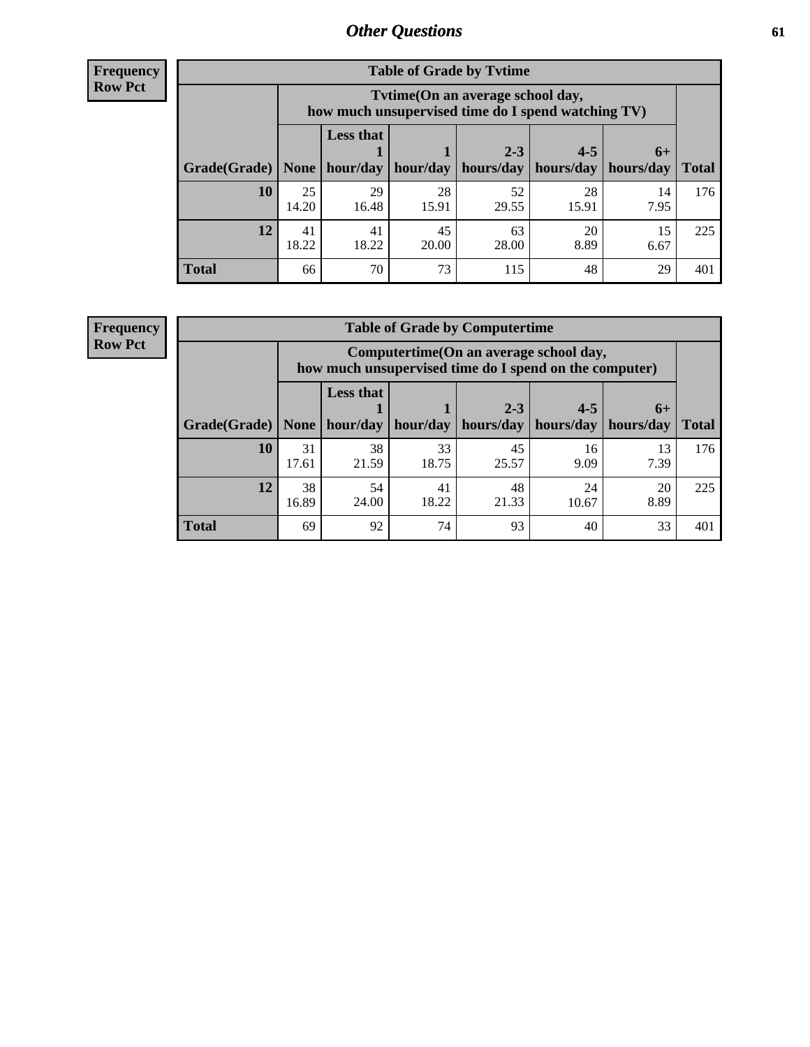## Other Questions

**Frequency**
**Row Pct**

| Table of Grade by Tvtime | | | | | | | |
|---|---|---|---|---|---|---|---|
| | Tvtime(On an average school day, how much unsupervised time do I spend watching TV) | | | | | | |
| Grade(Grade) | None | Less that 1 hour/day | 1 hour/day | 2-3 hours/day | 4-5 hours/day | 6+ hours/day | Total |
| **10** | 25<br>14.20 | 29<br>16.48 | 28<br>15.91 | 52<br>29.55 | 28<br>15.91 | 14<br>7.95 | 176 |
| **12** | 41<br>18.22 | 41<br>18.22 | 45<br>20.00 | 63<br>28.00 | 20<br>8.89 | 15<br>6.67 | 225 |
| **Total** | 66 | 70 | 73 | 115 | 48 | 29 | 401 |

**Frequency**
**Row Pct**

| Table of Grade by Computertime | | | | | | | |
|---|---|---|---|---|---|---|---|
| | Computertime(On an average school day, how much unsupervised time do I spend on the computer) | | | | | | |
| Grade(Grade) | None | Less that 1 hour/day | 1 hour/day | 2-3 hours/day | 4-5 hours/day | 6+ hours/day | Total |
| **10** | 31<br>17.61 | 38<br>21.59 | 33<br>18.75 | 45<br>25.57 | 16<br>9.09 | 13<br>7.39 | 176 |
| **12** | 38<br>16.89 | 54<br>24.00 | 41<br>18.22 | 48<br>21.33 | 24<br>10.67 | 20<br>8.89 | 225 |
| **Total** | 69 | 92 | 74 | 93 | 40 | 33 | 401 |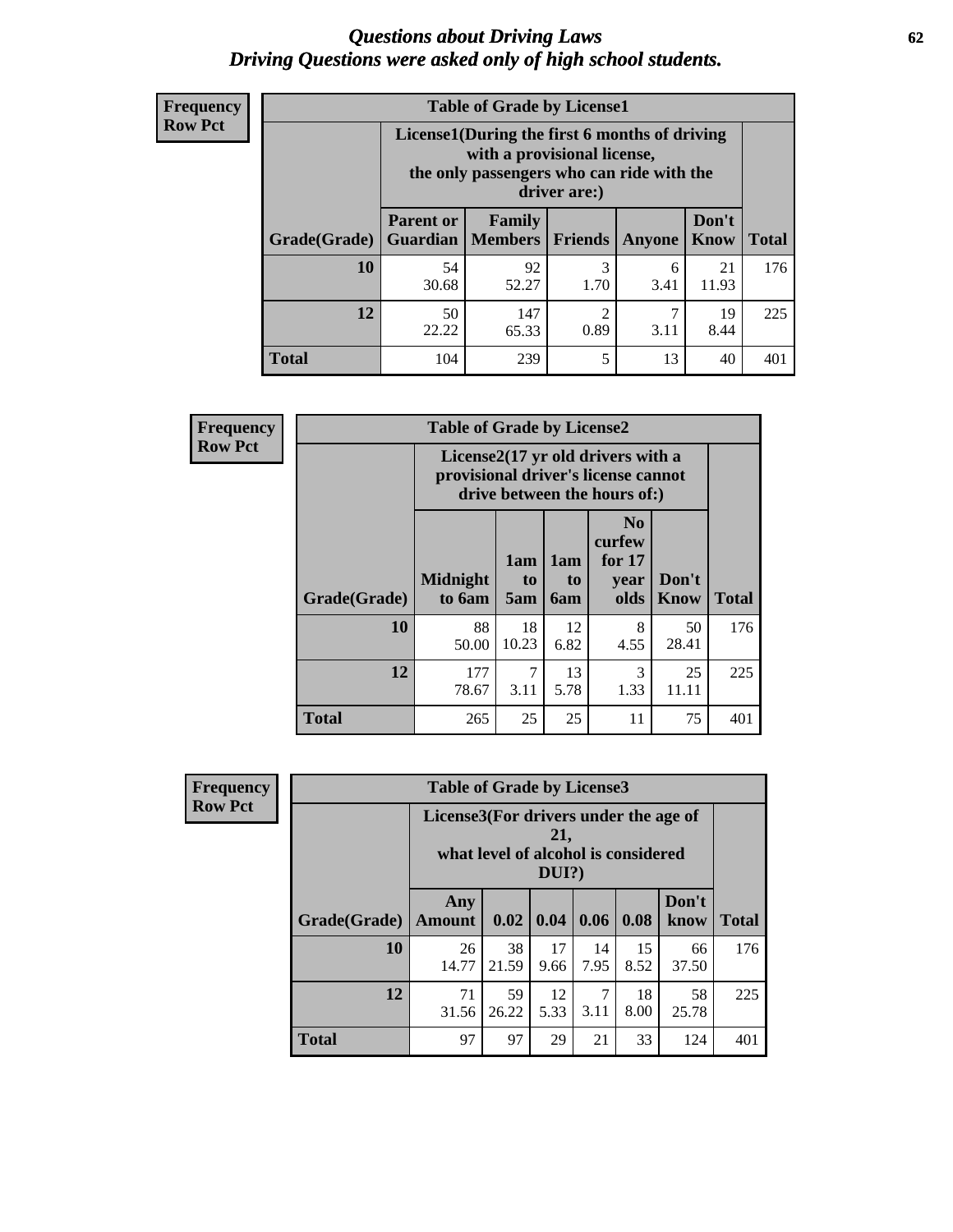# *Questions about Driving Laws*
## *Driving Questions were asked only of high school students.*

**Frequency**
**Row Pct**

**Table of Grade by License1**

| Grade(Grade) | License1(During the first 6 months of driving with a provisional license, the only passengers who can ride with the driver are:) Parent or Guardian | Family Members | Friends | Anyone | Don't Know | Total |
|---|---|---|---|---|---|---|
| **10** | 54<br>30.68 | 92<br>52.27 | 3<br>1.70 | 6<br>3.41 | 21<br>11.93 | 176 |
| **12** | 50<br>22.22 | 147<br>65.33 | 2<br>0.89 | 7<br>3.11 | 19<br>8.44 | 225 |
| **Total** | 104 | 239 | 5 | 13 | 40 | 401 |

**Frequency**
**Row Pct**

**Table of Grade by License2**

| Grade(Grade) | License2(17 yr old drivers with a provisional driver's license cannot drive between the hours of:) Midnight to 6am | 1am to 5am | 1am to 6am | No curfew for 17 year olds | Don't Know | Total |
|---|---|---|---|---|---|---|
| **10** | 88<br>50.00 | 18<br>10.23 | 12<br>6.82 | 8<br>4.55 | 50<br>28.41 | 176 |
| **12** | 177<br>78.67 | 7<br>3.11 | 13<br>5.78 | 3<br>1.33 | 25<br>11.11 | 225 |
| **Total** | 265 | 25 | 25 | 11 | 75 | 401 |

**Frequency**
**Row Pct**

**Table of Grade by License3**

| Grade(Grade) | License3(For drivers under the age of 21, what level of alcohol is considered DUI?) Any Amount | 0.02 | 0.04 | 0.06 | 0.08 | Don't know | Total |
|---|---|---|---|---|---|---|---|
| **10** | 26<br>14.77 | 38<br>21.59 | 17<br>9.66 | 14<br>7.95 | 15<br>8.52 | 66<br>37.50 | 176 |
| **12** | 71<br>31.56 | 59<br>26.22 | 12<br>5.33 | 7<br>3.11 | 18<br>8.00 | 58<br>25.78 | 225 |
| **Total** | 97 | 97 | 29 | 21 | 33 | 124 | 401 |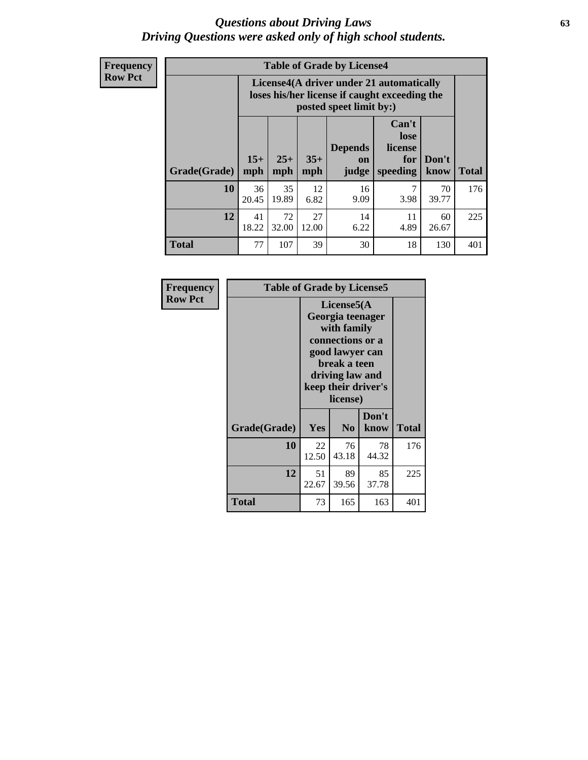# Questions about Driving Laws
*Driving Questions were asked only of high school students.*

**Frequency**
**Row Pct**

| Table of Grade by License4 | | | | | | | |
|---|---|---|---|---|---|---|---|
| | License4(A driver under 21 automatically loses his/her license if caught exceeding the posted speet limit by:) | | | | | | |
| Grade(Grade) | 15+ mph | 25+ mph | 35+ mph | Depends on judge | Can't lose license for speeding | Don't know | Total |
| 10 | 36<br>20.45 | 35<br>19.89 | 12<br>6.82 | 16<br>9.09 | 7<br>3.98 | 70<br>39.77 | 176 |
| 12 | 41<br>18.22 | 72<br>32.00 | 27<br>12.00 | 14<br>6.22 | 11<br>4.89 | 60<br>26.67 | 225 |
| Total | 77 | 107 | 39 | 30 | 18 | 130 | 401 |

**Frequency**
**Row Pct**

| Table of Grade by License5 | | | | |
|---|---|---|---|---|
| | License5(A Georgia teenager with family connections or a good lawyer can break a teen driving law and keep their driver's license) | | | |
| Grade(Grade) | Yes | No | Don't know | Total |
| 10 | 22<br>12.50 | 76<br>43.18 | 78<br>44.32 | 176 |
| 12 | 51<br>22.67 | 89<br>39.56 | 85<br>37.78 | 225 |
| Total | 73 | 165 | 163 | 401 |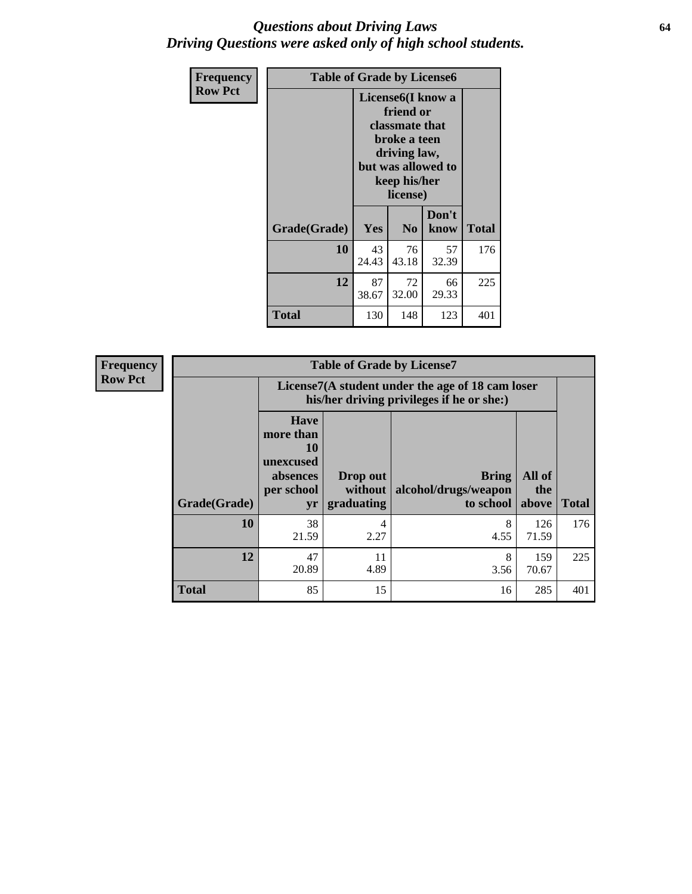# *Questions about Driving Laws*
# *Driving Questions were asked only of high school students.*

**Frequency**
**Row Pct**

**Table of Grade by License6**

| Grade(Grade) | License6(I know a friend or classmate that broke a teen driving law, but was allowed to keep his/her license) | | | Total |
|---|---|---|---|---|
| | Yes | No | Don't know | |
| 10 | 43<br>24.43 | 76<br>43.18 | 57<br>32.39 | 176 |
| 12 | 87<br>38.67 | 72<br>32.00 | 66<br>29.33 | 225 |
| Total | 130 | 148 | 123 | 401 |

**Frequency**
**Row Pct**

**Table of Grade by License7**

| Grade(Grade) | License7(A student under the age of 18 cam loser his/her driving privileges if he or she:) | | | | Total |
|---|---|---|---|---|---|
| | Have more than 10 unexcused absences per school yr | Drop out without graduating | Bring alcohol/drugs/weapon to school | All of the above | |
| 10 | 38<br>21.59 | 4<br>2.27 | 8<br>4.55 | 126<br>71.59 | 176 |
| 12 | 47<br>20.89 | 11<br>4.89 | 8<br>3.56 | 159<br>70.67 | 225 |
| Total | 85 | 15 | 16 | 285 | 401 |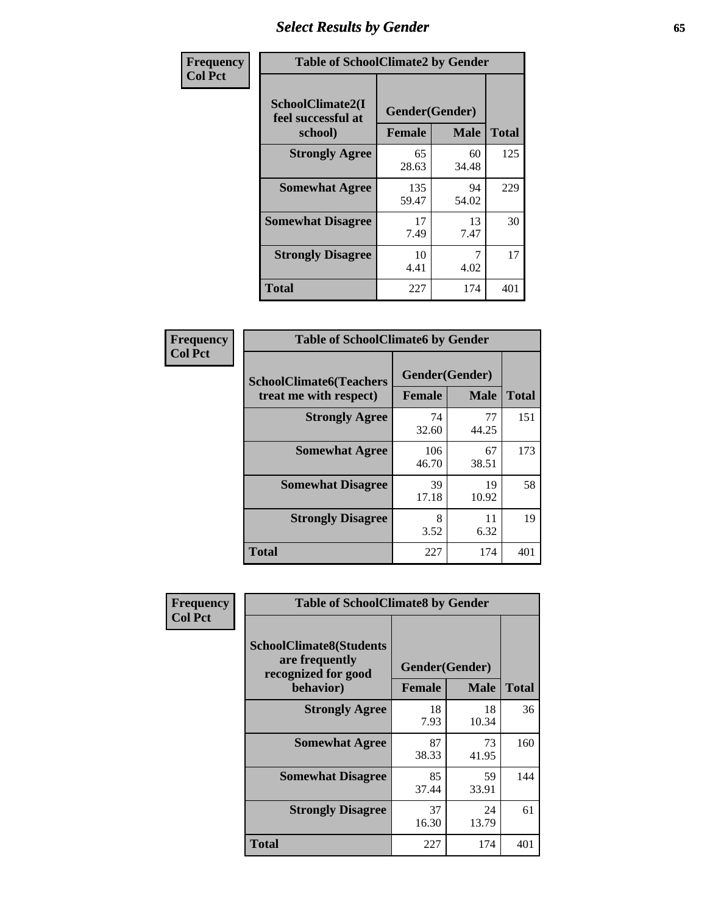## Select Results by Gender

**Frequency / Col Pct**

| Table of SchoolClimate2 by Gender | | | |
|---|---|---|---|
| SchoolClimate2(I feel successful at school) | Gender(Gender) | | |
| | Female | Male | Total |
| **Strongly Agree** | 65<br>28.63 | 60<br>34.48 | 125 |
| **Somewhat Agree** | 135<br>59.47 | 94<br>54.02 | 229 |
| **Somewhat Disagree** | 17<br>7.49 | 13<br>7.47 | 30 |
| **Strongly Disagree** | 10<br>4.41 | 7<br>4.02 | 17 |
| **Total** | 227 | 174 | 401 |

**Frequency / Col Pct**

| Table of SchoolClimate6 by Gender | | | |
|---|---|---|---|
| SchoolClimate6(Teachers treat me with respect) | Gender(Gender) | | |
| | Female | Male | Total |
| **Strongly Agree** | 74<br>32.60 | 77<br>44.25 | 151 |
| **Somewhat Agree** | 106<br>46.70 | 67<br>38.51 | 173 |
| **Somewhat Disagree** | 39<br>17.18 | 19<br>10.92 | 58 |
| **Strongly Disagree** | 8<br>3.52 | 11<br>6.32 | 19 |
| **Total** | 227 | 174 | 401 |

**Frequency / Col Pct**

| Table of SchoolClimate8 by Gender | | | |
|---|---|---|---|
| SchoolClimate8(Students are frequently recognized for good behavior) | Gender(Gender) | | |
| | Female | Male | Total |
| **Strongly Agree** | 18<br>7.93 | 18<br>10.34 | 36 |
| **Somewhat Agree** | 87<br>38.33 | 73<br>41.95 | 160 |
| **Somewhat Disagree** | 85<br>37.44 | 59<br>33.91 | 144 |
| **Strongly Disagree** | 37<br>16.30 | 24<br>13.79 | 61 |
| **Total** | 227 | 174 | 401 |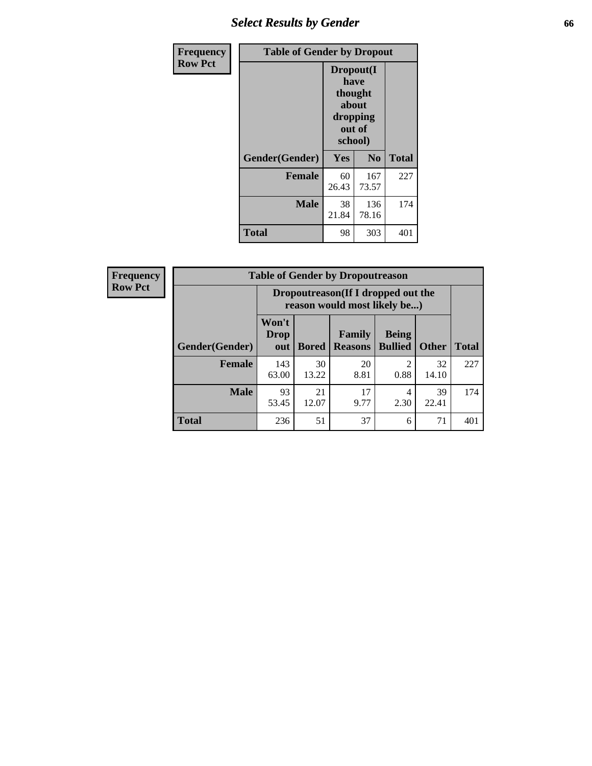## Select Results by Gender

| Frequency Row Pct | Table of Gender by Dropout | | |
|---|---|---|---|
| | Dropout(I have thought about dropping out of school) | | |
| Gender(Gender) | Yes | No | Total |
| Female | 60<br>26.43 | 167<br>73.57 | 227 |
| Male | 38<br>21.84 | 136<br>78.16 | 174 |
| Total | 98 | 303 | 401 |

| Frequency Row Pct | Table of Gender by Dropoutreason | | | | | |
|---|---|---|---|---|---|---|
| | Dropoutreason(If I dropped out the reason would most likely be...) | | | | | |
| Gender(Gender) | Won't Drop out | Bored | Family Reasons | Being Bullied | Other | Total |
| Female | 143<br>63.00 | 30<br>13.22 | 20<br>8.81 | 2<br>0.88 | 32<br>14.10 | 227 |
| Male | 93<br>53.45 | 21<br>12.07 | 17<br>9.77 | 4<br>2.30 | 39<br>22.41 | 174 |
| Total | 236 | 51 | 37 | 6 | 71 | 401 |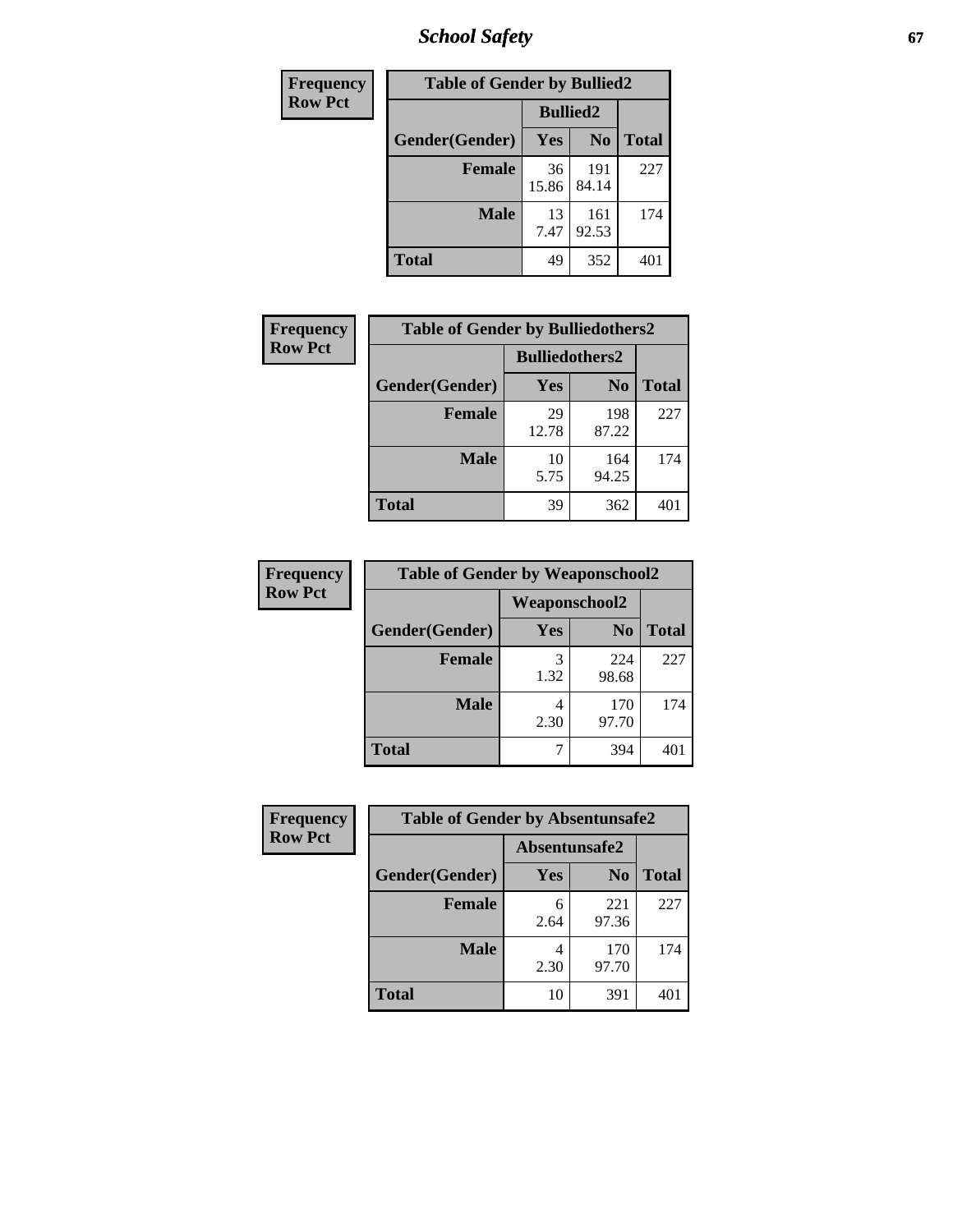| Frequency Row Pct | Table of Gender by Bullied2 | | |
|---|---|---|---|
| | Bullied2 | | |
| Gender(Gender) | Yes | No | Total |
| Female | 36<br>15.86 | 191<br>84.14 | 227 |
| Male | 13<br>7.47 | 161<br>92.53 | 174 |
| Total | 49 | 352 | 401 |

| Frequency Row Pct | Table of Gender by Bulliedothers2 | | |
|---|---|---|---|
| | Bulliedothers2 | | |
| Gender(Gender) | Yes | No | Total |
| Female | 29<br>12.78 | 198<br>87.22 | 227 |
| Male | 10<br>5.75 | 164<br>94.25 | 174 |
| Total | 39 | 362 | 401 |

| Frequency Row Pct | Table of Gender by Weaponschool2 | | |
|---|---|---|---|
| | Weaponschool2 | | |
| Gender(Gender) | Yes | No | Total |
| Female | 3<br>1.32 | 224<br>98.68 | 227 |
| Male | 4<br>2.30 | 170<br>97.70 | 174 |
| Total | 7 | 394 | 401 |

| Frequency Row Pct | Table of Gender by Absentunsafe2 | | |
|---|---|---|---|
| | Absentunsafe2 | | |
| Gender(Gender) | Yes | No | Total |
| Female | 6<br>2.64 | 221<br>97.36 | 227 |
| Male | 4<br>2.30 | 170<br>97.70 | 174 |
| Total | 10 | 391 | 401 |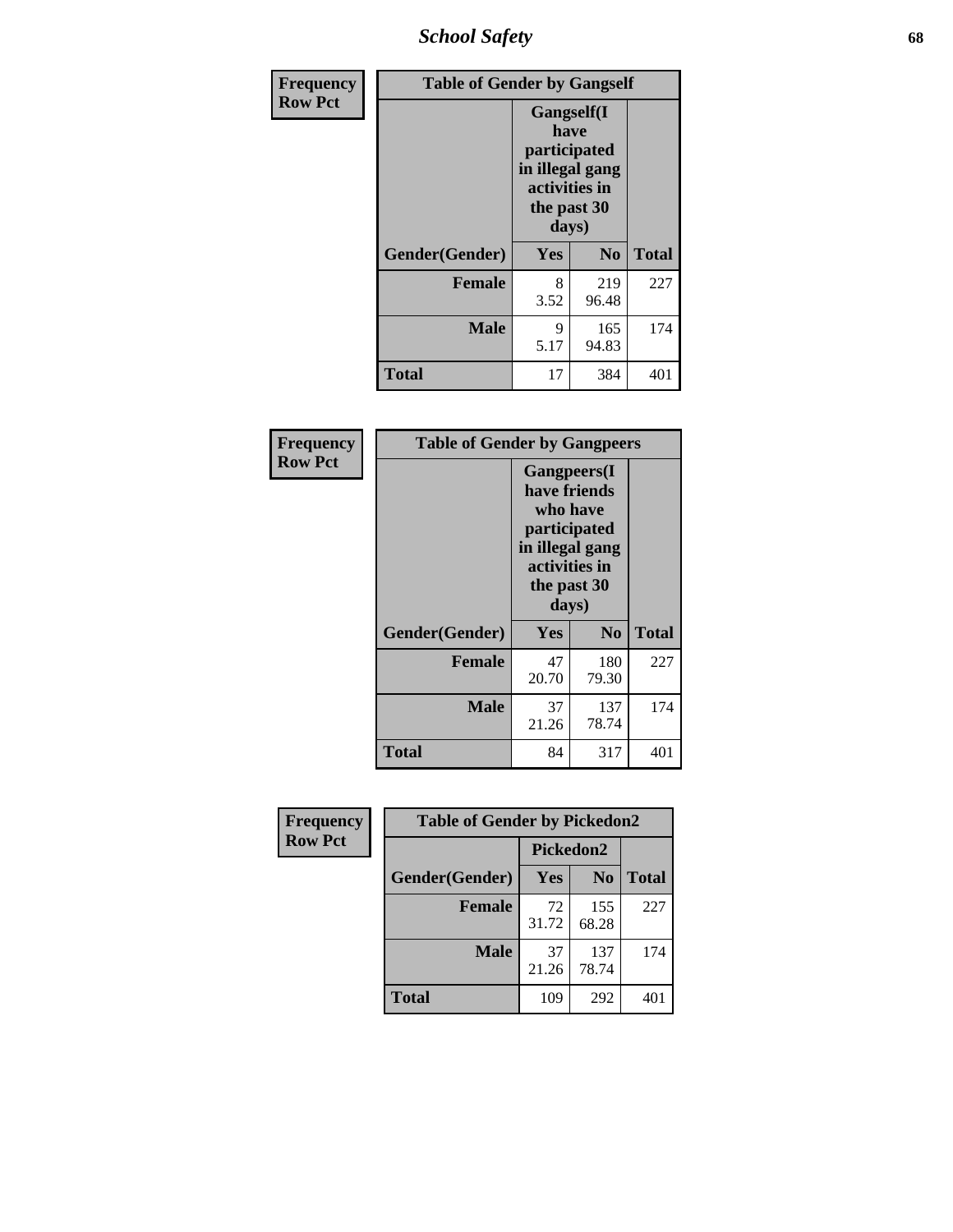| Frequency Row Pct | Table of Gender by Gangself | | |
|---|---|---|---|
| | Gangself(I have participated in illegal gang activities in the past 30 days) | | |
| Gender(Gender) | Yes | No | Total |
| Female | 8<br>3.52 | 219<br>96.48 | 227 |
| Male | 9<br>5.17 | 165<br>94.83 | 174 |
| Total | 17 | 384 | 401 |

| Frequency Row Pct | Table of Gender by Gangpeers | | |
|---|---|---|---|
| | Gangpeers(I have friends who have participated in illegal gang activities in the past 30 days) | | |
| Gender(Gender) | Yes | No | Total |
| Female | 47<br>20.70 | 180<br>79.30 | 227 |
| Male | 37<br>21.26 | 137<br>78.74 | 174 |
| Total | 84 | 317 | 401 |

| Frequency Row Pct | Table of Gender by Pickedon2 | | |
|---|---|---|---|
| | Pickedon2 | | |
| Gender(Gender) | Yes | No | Total |
| Female | 72<br>31.72 | 155<br>68.28 | 227 |
| Male | 37<br>21.26 | 137<br>78.74 | 174 |
| Total | 109 | 292 | 401 |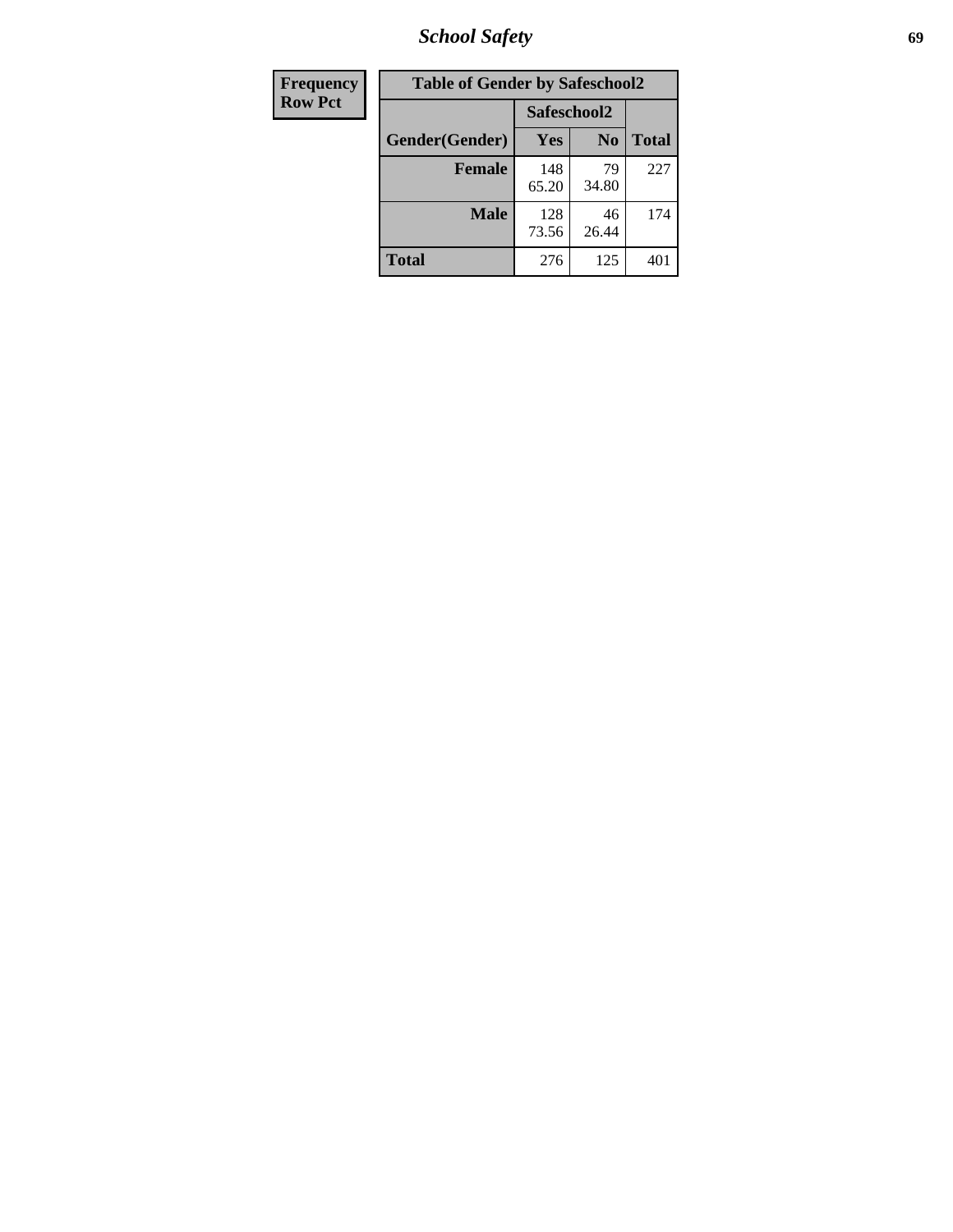| Frequency Row Pct | Table of Gender by Safeschool2 | | |
|---|---|---|---|
| | Safeschool2 | | |
| Gender(Gender) | Yes | No | Total |
| **Female** | 148<br>65.20 | 79<br>34.80 | 227 |
| **Male** | 128<br>73.56 | 46<br>26.44 | 174 |
| **Total** | 276 | 125 | 401 |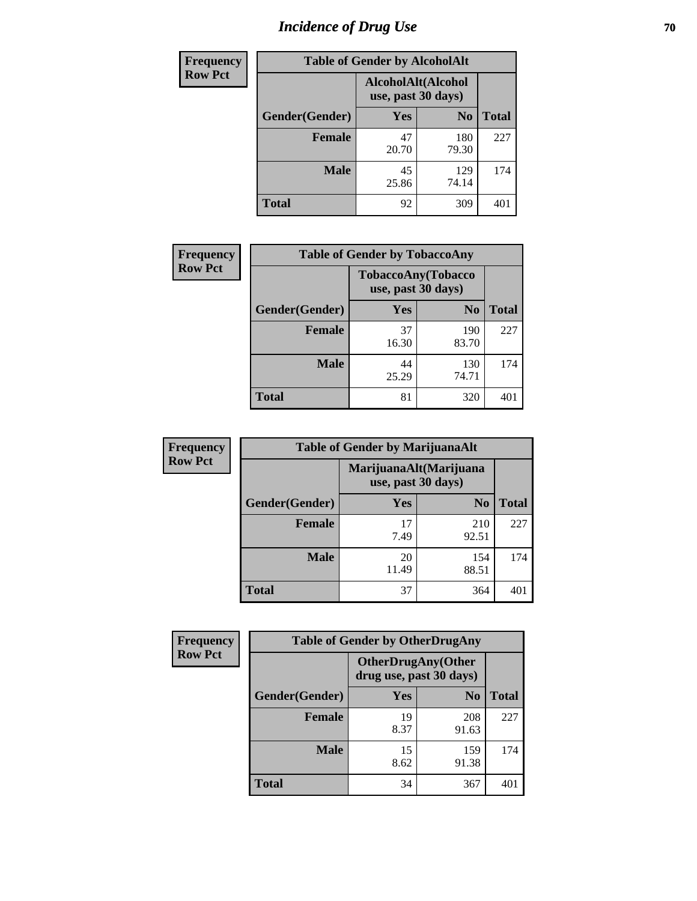# Incidence of Drug Use

| Frequency Row Pct | Table of Gender by AlcoholAlt | | |
|---|---|---|---|
| | AlcoholAlt(Alcohol use, past 30 days) | | |
| Gender(Gender) | Yes | No | Total |
| Female | 47<br>20.70 | 180<br>79.30 | 227 |
| Male | 45<br>25.86 | 129<br>74.14 | 174 |
| Total | 92 | 309 | 401 |

| Frequency Row Pct | Table of Gender by TobaccoAny | | |
|---|---|---|---|
| | TobaccoAny(Tobacco use, past 30 days) | | |
| Gender(Gender) | Yes | No | Total |
| Female | 37<br>16.30 | 190<br>83.70 | 227 |
| Male | 44<br>25.29 | 130<br>74.71 | 174 |
| Total | 81 | 320 | 401 |

| Frequency Row Pct | Table of Gender by MarijuanaAlt | | |
|---|---|---|---|
| | MarijuanaAlt(Marijuana use, past 30 days) | | |
| Gender(Gender) | Yes | No | Total |
| Female | 17<br>7.49 | 210<br>92.51 | 227 |
| Male | 20<br>11.49 | 154<br>88.51 | 174 |
| Total | 37 | 364 | 401 |

| Frequency Row Pct | Table of Gender by OtherDrugAny | | |
|---|---|---|---|
| | OtherDrugAny(Other drug use, past 30 days) | | |
| Gender(Gender) | Yes | No | Total |
| Female | 19<br>8.37 | 208<br>91.63 | 227 |
| Male | 15<br>8.62 | 159<br>91.38 | 174 |
| Total | 34 | 367 | 401 |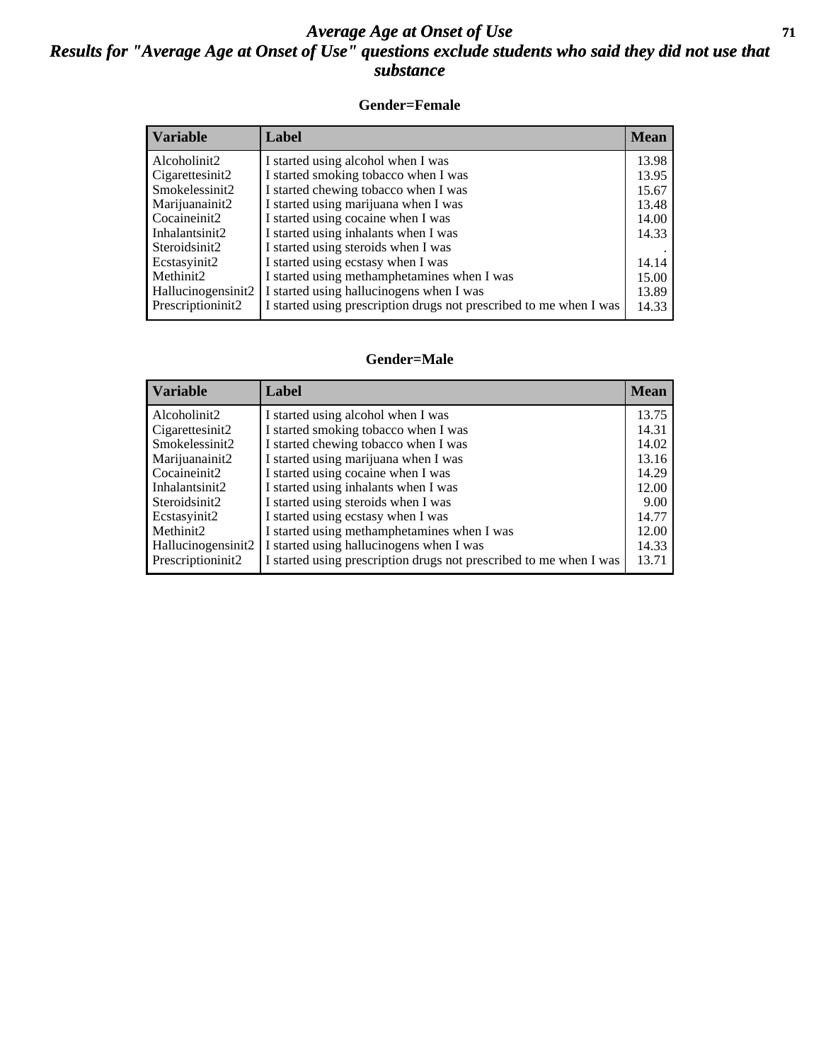# *Average Age at Onset of Use*

## *Results for "Average Age at Onset of Use" questions exclude students who said they did not use that substance*

### Gender=Female

| Variable | Label | Mean |
|---|---|---|
| Alcoholinit2 | I started using alcohol when I was | 13.98 |
| Cigarettesinit2 | I started smoking tobacco when I was | 13.95 |
| Smokelessinit2 | I started chewing tobacco when I was | 15.67 |
| Marijuanainit2 | I started using marijuana when I was | 13.48 |
| Cocaineinit2 | I started using cocaine when I was | 14.00 |
| Inhalantsinit2 | I started using inhalants when I was | 14.33 |
| Steroidsinit2 | I started using steroids when I was | . |
| Ecstasyinit2 | I started using ecstasy when I was | 14.14 |
| Methinit2 | I started using methamphetamines when I was | 15.00 |
| Hallucinogensinit2 | I started using hallucinogens when I was | 13.89 |
| Prescriptioninit2 | I started using prescription drugs not prescribed to me when I was | 14.33 |

### Gender=Male

| Variable | Label | Mean |
|---|---|---|
| Alcoholinit2 | I started using alcohol when I was | 13.75 |
| Cigarettesinit2 | I started smoking tobacco when I was | 14.31 |
| Smokelessinit2 | I started chewing tobacco when I was | 14.02 |
| Marijuanainit2 | I started using marijuana when I was | 13.16 |
| Cocaineinit2 | I started using cocaine when I was | 14.29 |
| Inhalantsinit2 | I started using inhalants when I was | 12.00 |
| Steroidsinit2 | I started using steroids when I was | 9.00 |
| Ecstasyinit2 | I started using ecstasy when I was | 14.77 |
| Methinit2 | I started using methamphetamines when I was | 12.00 |
| Hallucinogensinit2 | I started using hallucinogens when I was | 14.33 |
| Prescriptioninit2 | I started using prescription drugs not prescribed to me when I was | 13.71 |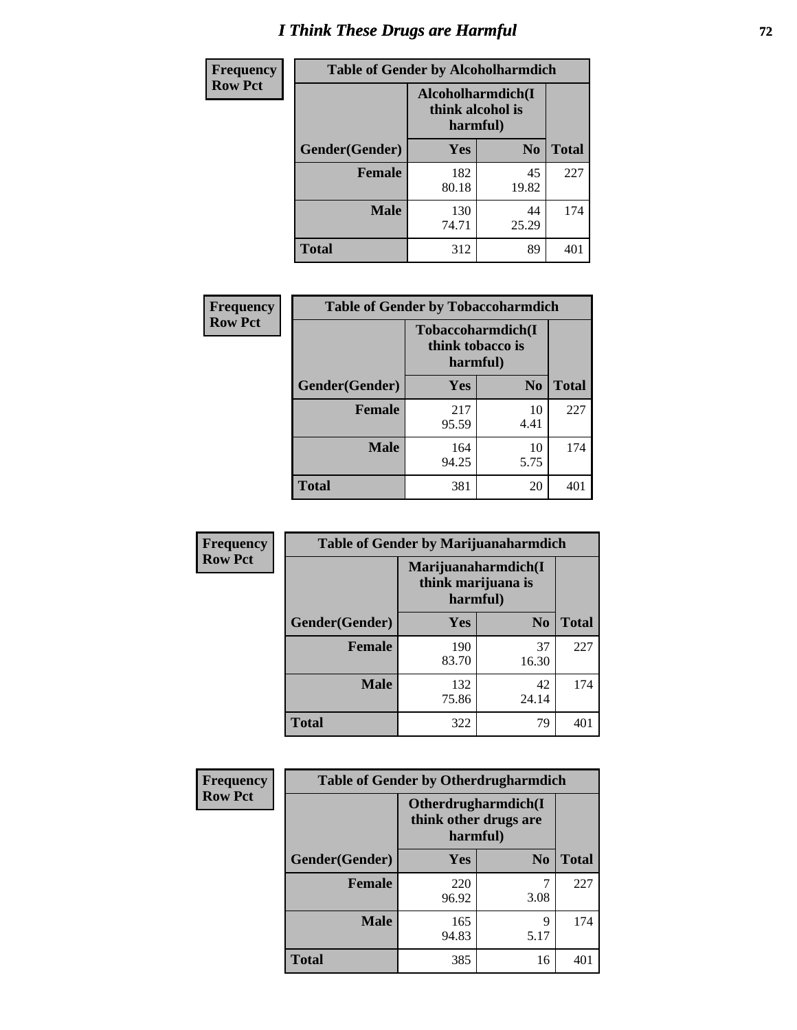# I Think These Drugs are Harmful

**Frequency**
**Row Pct**

| Table of Gender by Alcoholharmdich | | | |
|---|---|---|---|
| | Alcoholharmdich(I think alcohol is harmful) | | |
| Gender(Gender) | Yes | No | Total |
| **Female** | 182<br>80.18 | 45<br>19.82 | 227 |
| **Male** | 130<br>74.71 | 44<br>25.29 | 174 |
| **Total** | 312 | 89 | 401 |

**Frequency**
**Row Pct**

| Table of Gender by Tobaccoharmdich | | | |
|---|---|---|---|
| | Tobaccoharmdich(I think tobacco is harmful) | | |
| Gender(Gender) | Yes | No | Total |
| **Female** | 217<br>95.59 | 10<br>4.41 | 227 |
| **Male** | 164<br>94.25 | 10<br>5.75 | 174 |
| **Total** | 381 | 20 | 401 |

**Frequency**
**Row Pct**

| Table of Gender by Marijuanaharmdich | | | |
|---|---|---|---|
| | Marijuanaharmdich(I think marijuana is harmful) | | |
| Gender(Gender) | Yes | No | Total |
| **Female** | 190<br>83.70 | 37<br>16.30 | 227 |
| **Male** | 132<br>75.86 | 42<br>24.14 | 174 |
| **Total** | 322 | 79 | 401 |

**Frequency**
**Row Pct**

| Table of Gender by Otherdrugharmdich | | | |
|---|---|---|---|
| | Otherdrugharmdich(I think other drugs are harmful) | | |
| Gender(Gender) | Yes | No | Total |
| **Female** | 220<br>96.92 | 7<br>3.08 | 227 |
| **Male** | 165<br>94.83 | 9<br>5.17 | 174 |
| **Total** | 385 | 16 | 401 |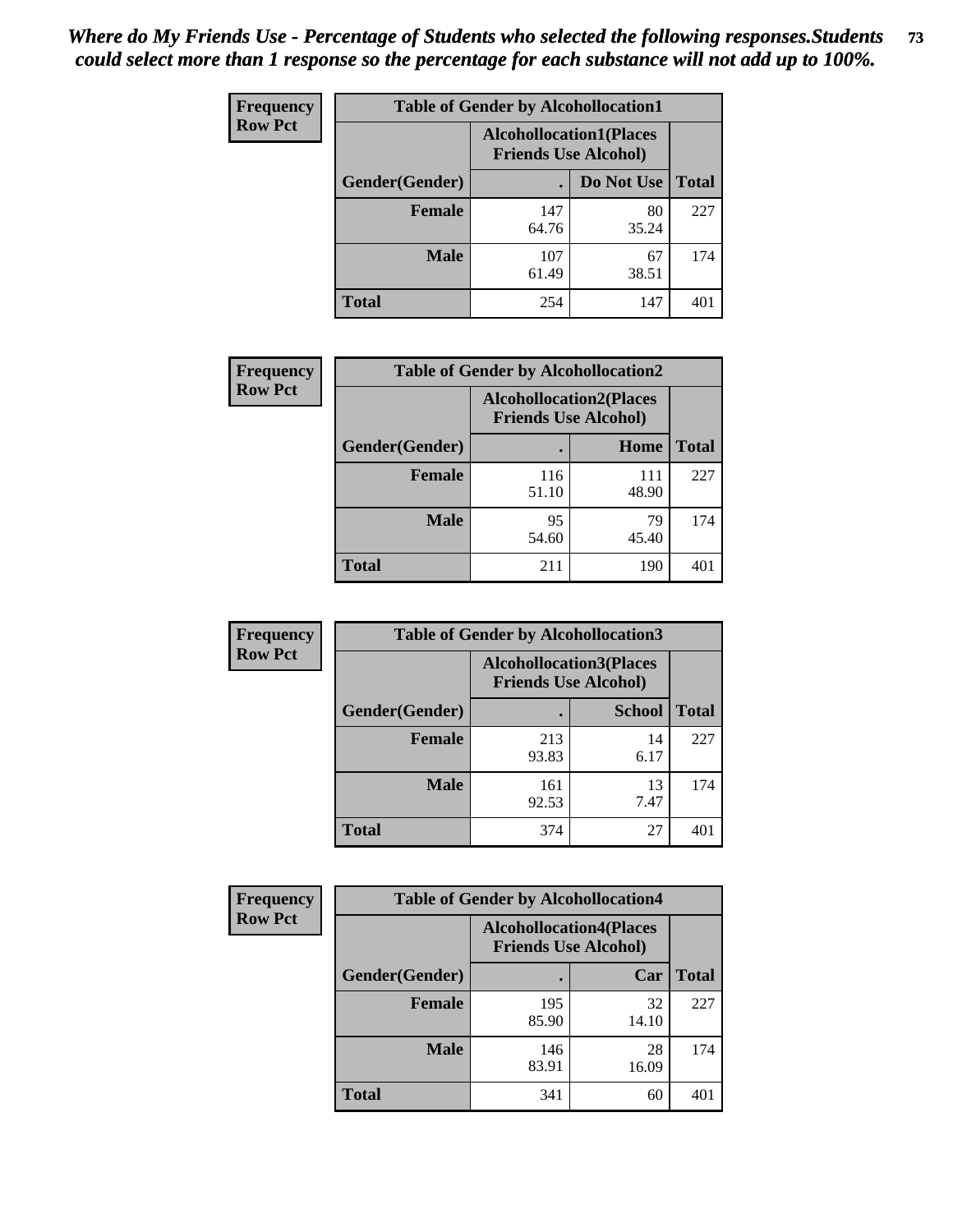*Where do My Friends Use - Percentage of Students who selected the following responses.Students could select more than 1 response so the percentage for each substance will not add up to 100%.*

**Frequency Row Pct**

| Table of Gender by Alcohollocation1 | | | |
|---|---|---|---|
| | Alcohollocation1(Places Friends Use Alcohol) | | |
| Gender(Gender) | . | Do Not Use | Total |
| Female | 147<br>64.76 | 80<br>35.24 | 227 |
| Male | 107<br>61.49 | 67<br>38.51 | 174 |
| Total | 254 | 147 | 401 |

**Frequency Row Pct**

| Table of Gender by Alcohollocation2 | | | |
|---|---|---|---|
| | Alcohollocation2(Places Friends Use Alcohol) | | |
| Gender(Gender) | . | Home | Total |
| Female | 116<br>51.10 | 111<br>48.90 | 227 |
| Male | 95<br>54.60 | 79<br>45.40 | 174 |
| Total | 211 | 190 | 401 |

**Frequency Row Pct**

| Table of Gender by Alcohollocation3 | | | |
|---|---|---|---|
| | Alcohollocation3(Places Friends Use Alcohol) | | |
| Gender(Gender) | . | School | Total |
| Female | 213<br>93.83 | 14<br>6.17 | 227 |
| Male | 161<br>92.53 | 13<br>7.47 | 174 |
| Total | 374 | 27 | 401 |

**Frequency Row Pct**

| Table of Gender by Alcohollocation4 | | | |
|---|---|---|---|
| | Alcohollocation4(Places Friends Use Alcohol) | | |
| Gender(Gender) | . | Car | Total |
| Female | 195<br>85.90 | 32<br>14.10 | 227 |
| Male | 146<br>83.91 | 28<br>16.09 | 174 |
| Total | 341 | 60 | 401 |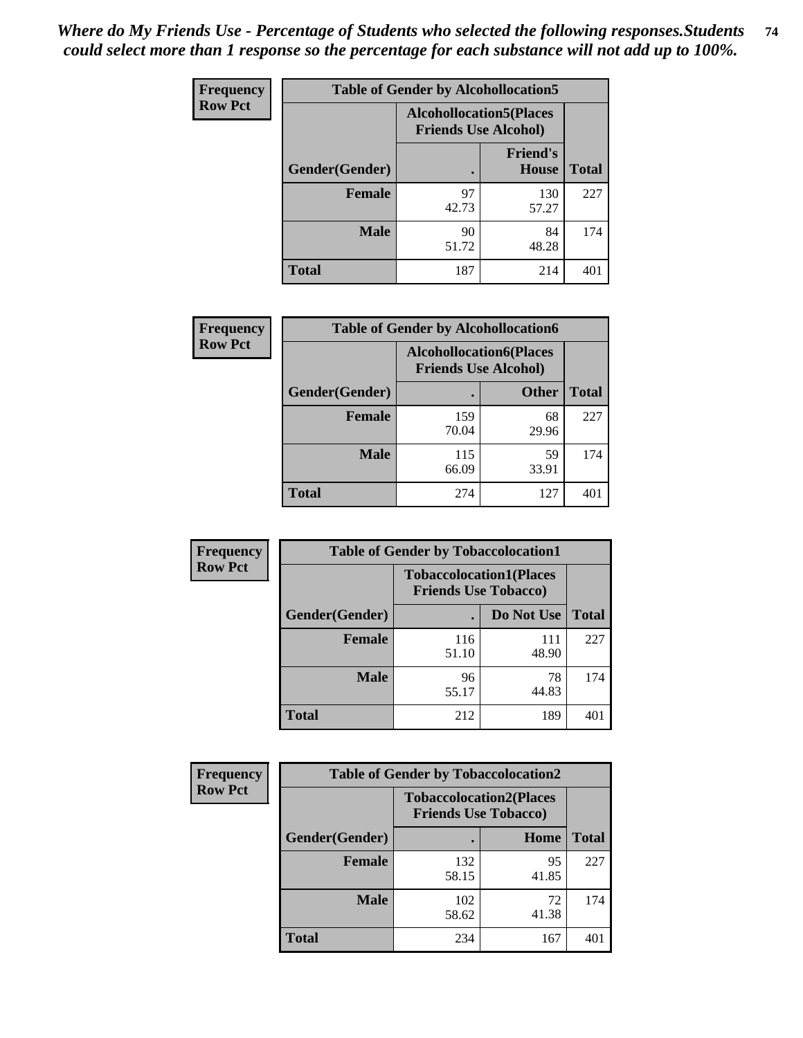*Where do My Friends Use - Percentage of Students who selected the following responses.Students could select more than 1 response so the percentage for each substance will not add up to 100%.*

**Frequency**
**Row Pct**

| Table of Gender by Alcohollocation5 | | | |
|---|---|---|---|
| | Alcohollocation5(Places Friends Use Alcohol) | | |
| Gender(Gender) | . | Friend's House | Total |
| Female | 97<br>42.73 | 130<br>57.27 | 227 |
| Male | 90<br>51.72 | 84<br>48.28 | 174 |
| Total | 187 | 214 | 401 |

**Frequency**
**Row Pct**

| Table of Gender by Alcohollocation6 | | | |
|---|---|---|---|
| | Alcohollocation6(Places Friends Use Alcohol) | | |
| Gender(Gender) | . | Other | Total |
| Female | 159<br>70.04 | 68<br>29.96 | 227 |
| Male | 115<br>66.09 | 59<br>33.91 | 174 |
| Total | 274 | 127 | 401 |

**Frequency**
**Row Pct**

| Table of Gender by Tobaccolocation1 | | | |
|---|---|---|---|
| | Tobaccolocation1(Places Friends Use Tobacco) | | |
| Gender(Gender) | . | Do Not Use | Total |
| Female | 116<br>51.10 | 111<br>48.90 | 227 |
| Male | 96<br>55.17 | 78<br>44.83 | 174 |
| Total | 212 | 189 | 401 |

**Frequency**
**Row Pct**

| Table of Gender by Tobaccolocation2 | | | |
|---|---|---|---|
| | Tobaccolocation2(Places Friends Use Tobacco) | | |
| Gender(Gender) | . | Home | Total |
| Female | 132<br>58.15 | 95<br>41.85 | 227 |
| Male | 102<br>58.62 | 72<br>41.38 | 174 |
| Total | 234 | 167 | 401 |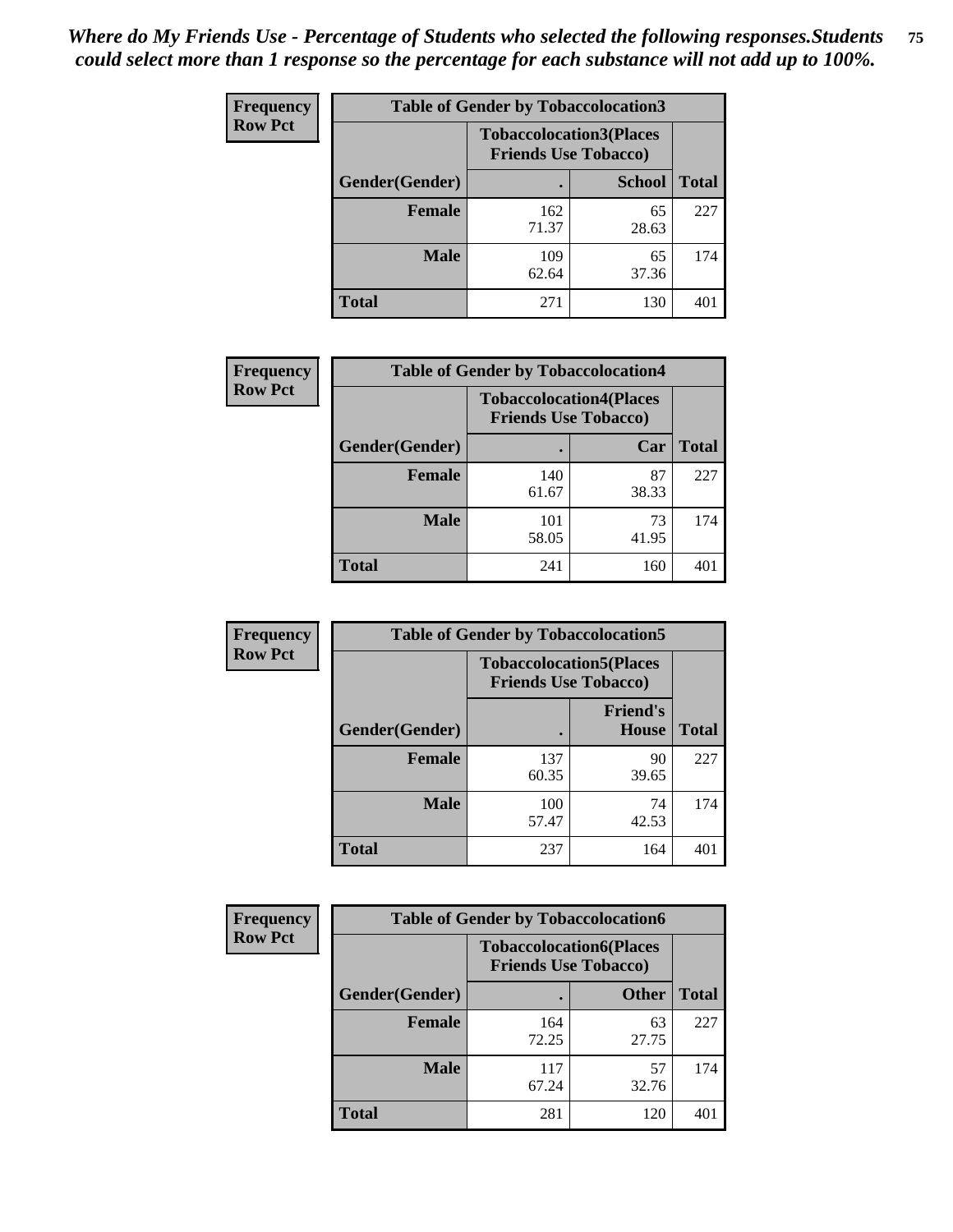*Where do My Friends Use - Percentage of Students who selected the following responses.Students could select more than 1 response so the percentage for each substance will not add up to 100%.*

**Frequency**
**Row Pct**

| Table of Gender by Tobaccolocation3 | | | |
|---|---|---|---|
| | Tobaccolocation3(Places Friends Use Tobacco) | | |
| Gender(Gender) | . | School | Total |
| Female | 162<br>71.37 | 65<br>28.63 | 227 |
| Male | 109<br>62.64 | 65<br>37.36 | 174 |
| Total | 271 | 130 | 401 |

**Frequency**
**Row Pct**

| Table of Gender by Tobaccolocation4 | | | |
|---|---|---|---|
| | Tobaccolocation4(Places Friends Use Tobacco) | | |
| Gender(Gender) | . | Car | Total |
| Female | 140<br>61.67 | 87<br>38.33 | 227 |
| Male | 101<br>58.05 | 73<br>41.95 | 174 |
| Total | 241 | 160 | 401 |

**Frequency**
**Row Pct**

| Table of Gender by Tobaccolocation5 | | | |
|---|---|---|---|
| | Tobaccolocation5(Places Friends Use Tobacco) | | |
| Gender(Gender) | . | Friend's House | Total |
| Female | 137<br>60.35 | 90<br>39.65 | 227 |
| Male | 100<br>57.47 | 74<br>42.53 | 174 |
| Total | 237 | 164 | 401 |

**Frequency**
**Row Pct**

| Table of Gender by Tobaccolocation6 | | | |
|---|---|---|---|
| | Tobaccolocation6(Places Friends Use Tobacco) | | |
| Gender(Gender) | . | Other | Total |
| Female | 164<br>72.25 | 63<br>27.75 | 227 |
| Male | 117<br>67.24 | 57<br>32.76 | 174 |
| Total | 281 | 120 | 401 |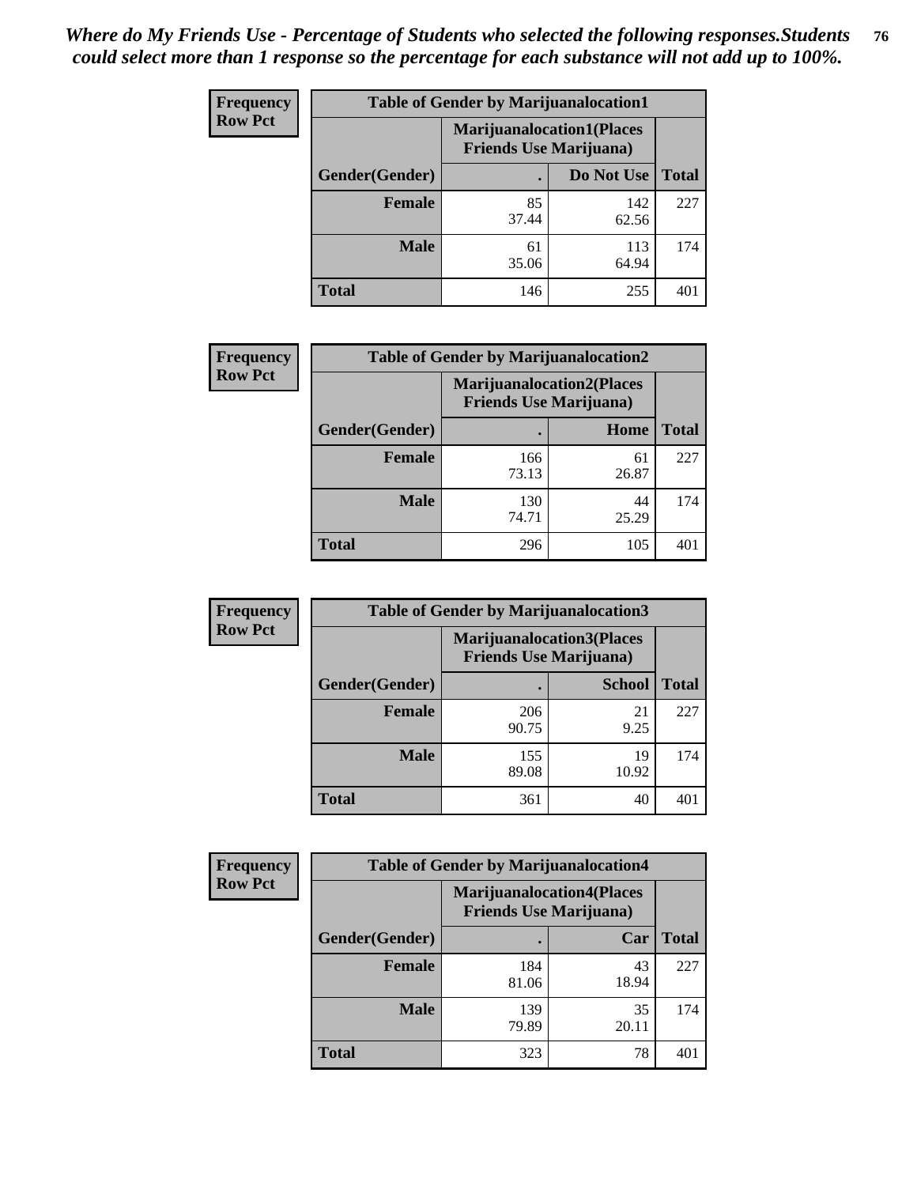*Where do My Friends Use - Percentage of Students who selected the following responses.Students could select more than 1 response so the percentage for each substance will not add up to 100%.*

**Frequency Row Pct**

| Table of Gender by Marijuanalocation1 | | | |
|---|---|---|---|
| | Marijuanalocation1(Places Friends Use Marijuana) | | |
| Gender(Gender) | . | Do Not Use | Total |
| Female | 85<br>37.44 | 142<br>62.56 | 227 |
| Male | 61<br>35.06 | 113<br>64.94 | 174 |
| Total | 146 | 255 | 401 |

**Frequency Row Pct**

| Table of Gender by Marijuanalocation2 | | | |
|---|---|---|---|
| | Marijuanalocation2(Places Friends Use Marijuana) | | |
| Gender(Gender) | . | Home | Total |
| Female | 166<br>73.13 | 61<br>26.87 | 227 |
| Male | 130<br>74.71 | 44<br>25.29 | 174 |
| Total | 296 | 105 | 401 |

**Frequency Row Pct**

| Table of Gender by Marijuanalocation3 | | | |
|---|---|---|---|
| | Marijuanalocation3(Places Friends Use Marijuana) | | |
| Gender(Gender) | . | School | Total |
| Female | 206<br>90.75 | 21<br>9.25 | 227 |
| Male | 155<br>89.08 | 19<br>10.92 | 174 |
| Total | 361 | 40 | 401 |

**Frequency Row Pct**

| Table of Gender by Marijuanalocation4 | | | |
|---|---|---|---|
| | Marijuanalocation4(Places Friends Use Marijuana) | | |
| Gender(Gender) | . | Car | Total |
| Female | 184<br>81.06 | 43<br>18.94 | 227 |
| Male | 139<br>79.89 | 35<br>20.11 | 174 |
| Total | 323 | 78 | 401 |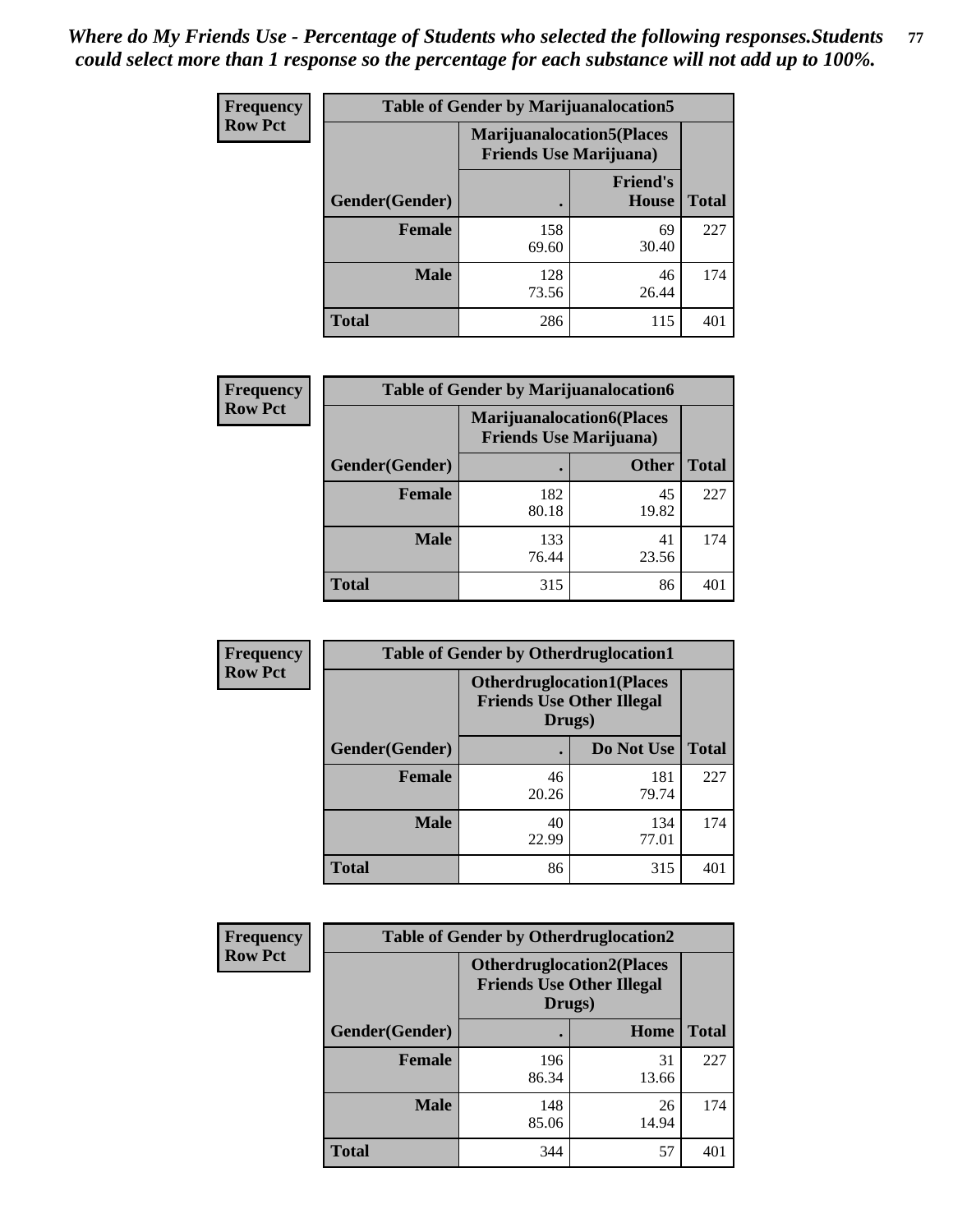*Where do My Friends Use - Percentage of Students who selected the following responses.Students could select more than 1 response so the percentage for each substance will not add up to 100%.*

**Frequency Row Pct**

| Table of Gender by Marijuanalocation5 | | | |
|---|---|---|---|
| | Marijuanalocation5(Places Friends Use Marijuana) | | |
| Gender(Gender) | . | Friend's House | Total |
| **Female** | 158<br>69.60 | 69<br>30.40 | 227 |
| **Male** | 128<br>73.56 | 46<br>26.44 | 174 |
| **Total** | 286 | 115 | 401 |

**Frequency Row Pct**

| Table of Gender by Marijuanalocation6 | | | |
|---|---|---|---|
| | Marijuanalocation6(Places Friends Use Marijuana) | | |
| Gender(Gender) | . | Other | Total |
| **Female** | 182<br>80.18 | 45<br>19.82 | 227 |
| **Male** | 133<br>76.44 | 41<br>23.56 | 174 |
| **Total** | 315 | 86 | 401 |

**Frequency Row Pct**

| Table of Gender by Otherdruglocation1 | | | |
|---|---|---|---|
| | Otherdruglocation1(Places Friends Use Other Illegal Drugs) | | |
| Gender(Gender) | . | Do Not Use | Total |
| **Female** | 46<br>20.26 | 181<br>79.74 | 227 |
| **Male** | 40<br>22.99 | 134<br>77.01 | 174 |
| **Total** | 86 | 315 | 401 |

**Frequency Row Pct**

| Table of Gender by Otherdruglocation2 | | | |
|---|---|---|---|
| | Otherdruglocation2(Places Friends Use Other Illegal Drugs) | | |
| Gender(Gender) | . | Home | Total |
| **Female** | 196<br>86.34 | 31<br>13.66 | 227 |
| **Male** | 148<br>85.06 | 26<br>14.94 | 174 |
| **Total** | 344 | 57 | 401 |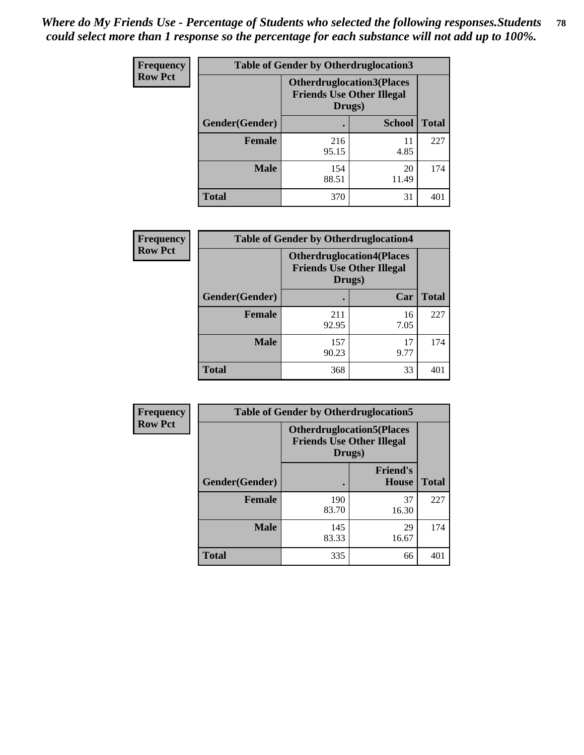*Where do My Friends Use - Percentage of Students who selected the following responses.Students could select more than 1 response so the percentage for each substance will not add up to 100%.*

**Frequency**
**Row Pct**

| Table of Gender by Otherdruglocation3 | | | |
|---|---|---|---|
| | Otherdruglocation3(Places Friends Use Other Illegal Drugs) | | |
| Gender(Gender) | . | School | Total |
| Female | 216<br>95.15 | 11<br>4.85 | 227 |
| Male | 154<br>88.51 | 20<br>11.49 | 174 |
| Total | 370 | 31 | 401 |

**Frequency**
**Row Pct**

| Table of Gender by Otherdruglocation4 | | | |
|---|---|---|---|
| | Otherdruglocation4(Places Friends Use Other Illegal Drugs) | | |
| Gender(Gender) | . | Car | Total |
| Female | 211<br>92.95 | 16<br>7.05 | 227 |
| Male | 157<br>90.23 | 17<br>9.77 | 174 |
| Total | 368 | 33 | 401 |

**Frequency**
**Row Pct**

| Table of Gender by Otherdruglocation5 | | | |
|---|---|---|---|
| | Otherdruglocation5(Places Friends Use Other Illegal Drugs) | | |
| Gender(Gender) | . | Friend's House | Total |
| Female | 190<br>83.70 | 37<br>16.30 | 227 |
| Male | 145<br>83.33 | 29<br>16.67 | 174 |
| Total | 335 | 66 | 401 |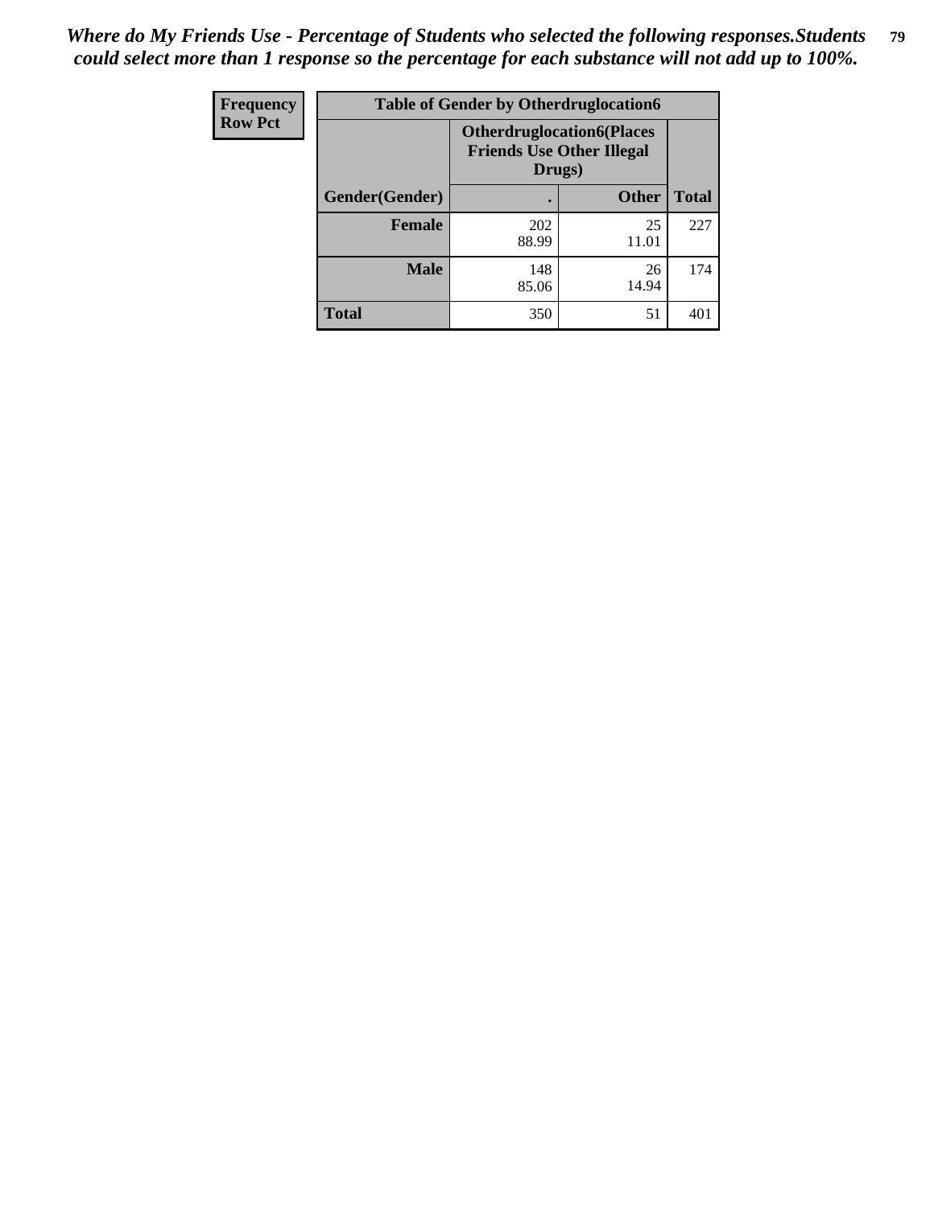*Where do My Friends Use - Percentage of Students who selected the following responses.Students could select more than 1 response so the percentage for each substance will not add up to 100%.*

| Frequency Row Pct | Table of Gender by Otherdruglocation6 | | |
|---|---|---|---|
| | Otherdruglocation6(Places Friends Use Other Illegal Drugs) | | |
| Gender(Gender) | . | Other | Total |
| Female | 202<br>88.99 | 25<br>11.01 | 227 |
| Male | 148<br>85.06 | 26<br>14.94 | 174 |
| Total | 350 | 51 | 401 |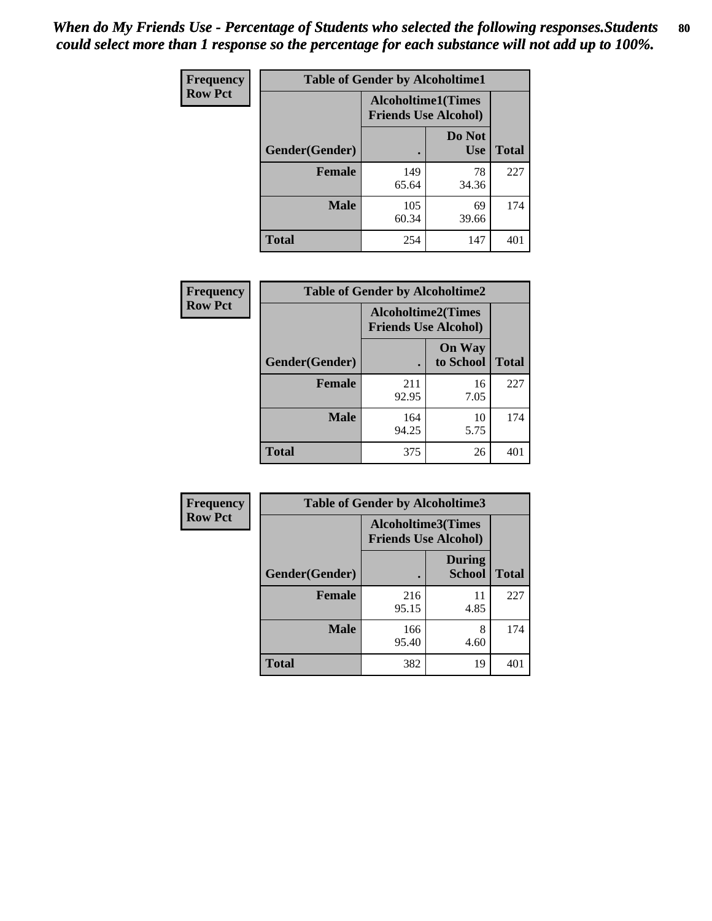*When do My Friends Use - Percentage of Students who selected the following responses.Students could select more than 1 response so the percentage for each substance will not add up to 100%.*

**Frequency**
**Row Pct**

| Table of Gender by Alcoholtime1 | | | |
|---|---|---|---|
| | Alcoholtime1(Times Friends Use Alcohol) | | |
| Gender(Gender) | . | Do Not Use | Total |
| **Female** | 149<br>65.64 | 78<br>34.36 | 227 |
| **Male** | 105<br>60.34 | 69<br>39.66 | 174 |
| **Total** | 254 | 147 | 401 |

**Frequency**
**Row Pct**

| Table of Gender by Alcoholtime2 | | | |
|---|---|---|---|
| | Alcoholtime2(Times Friends Use Alcohol) | | |
| Gender(Gender) | . | On Way to School | Total |
| **Female** | 211<br>92.95 | 16<br>7.05 | 227 |
| **Male** | 164<br>94.25 | 10<br>5.75 | 174 |
| **Total** | 375 | 26 | 401 |

**Frequency**
**Row Pct**

| Table of Gender by Alcoholtime3 | | | |
|---|---|---|---|
| | Alcoholtime3(Times Friends Use Alcohol) | | |
| Gender(Gender) | . | During School | Total |
| **Female** | 216<br>95.15 | 11<br>4.85 | 227 |
| **Male** | 166<br>95.40 | 8<br>4.60 | 174 |
| **Total** | 382 | 19 | 401 |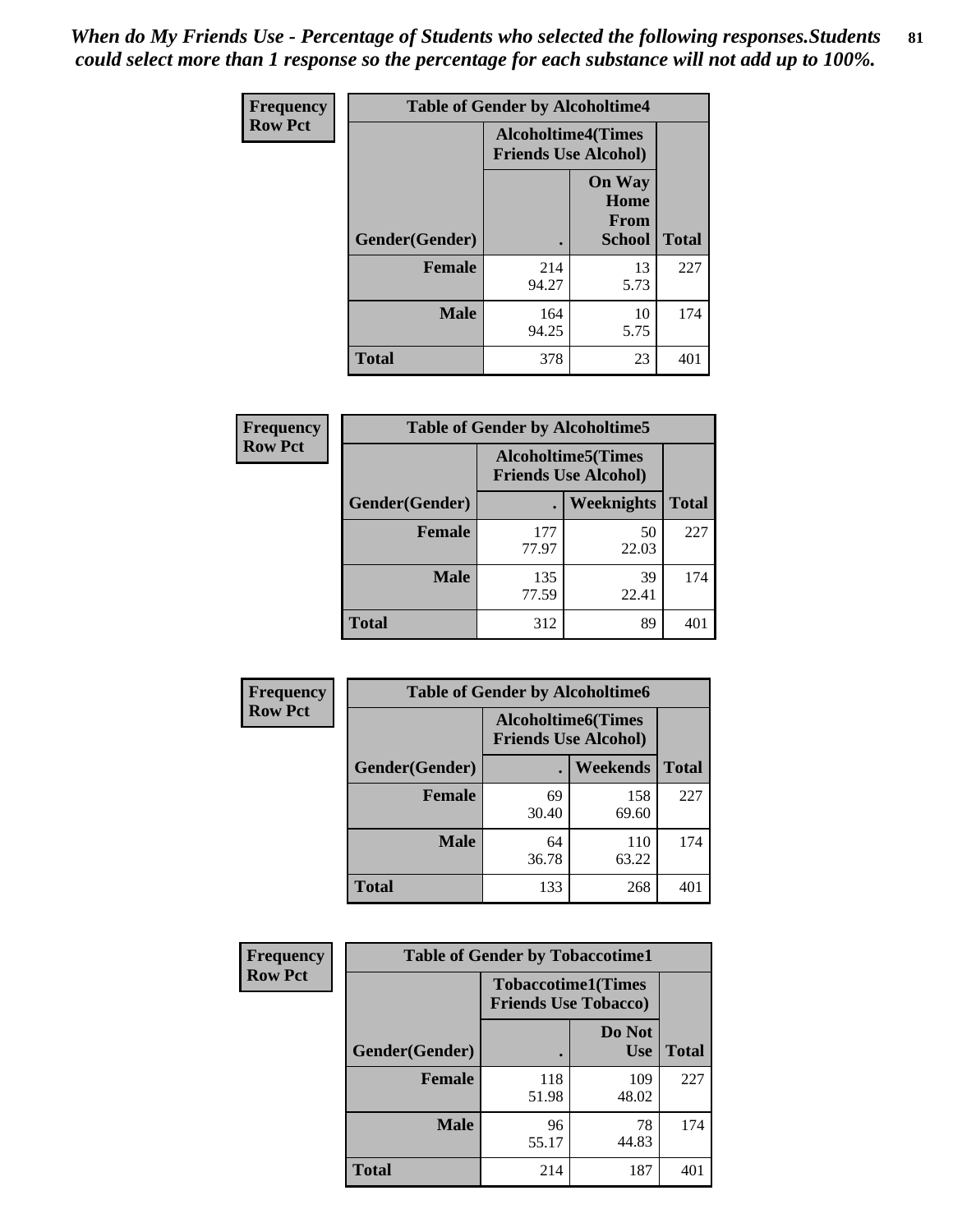*When do My Friends Use - Percentage of Students who selected the following responses.Students could select more than 1 response so the percentage for each substance will not add up to 100%.*

**Frequency**
**Row Pct**

| Table of Gender by Alcoholtime4 | | | |
|---|---|---|---|
| | Alcoholtime4(Times Friends Use Alcohol) | | |
| Gender(Gender) | . | On Way Home From School | Total |
| **Female** | 214<br>94.27 | 13<br>5.73 | 227 |
| **Male** | 164<br>94.25 | 10<br>5.75 | 174 |
| **Total** | 378 | 23 | 401 |

**Frequency**
**Row Pct**

| Table of Gender by Alcoholtime5 | | | |
|---|---|---|---|
| | Alcoholtime5(Times Friends Use Alcohol) | | |
| Gender(Gender) | . | Weeknights | Total |
| **Female** | 177<br>77.97 | 50<br>22.03 | 227 |
| **Male** | 135<br>77.59 | 39<br>22.41 | 174 |
| **Total** | 312 | 89 | 401 |

**Frequency**
**Row Pct**

| Table of Gender by Alcoholtime6 | | | |
|---|---|---|---|
| | Alcoholtime6(Times Friends Use Alcohol) | | |
| Gender(Gender) | . | Weekends | Total |
| **Female** | 69<br>30.40 | 158<br>69.60 | 227 |
| **Male** | 64<br>36.78 | 110<br>63.22 | 174 |
| **Total** | 133 | 268 | 401 |

**Frequency**
**Row Pct**

| Table of Gender by Tobaccotime1 | | | |
|---|---|---|---|
| | Tobaccotime1(Times Friends Use Tobacco) | | |
| Gender(Gender) | . | Do Not Use | Total |
| **Female** | 118<br>51.98 | 109<br>48.02 | 227 |
| **Male** | 96<br>55.17 | 78<br>44.83 | 174 |
| **Total** | 214 | 187 | 401 |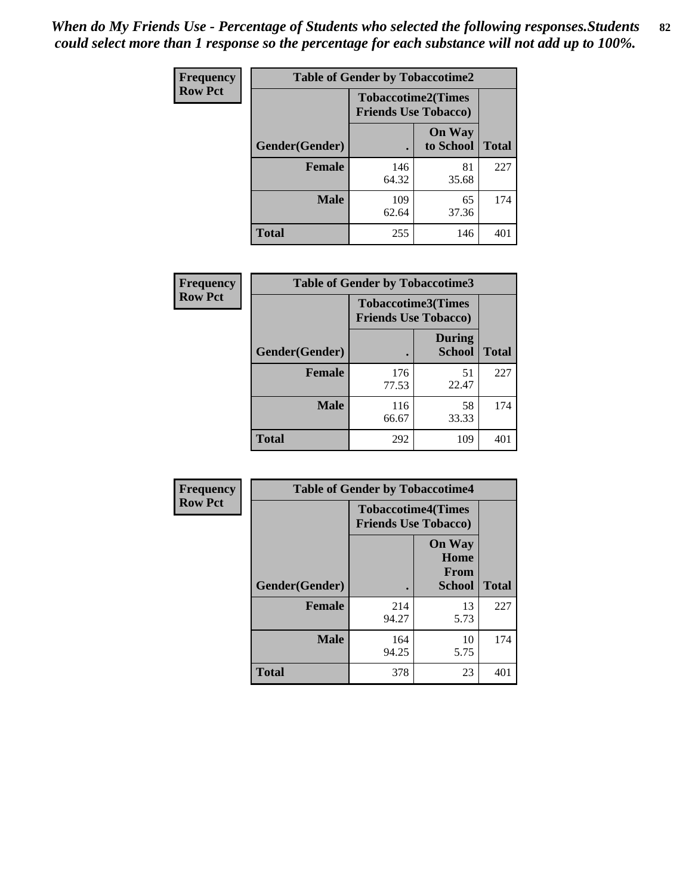*When do My Friends Use - Percentage of Students who selected the following responses.Students could select more than 1 response so the percentage for each substance will not add up to 100%.*

**Frequency**
**Row Pct**

| Table of Gender by Tobaccotime2 | | | |
|---|---|---|---|
| | Tobaccotime2(Times Friends Use Tobacco) | | |
| Gender(Gender) | . | On Way to School | Total |
| **Female** | 146<br>64.32 | 81<br>35.68 | 227 |
| **Male** | 109<br>62.64 | 65<br>37.36 | 174 |
| **Total** | 255 | 146 | 401 |

**Frequency**
**Row Pct**

| Table of Gender by Tobaccotime3 | | | |
|---|---|---|---|
| | Tobaccotime3(Times Friends Use Tobacco) | | |
| Gender(Gender) | . | During School | Total |
| **Female** | 176<br>77.53 | 51<br>22.47 | 227 |
| **Male** | 116<br>66.67 | 58<br>33.33 | 174 |
| **Total** | 292 | 109 | 401 |

**Frequency**
**Row Pct**

| Table of Gender by Tobaccotime4 | | | |
|---|---|---|---|
| | Tobaccotime4(Times Friends Use Tobacco) | | |
| Gender(Gender) | . | On Way Home From School | Total |
| **Female** | 214<br>94.27 | 13<br>5.73 | 227 |
| **Male** | 164<br>94.25 | 10<br>5.75 | 174 |
| **Total** | 378 | 23 | 401 |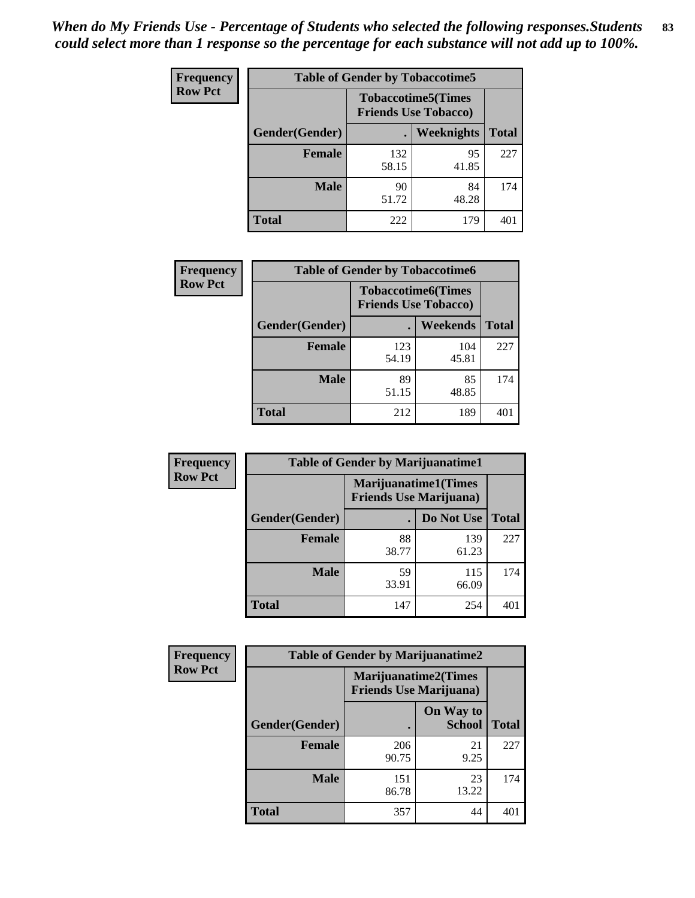*When do My Friends Use - Percentage of Students who selected the following responses.Students could select more than 1 response so the percentage for each substance will not add up to 100%.*

**Frequency**
**Row Pct**

| Table of Gender by Tobaccotime5 | | | |
|---|---|---|---|
| | Tobaccotime5(Times Friends Use Tobacco) | | |
| Gender(Gender) | . | Weeknights | Total |
| **Female** | 132<br>58.15 | 95<br>41.85 | 227 |
| **Male** | 90<br>51.72 | 84<br>48.28 | 174 |
| **Total** | 222 | 179 | 401 |

**Frequency**
**Row Pct**

| Table of Gender by Tobaccotime6 | | | |
|---|---|---|---|
| | Tobaccotime6(Times Friends Use Tobacco) | | |
| Gender(Gender) | . | Weekends | Total |
| **Female** | 123<br>54.19 | 104<br>45.81 | 227 |
| **Male** | 89<br>51.15 | 85<br>48.85 | 174 |
| **Total** | 212 | 189 | 401 |

**Frequency**
**Row Pct**

| Table of Gender by Marijuanatime1 | | | |
|---|---|---|---|
| | Marijuanatime1(Times Friends Use Marijuana) | | |
| Gender(Gender) | . | Do Not Use | Total |
| **Female** | 88<br>38.77 | 139<br>61.23 | 227 |
| **Male** | 59<br>33.91 | 115<br>66.09 | 174 |
| **Total** | 147 | 254 | 401 |

**Frequency**
**Row Pct**

| Table of Gender by Marijuanatime2 | | | |
|---|---|---|---|
| | Marijuanatime2(Times Friends Use Marijuana) | | |
| Gender(Gender) | . | On Way to School | Total |
| **Female** | 206<br>90.75 | 21<br>9.25 | 227 |
| **Male** | 151<br>86.78 | 23<br>13.22 | 174 |
| **Total** | 357 | 44 | 401 |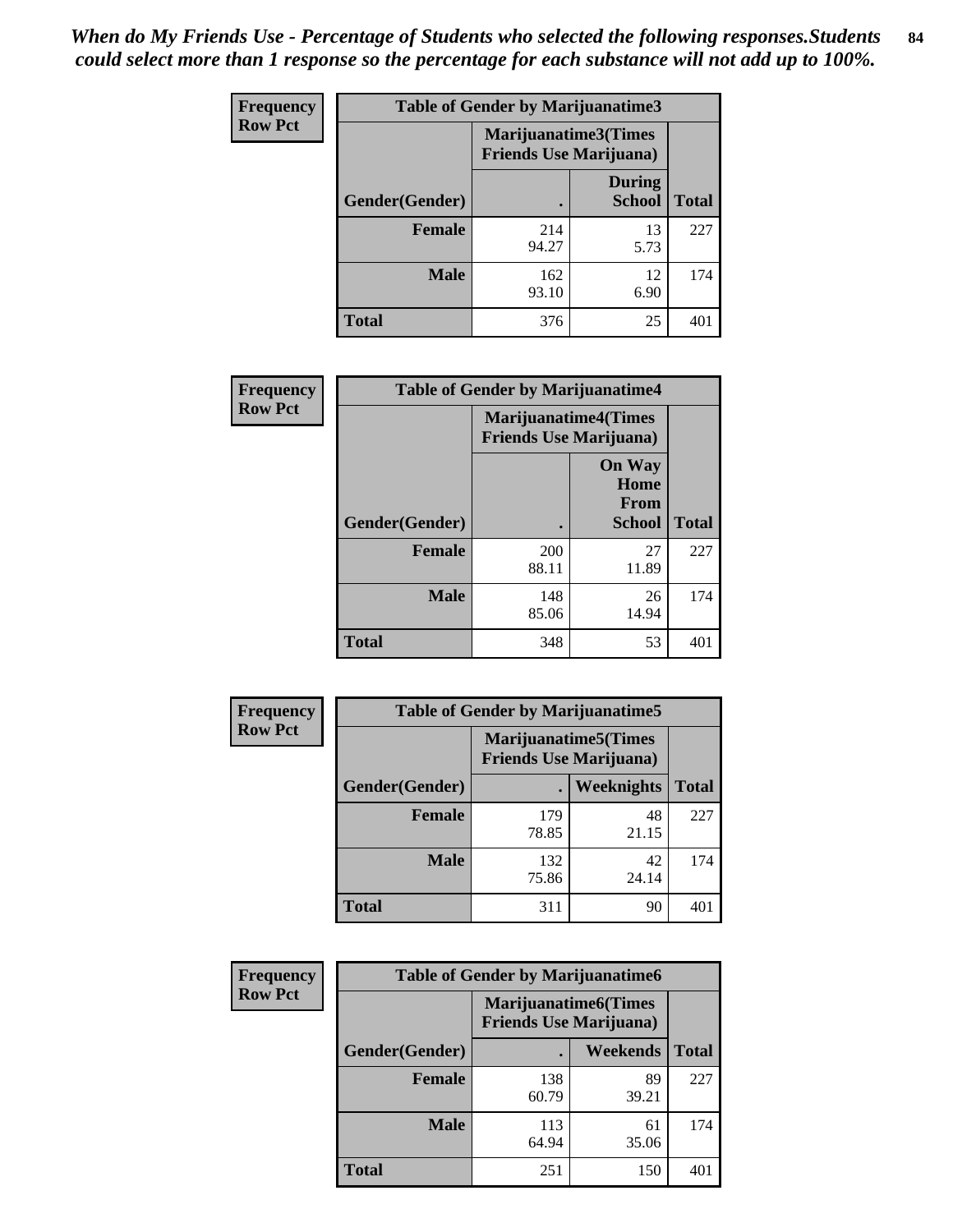*When do My Friends Use - Percentage of Students who selected the following responses.Students could select more than 1 response so the percentage for each substance will not add up to 100%.*

**Frequency**
**Row Pct**

| Table of Gender by Marijuanatime3 | | | |
|---|---|---|---|
| | Marijuanatime3(Times Friends Use Marijuana) | | |
| Gender(Gender) | . | During School | Total |
| Female | 214<br>94.27 | 13<br>5.73 | 227 |
| Male | 162<br>93.10 | 12<br>6.90 | 174 |
| Total | 376 | 25 | 401 |

**Frequency**
**Row Pct**

| Table of Gender by Marijuanatime4 | | | |
|---|---|---|---|
| | Marijuanatime4(Times Friends Use Marijuana) | | |
| Gender(Gender) | . | On Way Home From School | Total |
| Female | 200<br>88.11 | 27<br>11.89 | 227 |
| Male | 148<br>85.06 | 26<br>14.94 | 174 |
| Total | 348 | 53 | 401 |

**Frequency**
**Row Pct**

| Table of Gender by Marijuanatime5 | | | |
|---|---|---|---|
| | Marijuanatime5(Times Friends Use Marijuana) | | |
| Gender(Gender) | . | Weeknights | Total |
| Female | 179<br>78.85 | 48<br>21.15 | 227 |
| Male | 132<br>75.86 | 42<br>24.14 | 174 |
| Total | 311 | 90 | 401 |

**Frequency**
**Row Pct**

| Table of Gender by Marijuanatime6 | | | |
|---|---|---|---|
| | Marijuanatime6(Times Friends Use Marijuana) | | |
| Gender(Gender) | . | Weekends | Total |
| Female | 138<br>60.79 | 89<br>39.21 | 227 |
| Male | 113<br>64.94 | 61<br>35.06 | 174 |
| Total | 251 | 150 | 401 |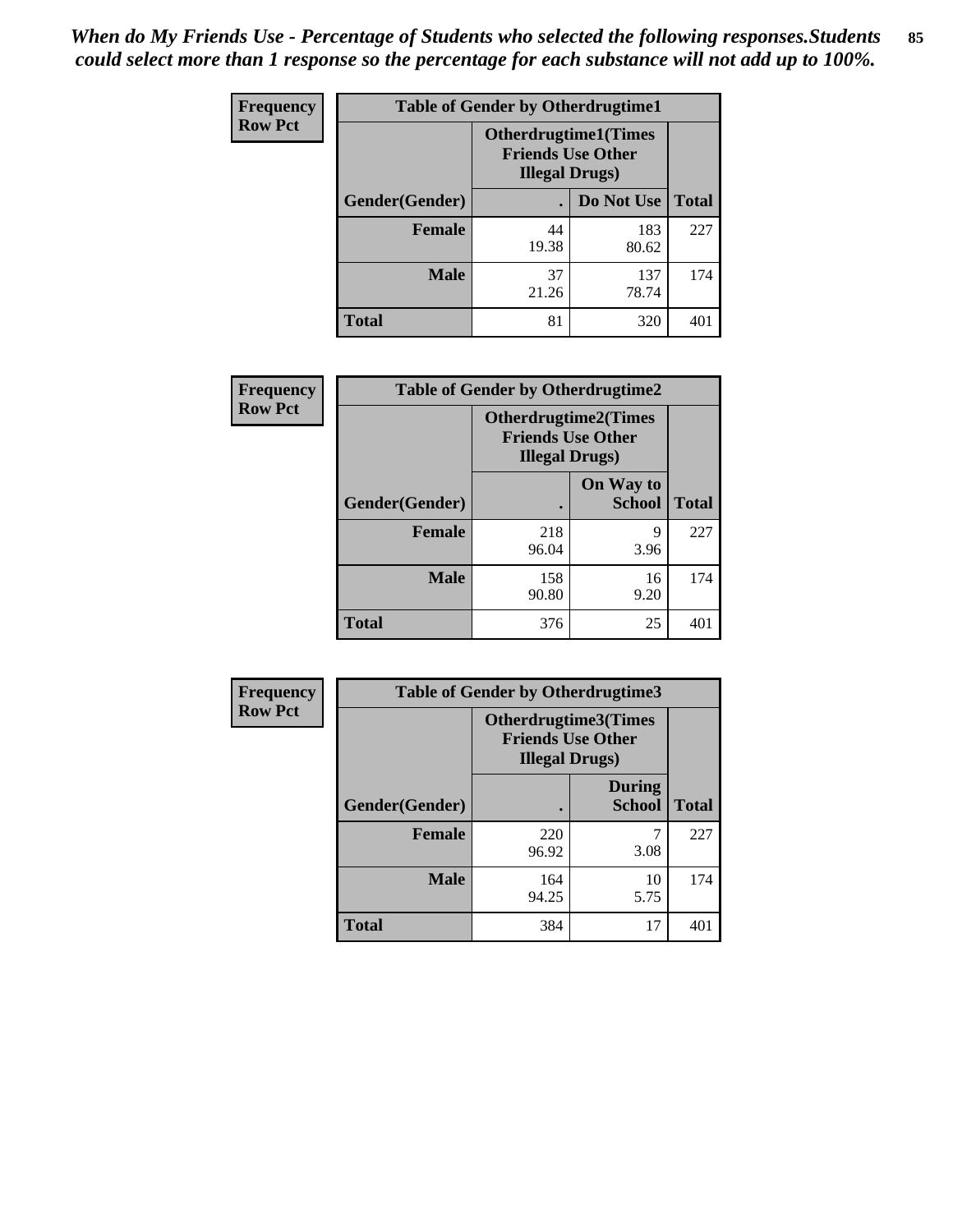*When do My Friends Use - Percentage of Students who selected the following responses.Students could select more than 1 response so the percentage for each substance will not add up to 100%.*

**Frequency**
**Row Pct**

| Table of Gender by Otherdrugtime1 | | | |
|---|---|---|---|
| | Otherdrugtime1(Times Friends Use Other Illegal Drugs) | | |
| Gender(Gender) | . | Do Not Use | Total |
| **Female** | 44<br>19.38 | 183<br>80.62 | 227 |
| **Male** | 37<br>21.26 | 137<br>78.74 | 174 |
| **Total** | 81 | 320 | 401 |

**Frequency**
**Row Pct**

| Table of Gender by Otherdrugtime2 | | | |
|---|---|---|---|
| | Otherdrugtime2(Times Friends Use Other Illegal Drugs) | | |
| Gender(Gender) | . | On Way to School | Total |
| **Female** | 218<br>96.04 | 9<br>3.96 | 227 |
| **Male** | 158<br>90.80 | 16<br>9.20 | 174 |
| **Total** | 376 | 25 | 401 |

**Frequency**
**Row Pct**

| Table of Gender by Otherdrugtime3 | | | |
|---|---|---|---|
| | Otherdrugtime3(Times Friends Use Other Illegal Drugs) | | |
| Gender(Gender) | . | During School | Total |
| **Female** | 220<br>96.92 | 7<br>3.08 | 227 |
| **Male** | 164<br>94.25 | 10<br>5.75 | 174 |
| **Total** | 384 | 17 | 401 |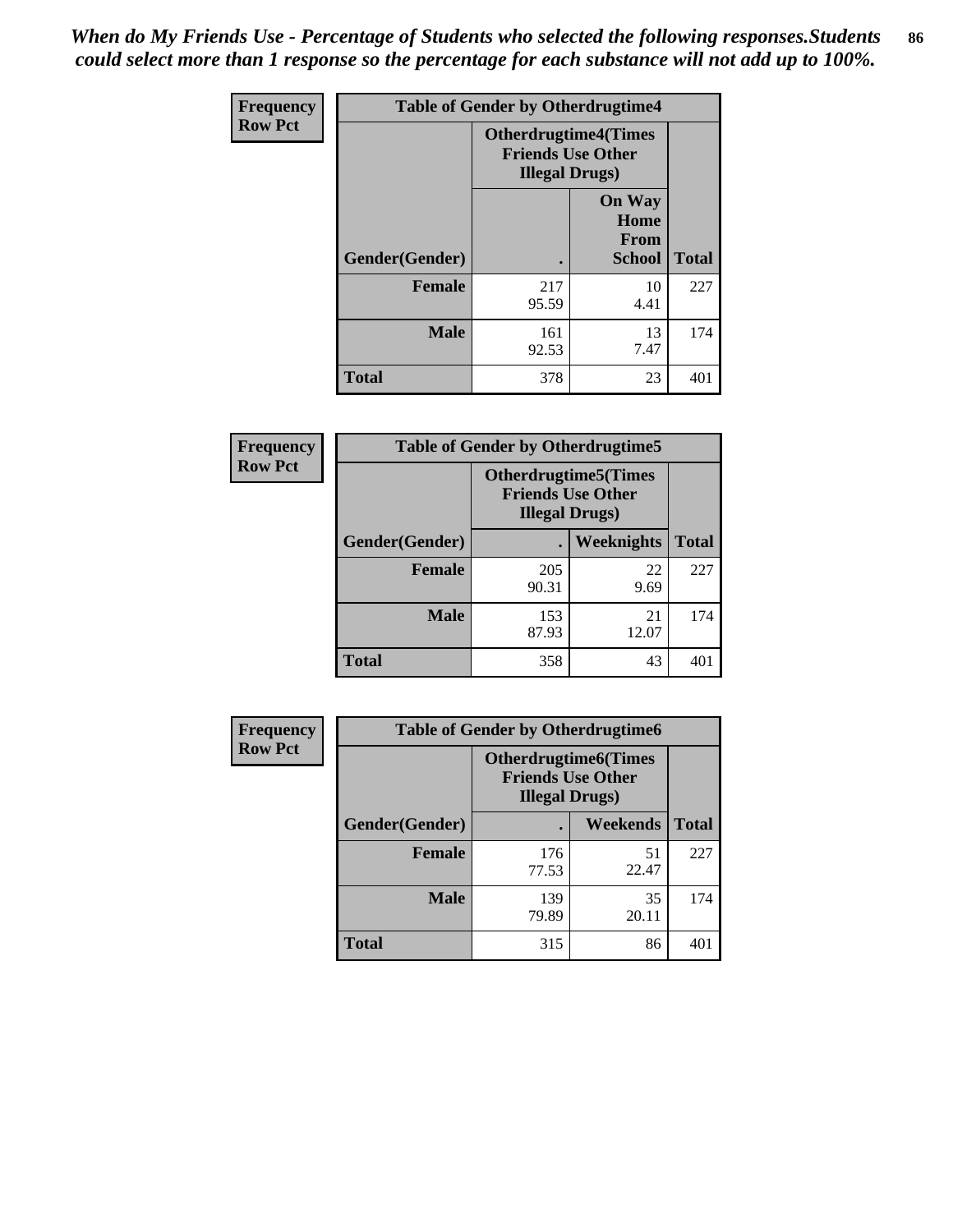*When do My Friends Use - Percentage of Students who selected the following responses.Students could select more than 1 response so the percentage for each substance will not add up to 100%.*

| Frequency Row Pct | Table of Gender by Otherdrugtime4 | | |
|---|---|---|---|
| | Otherdrugtime4(Times Friends Use Other Illegal Drugs) | | |
| Gender(Gender) | . | On Way Home From School | Total |
| Female | 217<br>95.59 | 10<br>4.41 | 227 |
| Male | 161<br>92.53 | 13<br>7.47 | 174 |
| Total | 378 | 23 | 401 |

| Frequency Row Pct | Table of Gender by Otherdrugtime5 | | |
|---|---|---|---|
| | Otherdrugtime5(Times Friends Use Other Illegal Drugs) | | |
| Gender(Gender) | . | Weeknights | Total |
| Female | 205<br>90.31 | 22<br>9.69 | 227 |
| Male | 153<br>87.93 | 21<br>12.07 | 174 |
| Total | 358 | 43 | 401 |

| Frequency Row Pct | Table of Gender by Otherdrugtime6 | | |
|---|---|---|---|
| | Otherdrugtime6(Times Friends Use Other Illegal Drugs) | | |
| Gender(Gender) | . | Weekends | Total |
| Female | 176<br>77.53 | 51<br>22.47 | 227 |
| Male | 139<br>79.89 | 35<br>20.11 | 174 |
| Total | 315 | 86 | 401 |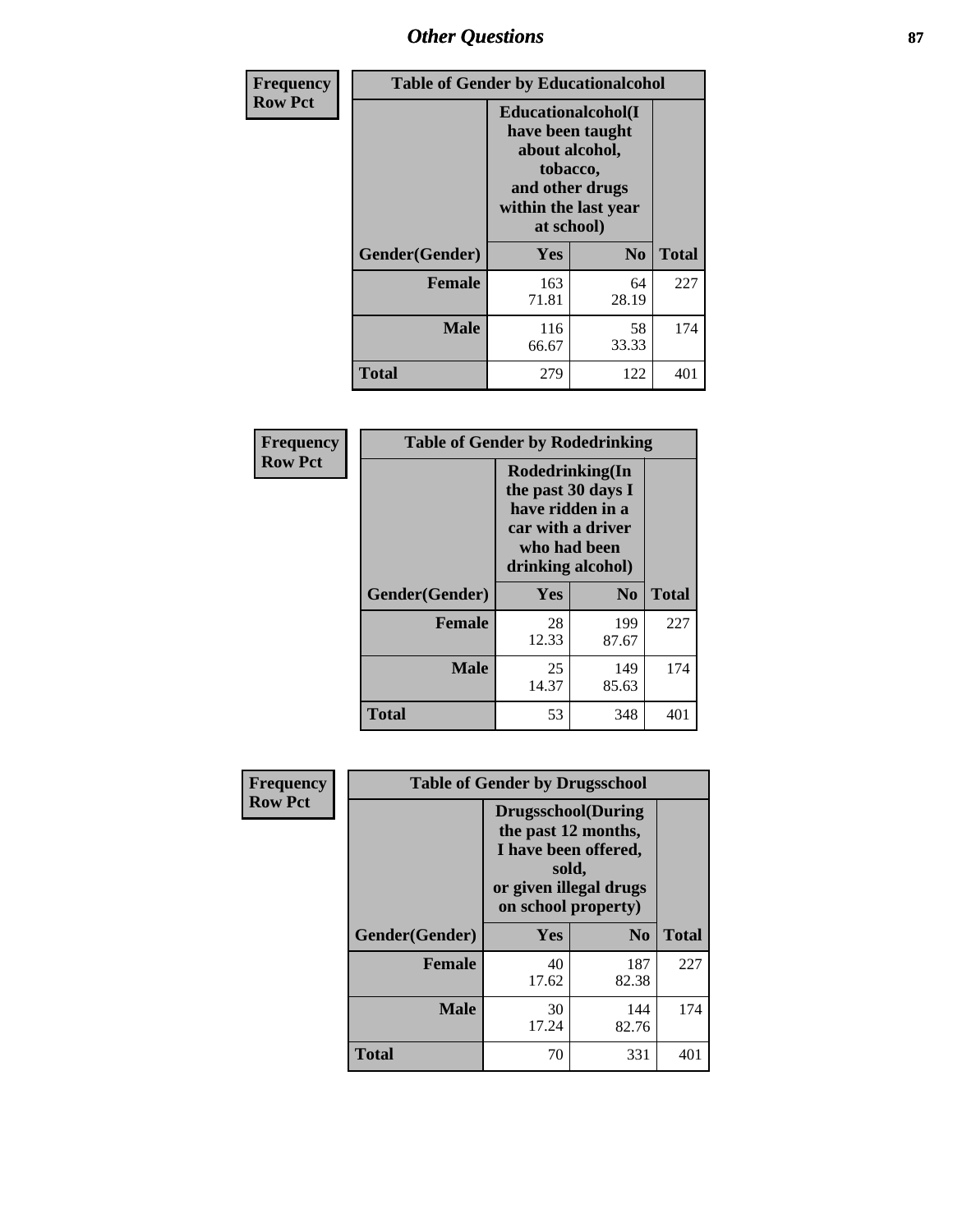## Other Questions

**Frequency**
**Row Pct**

| Table of Gender by Educationalcohol | | | |
|---|---|---|---|
| | Educationalcohol(I have been taught about alcohol, tobacco, and other drugs within the last year at school) | | |
| Gender(Gender) | Yes | No | Total |
| Female | 163<br>71.81 | 64<br>28.19 | 227 |
| Male | 116<br>66.67 | 58<br>33.33 | 174 |
| Total | 279 | 122 | 401 |

**Frequency**
**Row Pct**

| Table of Gender by Rodedrinking | | | |
|---|---|---|---|
| | Rodedrinking(In the past 30 days I have ridden in a car with a driver who had been drinking alcohol) | | |
| Gender(Gender) | Yes | No | Total |
| Female | 28<br>12.33 | 199<br>87.67 | 227 |
| Male | 25<br>14.37 | 149<br>85.63 | 174 |
| Total | 53 | 348 | 401 |

**Frequency**
**Row Pct**

| Table of Gender by Drugsschool | | | |
|---|---|---|---|
| | Drugsschool(During the past 12 months, I have been offered, sold, or given illegal drugs on school property) | | |
| Gender(Gender) | Yes | No | Total |
| Female | 40<br>17.62 | 187<br>82.38 | 227 |
| Male | 30<br>17.24 | 144<br>82.76 | 174 |
| Total | 70 | 331 | 401 |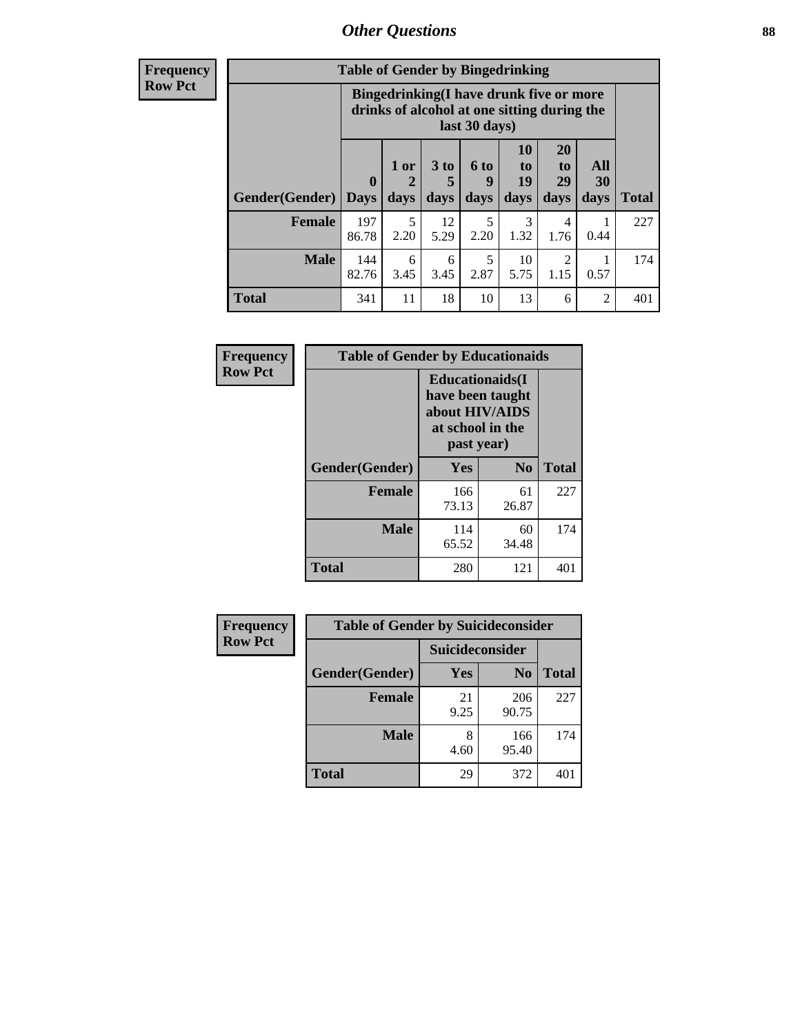| Frequency<br>Row Pct |
|---|

**Table of Gender by Bingedrinking**

| Gender(Gender) | Bingedrinking(I have drunk five or more drinks of alcohol at one sitting during the last 30 days) | | | | | | | Total |
|---|---|---|---|---|---|---|---|---|
| | 0 Days | 1 or 2 days | 3 to 5 days | 6 to 9 days | 10 to 19 days | 20 to 29 days | All 30 days | |
| Female | 197<br>86.78 | 5<br>2.20 | 12<br>5.29 | 5<br>2.20 | 3<br>1.32 | 4<br>1.76 | 1<br>0.44 | 227 |
| Male | 144<br>82.76 | 6<br>3.45 | 6<br>3.45 | 5<br>2.87 | 10<br>5.75 | 2<br>1.15 | 1<br>0.57 | 174 |
| Total | 341 | 11 | 18 | 10 | 13 | 6 | 2 | 401 |

| Frequency<br>Row Pct |
|---|

**Table of Gender by Educationaids**

| Gender(Gender) | Educationaids(I have been taught about HIV/AIDS at school in the past year) | | Total |
|---|---|---|---|
| | Yes | No | |
| Female | 166<br>73.13 | 61<br>26.87 | 227 |
| Male | 114<br>65.52 | 60<br>34.48 | 174 |
| Total | 280 | 121 | 401 |

| Frequency<br>Row Pct |
|---|

**Table of Gender by Suicideconsider**

| Gender(Gender) | Suicideconsider | | Total |
|---|---|---|---|
| | Yes | No | |
| Female | 21<br>9.25 | 206<br>90.75 | 227 |
| Male | 8<br>4.60 | 166<br>95.40 | 174 |
| Total | 29 | 372 | 401 |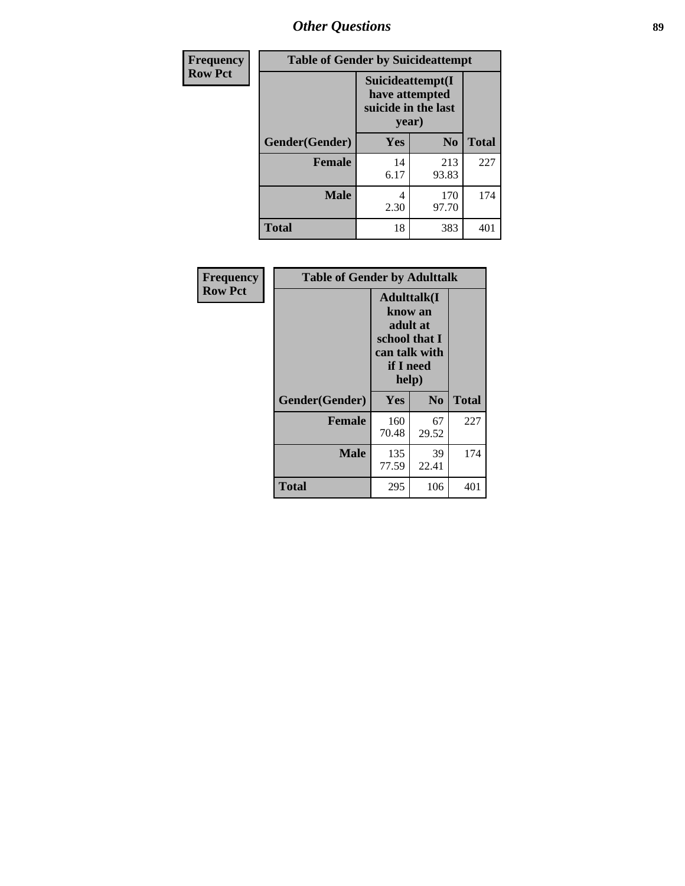# Other Questions

| Frequency Row Pct | Table of Gender by Suicideattempt | | |
|---|---|---|---|
| | Suicideattempt(I have attempted suicide in the last year) | | |
| Gender(Gender) | Yes | No | Total |
| Female | 14<br>6.17 | 213<br>93.83 | 227 |
| Male | 4<br>2.30 | 170<br>97.70 | 174 |
| Total | 18 | 383 | 401 |

| Frequency Row Pct | Table of Gender by Adulttalk | | |
|---|---|---|---|
| | Adulttalk(I know an adult at school that I can talk with if I need help) | | |
| Gender(Gender) | Yes | No | Total |
| Female | 160<br>70.48 | 67<br>29.52 | 227 |
| Male | 135<br>77.59 | 39<br>22.41 | 174 |
| Total | 295 | 106 | 401 |